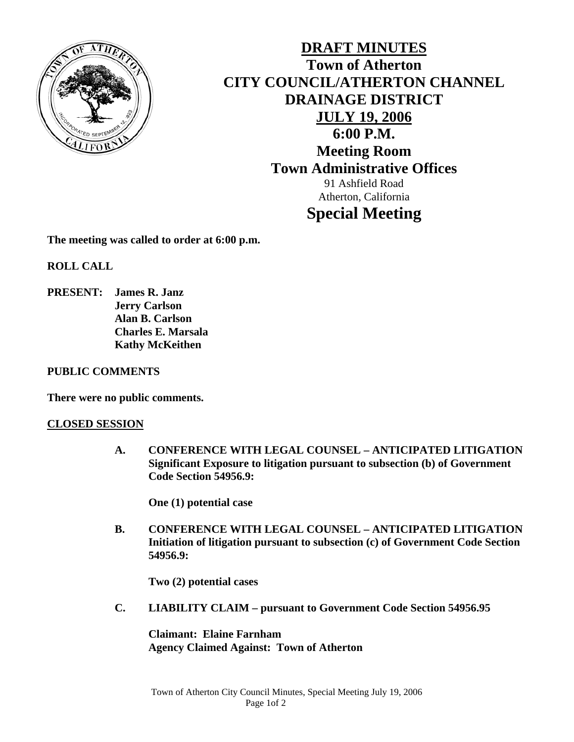# DRAFT MINUTES

## Town of Atherton
## CITY COUNCIL/ATHERTON CHANNEL DRAINAGE DISTRICT

**JULY 19, 2006**
**6:00 P.M.**
**Meeting Room**
**Town Administrative Offices**

91 Ashfield Road
Atherton, California

## Special Meeting

**The meeting was called to order at 6:00 p.m.**

**ROLL CALL**

**PRESENT:** **James R. Janz**
**Jerry Carlson**
**Alan B. Carlson**
**Charles E. Marsala**
**Kathy McKeithen**

**PUBLIC COMMENTS**

**There were no public comments.**

**CLOSED SESSION**

**A. CONFERENCE WITH LEGAL COUNSEL – ANTICIPATED LITIGATION Significant Exposure to litigation pursuant to subsection (b) of Government Code Section 54956.9:**

**One (1) potential case**

**B. CONFERENCE WITH LEGAL COUNSEL – ANTICIPATED LITIGATION Initiation of litigation pursuant to subsection (c) of Government Code Section 54956.9:**

**Two (2) potential cases**

**C. LIABILITY CLAIM – pursuant to Government Code Section 54956.95**

**Claimant: Elaine Farnham**
**Agency Claimed Against: Town of Atherton**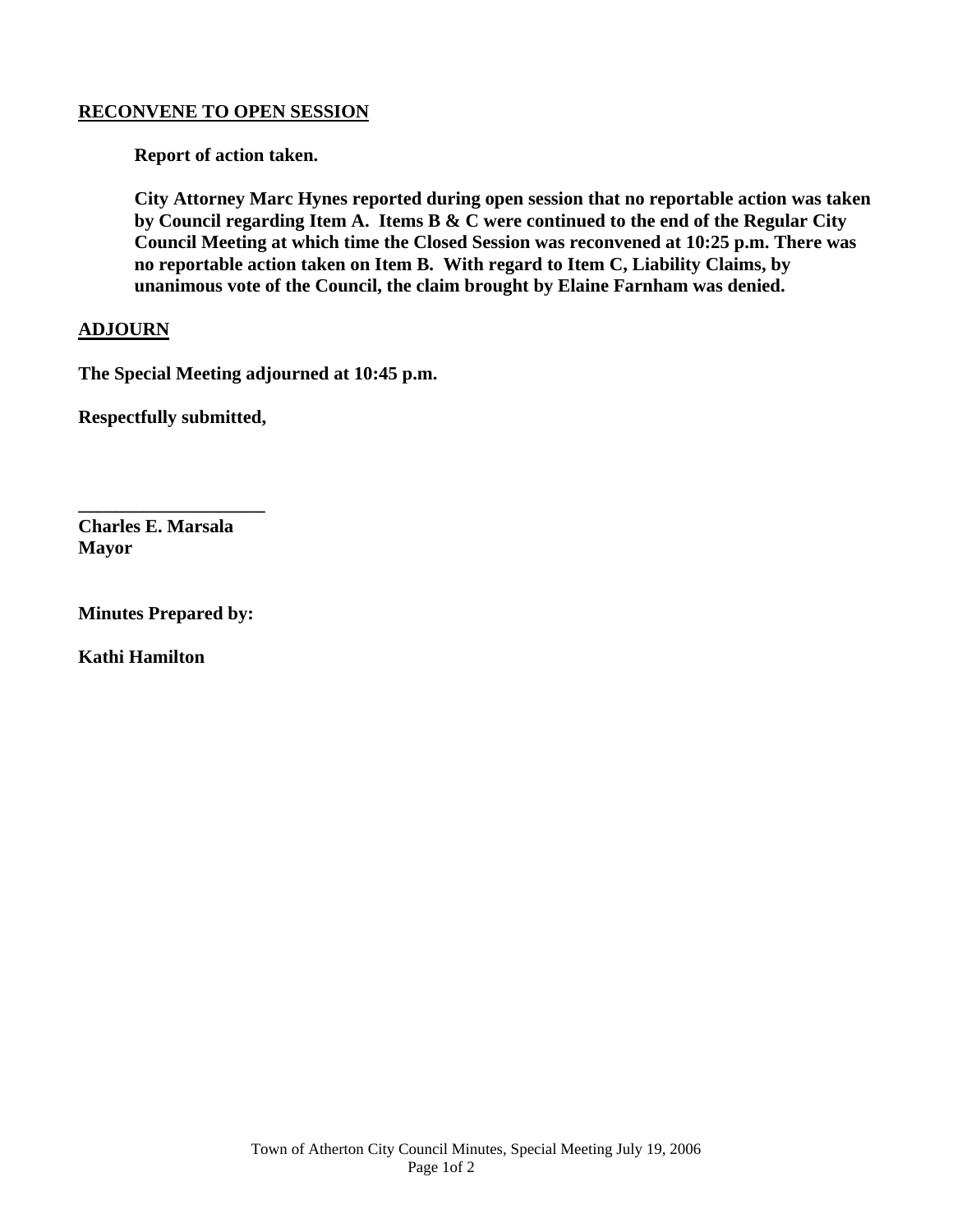## RECONVENE TO OPEN SESSION

**Report of action taken.**

**City Attorney Marc Hynes reported during open session that no reportable action was taken by Council regarding Item A. Items B & C were continued to the end of the Regular City Council Meeting at which time the Closed Session was reconvened at 10:25 p.m. There was no reportable action taken on Item B. With regard to Item C, Liability Claims, by unanimous vote of the Council, the claim brought by Elaine Farnham was denied.**

## ADJOURN

**The Special Meeting adjourned at 10:45 p.m.**

**Respectfully submitted,**

**\_\_\_\_\_\_\_\_\_\_\_\_\_\_\_\_\_\_\_\_**
**Charles E. Marsala**
**Mayor**

**Minutes Prepared by:**

**Kathi Hamilton**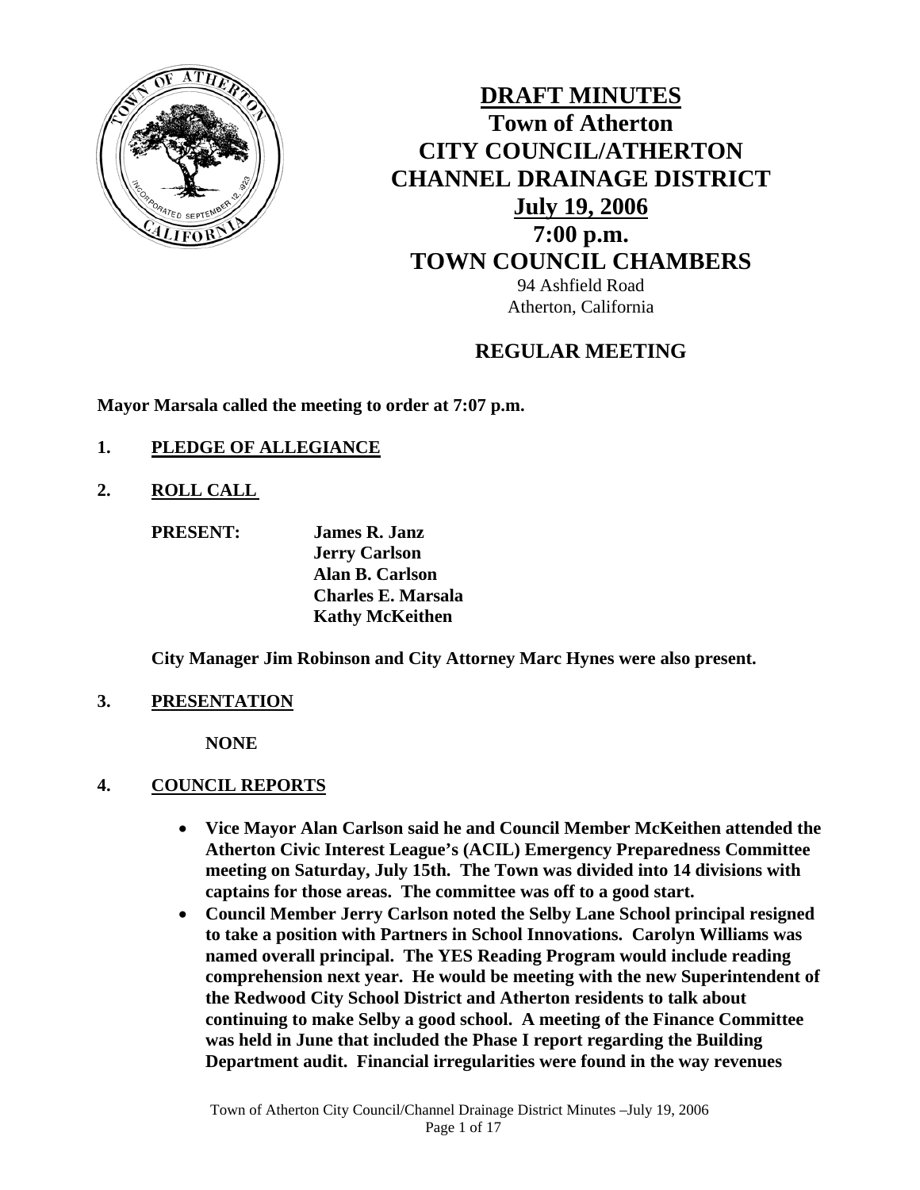# DRAFT MINUTES

# Town of Atherton
# CITY COUNCIL/ATHERTON CHANNEL DRAINAGE DISTRICT
# July 19, 2006
# 7:00 p.m.
# TOWN COUNCIL CHAMBERS

94 Ashfield Road
Atherton, California

## REGULAR MEETING

**Mayor Marsala called the meeting to order at 7:07 p.m.**

**1. PLEDGE OF ALLEGIANCE**

**2. ROLL CALL**

**PRESENT:** **James R. Janz**
**Jerry Carlson**
**Alan B. Carlson**
**Charles E. Marsala**
**Kathy McKeithen**

**City Manager Jim Robinson and City Attorney Marc Hynes were also present.**

**3. PRESENTATION**

**NONE**

**4. COUNCIL REPORTS**

- **Vice Mayor Alan Carlson said he and Council Member McKeithen attended the Atherton Civic Interest League's (ACIL) Emergency Preparedness Committee meeting on Saturday, July 15th. The Town was divided into 14 divisions with captains for those areas. The committee was off to a good start.**
- **Council Member Jerry Carlson noted the Selby Lane School principal resigned to take a position with Partners in School Innovations. Carolyn Williams was named overall principal. The YES Reading Program would include reading comprehension next year. He would be meeting with the new Superintendent of the Redwood City School District and Atherton residents to talk about continuing to make Selby a good school. A meeting of the Finance Committee was held in June that included the Phase I report regarding the Building Department audit. Financial irregularities were found in the way revenues**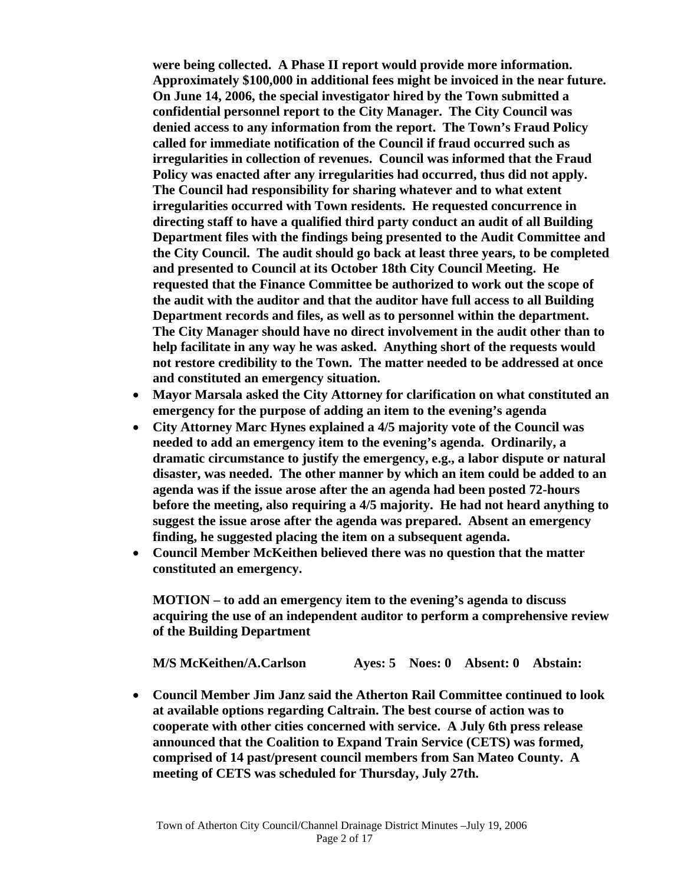**were being collected. A Phase II report would provide more information. Approximately $100,000 in additional fees might be invoiced in the near future. On June 14, 2006, the special investigator hired by the Town submitted a confidential personnel report to the City Manager. The City Council was denied access to any information from the report. The Town's Fraud Policy called for immediate notification of the Council if fraud occurred such as irregularities in collection of revenues. Council was informed that the Fraud Policy was enacted after any irregularities had occurred, thus did not apply. The Council had responsibility for sharing whatever and to what extent irregularities occurred with Town residents. He requested concurrence in directing staff to have a qualified third party conduct an audit of all Building Department files with the findings being presented to the Audit Committee and the City Council. The audit should go back at least three years, to be completed and presented to Council at its October 18th City Council Meeting. He requested that the Finance Committee be authorized to work out the scope of the audit with the auditor and that the auditor have full access to all Building Department records and files, as well as to personnel within the department. The City Manager should have no direct involvement in the audit other than to help facilitate in any way he was asked. Anything short of the requests would not restore credibility to the Town. The matter needed to be addressed at once and constituted an emergency situation.**

- **Mayor Marsala asked the City Attorney for clarification on what constituted an emergency for the purpose of adding an item to the evening's agenda**
- **City Attorney Marc Hynes explained a 4/5 majority vote of the Council was needed to add an emergency item to the evening's agenda. Ordinarily, a dramatic circumstance to justify the emergency, e.g., a labor dispute or natural disaster, was needed. The other manner by which an item could be added to an agenda was if the issue arose after the an agenda had been posted 72-hours before the meeting, also requiring a 4/5 majority. He had not heard anything to suggest the issue arose after the agenda was prepared. Absent an emergency finding, he suggested placing the item on a subsequent agenda.**
- **Council Member McKeithen believed there was no question that the matter constituted an emergency.**

**MOTION – to add an emergency item to the evening's agenda to discuss acquiring the use of an independent auditor to perform a comprehensive review of the Building Department**

**M/S McKeithen/A.Carlson Ayes: 5 Noes: 0 Absent: 0 Abstain:**

- **Council Member Jim Janz said the Atherton Rail Committee continued to look at available options regarding Caltrain. The best course of action was to cooperate with other cities concerned with service. A July 6th press release announced that the Coalition to Expand Train Service (CETS) was formed, comprised of 14 past/present council members from San Mateo County. A meeting of CETS was scheduled for Thursday, July 27th.**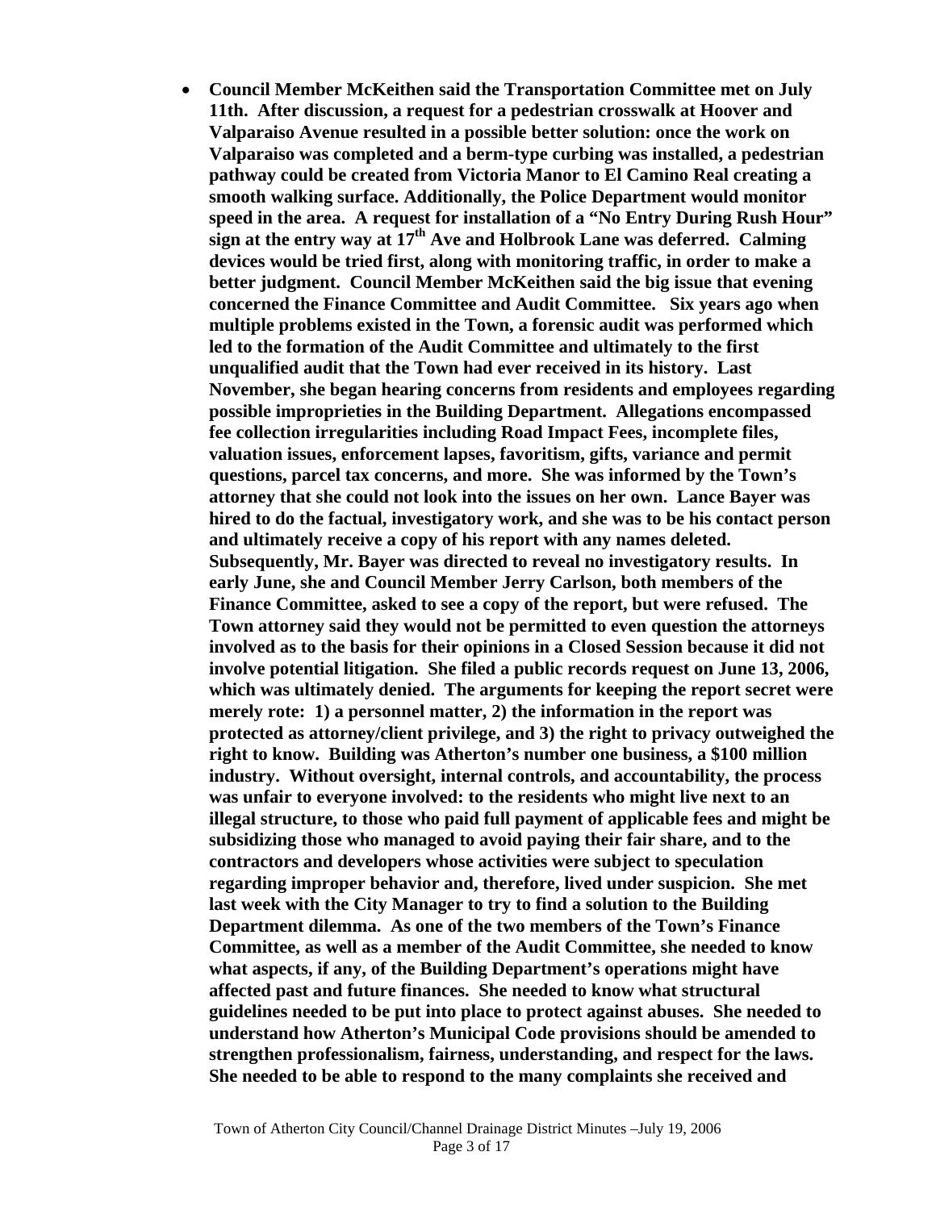- **Council Member McKeithen said the Transportation Committee met on July 11th. After discussion, a request for a pedestrian crosswalk at Hoover and Valparaiso Avenue resulted in a possible better solution: once the work on Valparaiso was completed and a berm-type curbing was installed, a pedestrian pathway could be created from Victoria Manor to El Camino Real creating a smooth walking surface. Additionally, the Police Department would monitor speed in the area. A request for installation of a "No Entry During Rush Hour" sign at the entry way at 17th Ave and Holbrook Lane was deferred. Calming devices would be tried first, along with monitoring traffic, in order to make a better judgment. Council Member McKeithen said the big issue that evening concerned the Finance Committee and Audit Committee. Six years ago when multiple problems existed in the Town, a forensic audit was performed which led to the formation of the Audit Committee and ultimately to the first unqualified audit that the Town had ever received in its history. Last November, she began hearing concerns from residents and employees regarding possible improprieties in the Building Department. Allegations encompassed fee collection irregularities including Road Impact Fees, incomplete files, valuation issues, enforcement lapses, favoritism, gifts, variance and permit questions, parcel tax concerns, and more. She was informed by the Town's attorney that she could not look into the issues on her own. Lance Bayer was hired to do the factual, investigatory work, and she was to be his contact person and ultimately receive a copy of his report with any names deleted. Subsequently, Mr. Bayer was directed to reveal no investigatory results. In early June, she and Council Member Jerry Carlson, both members of the Finance Committee, asked to see a copy of the report, but were refused. The Town attorney said they would not be permitted to even question the attorneys involved as to the basis for their opinions in a Closed Session because it did not involve potential litigation. She filed a public records request on June 13, 2006, which was ultimately denied. The arguments for keeping the report secret were merely rote: 1) a personnel matter, 2) the information in the report was protected as attorney/client privilege, and 3) the right to privacy outweighed the right to know. Building was Atherton's number one business, a $100 million industry. Without oversight, internal controls, and accountability, the process was unfair to everyone involved: to the residents who might live next to an illegal structure, to those who paid full payment of applicable fees and might be subsidizing those who managed to avoid paying their fair share, and to the contractors and developers whose activities were subject to speculation regarding improper behavior and, therefore, lived under suspicion. She met last week with the City Manager to try to find a solution to the Building Department dilemma. As one of the two members of the Town's Finance Committee, as well as a member of the Audit Committee, she needed to know what aspects, if any, of the Building Department's operations might have affected past and future finances. She needed to know what structural guidelines needed to be put into place to protect against abuses. She needed to understand how Atherton's Municipal Code provisions should be amended to strengthen professionalism, fairness, understanding, and respect for the laws. She needed to be able to respond to the many complaints she received and**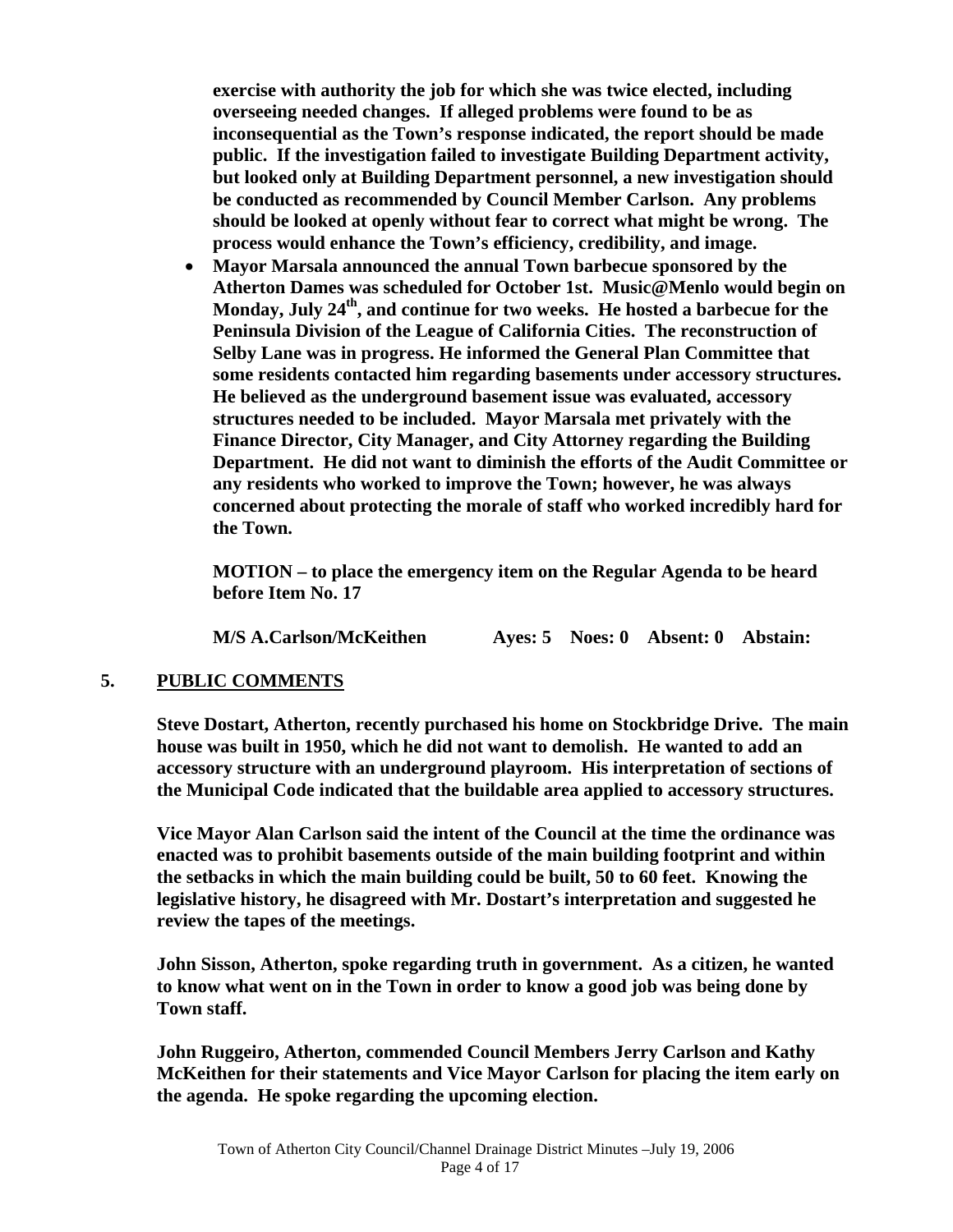exercise with authority the job for which she was twice elected, including overseeing needed changes. If alleged problems were found to be as inconsequential as the Town's response indicated, the report should be made public. If the investigation failed to investigate Building Department activity, but looked only at Building Department personnel, a new investigation should be conducted as recommended by Council Member Carlson. Any problems should be looked at openly without fear to correct what might be wrong. The process would enhance the Town's efficiency, credibility, and image.

- Mayor Marsala announced the annual Town barbecue sponsored by the Atherton Dames was scheduled for October 1st. Music@Menlo would begin on Monday, July 24th, and continue for two weeks. He hosted a barbecue for the Peninsula Division of the League of California Cities. The reconstruction of Selby Lane was in progress. He informed the General Plan Committee that some residents contacted him regarding basements under accessory structures. He believed as the underground basement issue was evaluated, accessory structures needed to be included. Mayor Marsala met privately with the Finance Director, City Manager, and City Attorney regarding the Building Department. He did not want to diminish the efforts of the Audit Committee or any residents who worked to improve the Town; however, he was always concerned about protecting the morale of staff who worked incredibly hard for the Town.

**MOTION – to place the emergency item on the Regular Agenda to be heard before Item No. 17**

**M/S A.Carlson/McKeithen Ayes: 5 Noes: 0 Absent: 0 Abstain:**

## 5. PUBLIC COMMENTS

Steve Dostart, Atherton, recently purchased his home on Stockbridge Drive. The main house was built in 1950, which he did not want to demolish. He wanted to add an accessory structure with an underground playroom. His interpretation of sections of the Municipal Code indicated that the buildable area applied to accessory structures.

Vice Mayor Alan Carlson said the intent of the Council at the time the ordinance was enacted was to prohibit basements outside of the main building footprint and within the setbacks in which the main building could be built, 50 to 60 feet. Knowing the legislative history, he disagreed with Mr. Dostart's interpretation and suggested he review the tapes of the meetings.

John Sisson, Atherton, spoke regarding truth in government. As a citizen, he wanted to know what went on in the Town in order to know a good job was being done by Town staff.

John Ruggeiro, Atherton, commended Council Members Jerry Carlson and Kathy McKeithen for their statements and Vice Mayor Carlson for placing the item early on the agenda. He spoke regarding the upcoming election.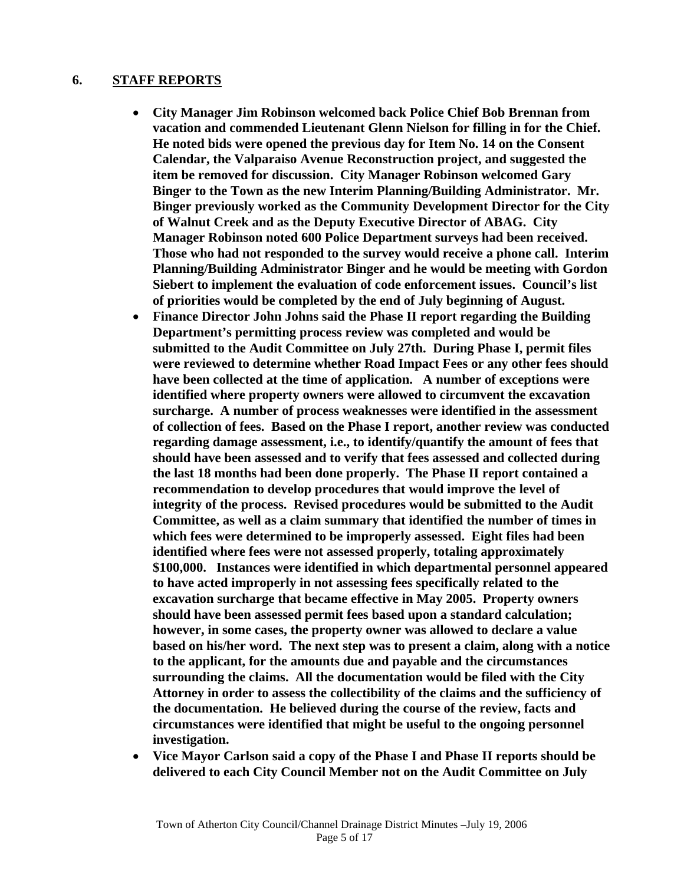## 6. STAFF REPORTS

- **City Manager Jim Robinson welcomed back Police Chief Bob Brennan from vacation and commended Lieutenant Glenn Nielson for filling in for the Chief. He noted bids were opened the previous day for Item No. 14 on the Consent Calendar, the Valparaiso Avenue Reconstruction project, and suggested the item be removed for discussion. City Manager Robinson welcomed Gary Binger to the Town as the new Interim Planning/Building Administrator. Mr. Binger previously worked as the Community Development Director for the City of Walnut Creek and as the Deputy Executive Director of ABAG. City Manager Robinson noted 600 Police Department surveys had been received. Those who had not responded to the survey would receive a phone call. Interim Planning/Building Administrator Binger and he would be meeting with Gordon Siebert to implement the evaluation of code enforcement issues. Council's list of priorities would be completed by the end of July beginning of August.**
- **Finance Director John Johns said the Phase II report regarding the Building Department's permitting process review was completed and would be submitted to the Audit Committee on July 27th. During Phase I, permit files were reviewed to determine whether Road Impact Fees or any other fees should have been collected at the time of application. A number of exceptions were identified where property owners were allowed to circumvent the excavation surcharge. A number of process weaknesses were identified in the assessment of collection of fees. Based on the Phase I report, another review was conducted regarding damage assessment, i.e., to identify/quantify the amount of fees that should have been assessed and to verify that fees assessed and collected during the last 18 months had been done properly. The Phase II report contained a recommendation to develop procedures that would improve the level of integrity of the process. Revised procedures would be submitted to the Audit Committee, as well as a claim summary that identified the number of times in which fees were determined to be improperly assessed. Eight files had been identified where fees were not assessed properly, totaling approximately $100,000. Instances were identified in which departmental personnel appeared to have acted improperly in not assessing fees specifically related to the excavation surcharge that became effective in May 2005. Property owners should have been assessed permit fees based upon a standard calculation; however, in some cases, the property owner was allowed to declare a value based on his/her word. The next step was to present a claim, along with a notice to the applicant, for the amounts due and payable and the circumstances surrounding the claims. All the documentation would be filed with the City Attorney in order to assess the collectibility of the claims and the sufficiency of the documentation. He believed during the course of the review, facts and circumstances were identified that might be useful to the ongoing personnel investigation.**
- **Vice Mayor Carlson said a copy of the Phase I and Phase II reports should be delivered to each City Council Member not on the Audit Committee on July**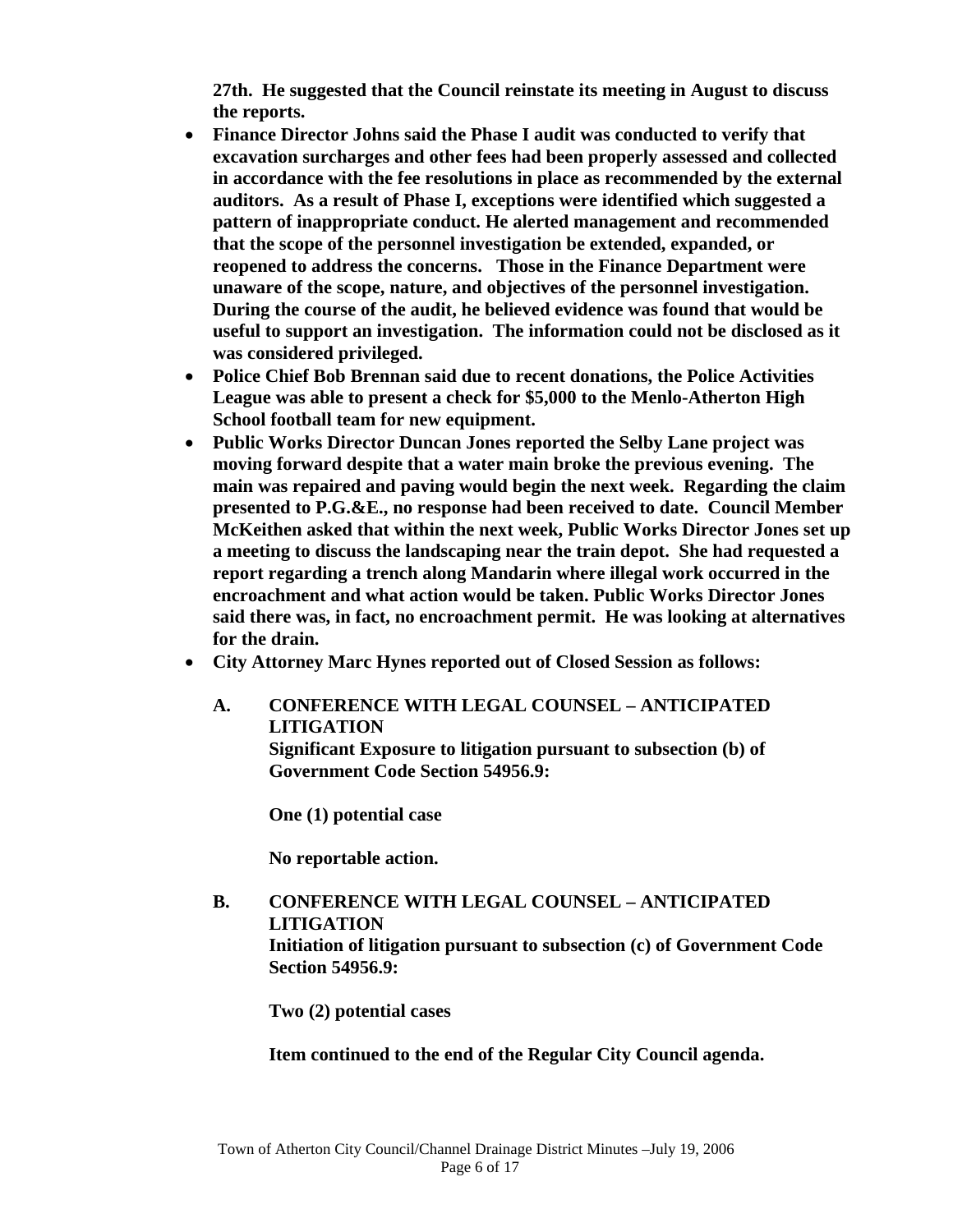**27th. He suggested that the Council reinstate its meeting in August to discuss the reports.**

- **Finance Director Johns said the Phase I audit was conducted to verify that excavation surcharges and other fees had been properly assessed and collected in accordance with the fee resolutions in place as recommended by the external auditors. As a result of Phase I, exceptions were identified which suggested a pattern of inappropriate conduct. He alerted management and recommended that the scope of the personnel investigation be extended, expanded, or reopened to address the concerns. Those in the Finance Department were unaware of the scope, nature, and objectives of the personnel investigation. During the course of the audit, he believed evidence was found that would be useful to support an investigation. The information could not be disclosed as it was considered privileged.**
- **Police Chief Bob Brennan said due to recent donations, the Police Activities League was able to present a check for $5,000 to the Menlo-Atherton High School football team for new equipment.**
- **Public Works Director Duncan Jones reported the Selby Lane project was moving forward despite that a water main broke the previous evening. The main was repaired and paving would begin the next week. Regarding the claim presented to P.G.&E., no response had been received to date. Council Member McKeithen asked that within the next week, Public Works Director Jones set up a meeting to discuss the landscaping near the train depot. She had requested a report regarding a trench along Mandarin where illegal work occurred in the encroachment and what action would be taken. Public Works Director Jones said there was, in fact, no encroachment permit. He was looking at alternatives for the drain.**
- **City Attorney Marc Hynes reported out of Closed Session as follows:**

  **A. CONFERENCE WITH LEGAL COUNSEL – ANTICIPATED LITIGATION**
  **Significant Exposure to litigation pursuant to subsection (b) of Government Code Section 54956.9:**

  **One (1) potential case**

  **No reportable action.**

  **B. CONFERENCE WITH LEGAL COUNSEL – ANTICIPATED LITIGATION**
  **Initiation of litigation pursuant to subsection (c) of Government Code Section 54956.9:**

  **Two (2) potential cases**

  **Item continued to the end of the Regular City Council agenda.**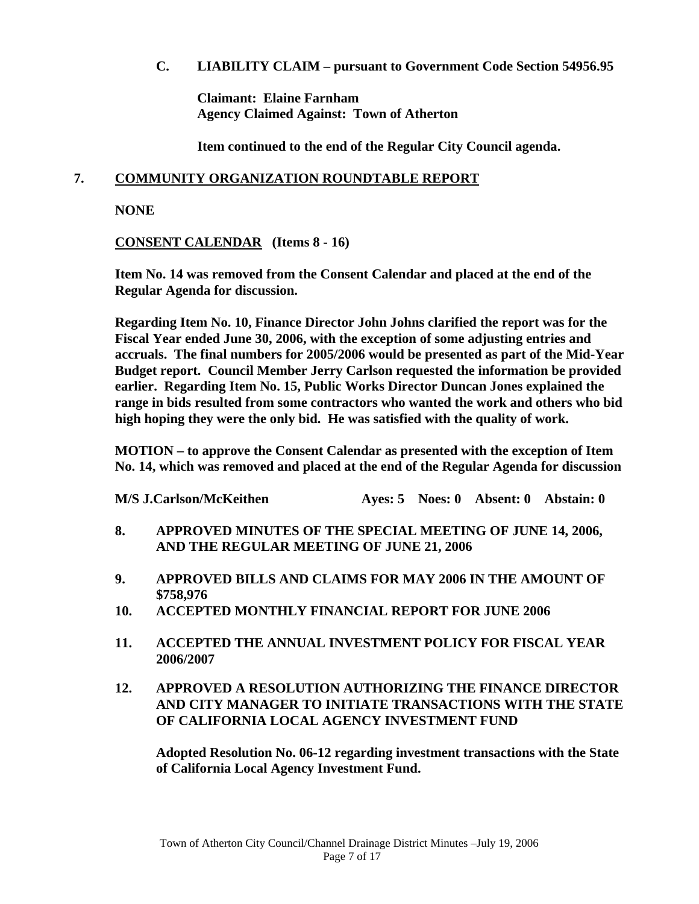**C. LIABILITY CLAIM – pursuant to Government Code Section 54956.95**

**Claimant: Elaine Farnham**
**Agency Claimed Against: Town of Atherton**

**Item continued to the end of the Regular City Council agenda.**

## 7. COMMUNITY ORGANIZATION ROUNDTABLE REPORT

**NONE**

**CONSENT CALENDAR (Items 8 - 16)**

**Item No. 14 was removed from the Consent Calendar and placed at the end of the Regular Agenda for discussion.**

**Regarding Item No. 10, Finance Director John Johns clarified the report was for the Fiscal Year ended June 30, 2006, with the exception of some adjusting entries and accruals. The final numbers for 2005/2006 would be presented as part of the Mid-Year Budget report. Council Member Jerry Carlson requested the information be provided earlier. Regarding Item No. 15, Public Works Director Duncan Jones explained the range in bids resulted from some contractors who wanted the work and others who bid high hoping they were the only bid. He was satisfied with the quality of work.**

**MOTION – to approve the Consent Calendar as presented with the exception of Item No. 14, which was removed and placed at the end of the Regular Agenda for discussion**

**M/S J.Carlson/McKeithen Ayes: 5 Noes: 0 Absent: 0 Abstain: 0**

**8. APPROVED MINUTES OF THE SPECIAL MEETING OF JUNE 14, 2006, AND THE REGULAR MEETING OF JUNE 21, 2006**

**9. APPROVED BILLS AND CLAIMS FOR MAY 2006 IN THE AMOUNT OF $758,976**

**10. ACCEPTED MONTHLY FINANCIAL REPORT FOR JUNE 2006**

**11. ACCEPTED THE ANNUAL INVESTMENT POLICY FOR FISCAL YEAR 2006/2007**

**12. APPROVED A RESOLUTION AUTHORIZING THE FINANCE DIRECTOR AND CITY MANAGER TO INITIATE TRANSACTIONS WITH THE STATE OF CALIFORNIA LOCAL AGENCY INVESTMENT FUND**

**Adopted Resolution No. 06-12 regarding investment transactions with the State of California Local Agency Investment Fund.**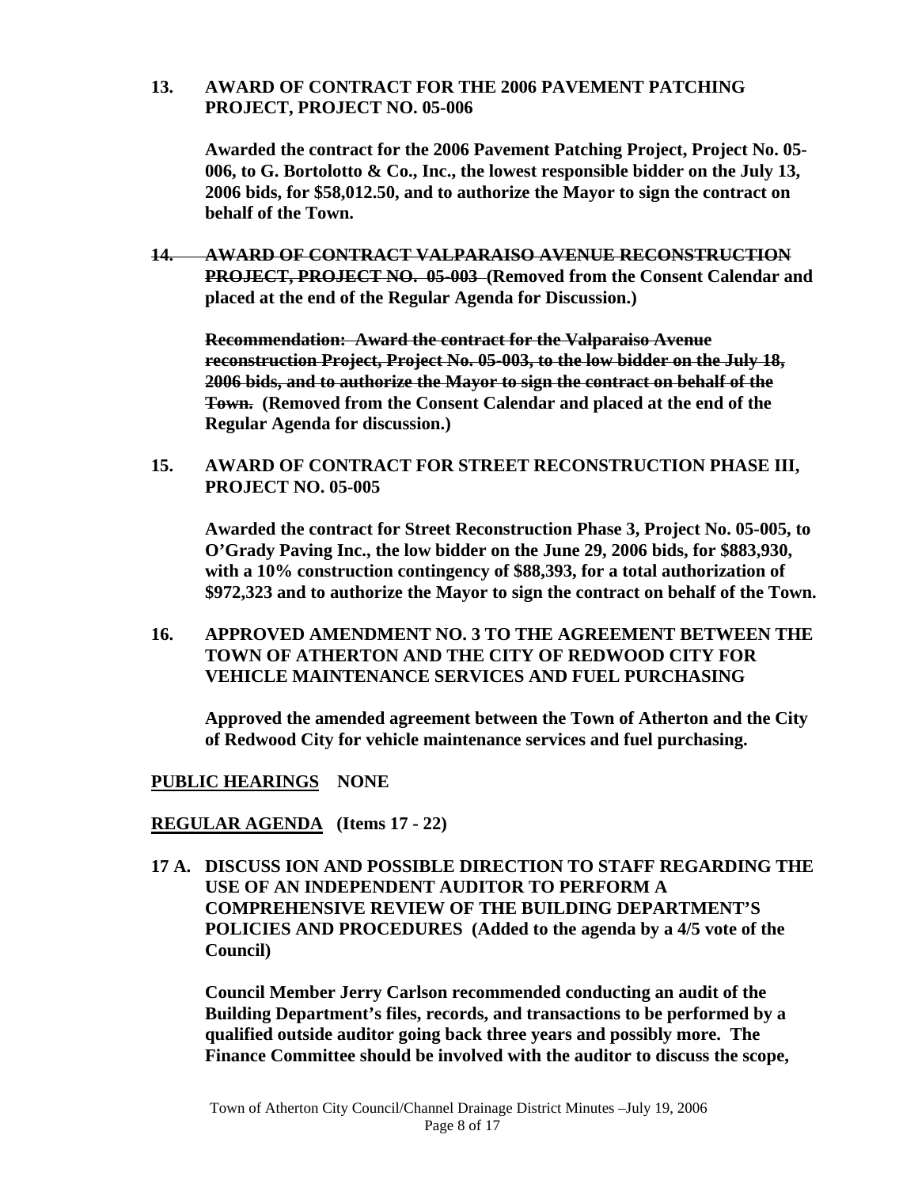**13. AWARD OF CONTRACT FOR THE 2006 PAVEMENT PATCHING PROJECT, PROJECT NO. 05-006**

**Awarded the contract for the 2006 Pavement Patching Project, Project No. 05-006, to G. Bortolotto & Co., Inc., the lowest responsible bidder on the July 13, 2006 bids, for $58,012.50, and to authorize the Mayor to sign the contract on behalf of the Town.**

**~~14. AWARD OF CONTRACT VALPARAISO AVENUE RECONSTRUCTION PROJECT, PROJECT NO. 05-003~~ (Removed from the Consent Calendar and placed at the end of the Regular Agenda for Discussion.)**

**~~Recommendation: Award the contract for the Valparaiso Avenue reconstruction Project, Project No. 05-003, to the low bidder on the July 18, 2006 bids, and to authorize the Mayor to sign the contract on behalf of the Town.~~ (Removed from the Consent Calendar and placed at the end of the Regular Agenda for discussion.)**

**15. AWARD OF CONTRACT FOR STREET RECONSTRUCTION PHASE III, PROJECT NO. 05-005**

**Awarded the contract for Street Reconstruction Phase 3, Project No. 05-005, to O'Grady Paving Inc., the low bidder on the June 29, 2006 bids, for $883,930, with a 10% construction contingency of $88,393, for a total authorization of $972,323 and to authorize the Mayor to sign the contract on behalf of the Town.**

**16. APPROVED AMENDMENT NO. 3 TO THE AGREEMENT BETWEEN THE TOWN OF ATHERTON AND THE CITY OF REDWOOD CITY FOR VEHICLE MAINTENANCE SERVICES AND FUEL PURCHASING**

**Approved the amended agreement between the Town of Atherton and the City of Redwood City for vehicle maintenance services and fuel purchasing.**

**PUBLIC HEARINGS NONE**

**REGULAR AGENDA (Items 17 - 22)**

**17 A. DISCUSS ION AND POSSIBLE DIRECTION TO STAFF REGARDING THE USE OF AN INDEPENDENT AUDITOR TO PERFORM A COMPREHENSIVE REVIEW OF THE BUILDING DEPARTMENT'S POLICIES AND PROCEDURES (Added to the agenda by a 4/5 vote of the Council)**

**Council Member Jerry Carlson recommended conducting an audit of the Building Department's files, records, and transactions to be performed by a qualified outside auditor going back three years and possibly more. The Finance Committee should be involved with the auditor to discuss the scope,**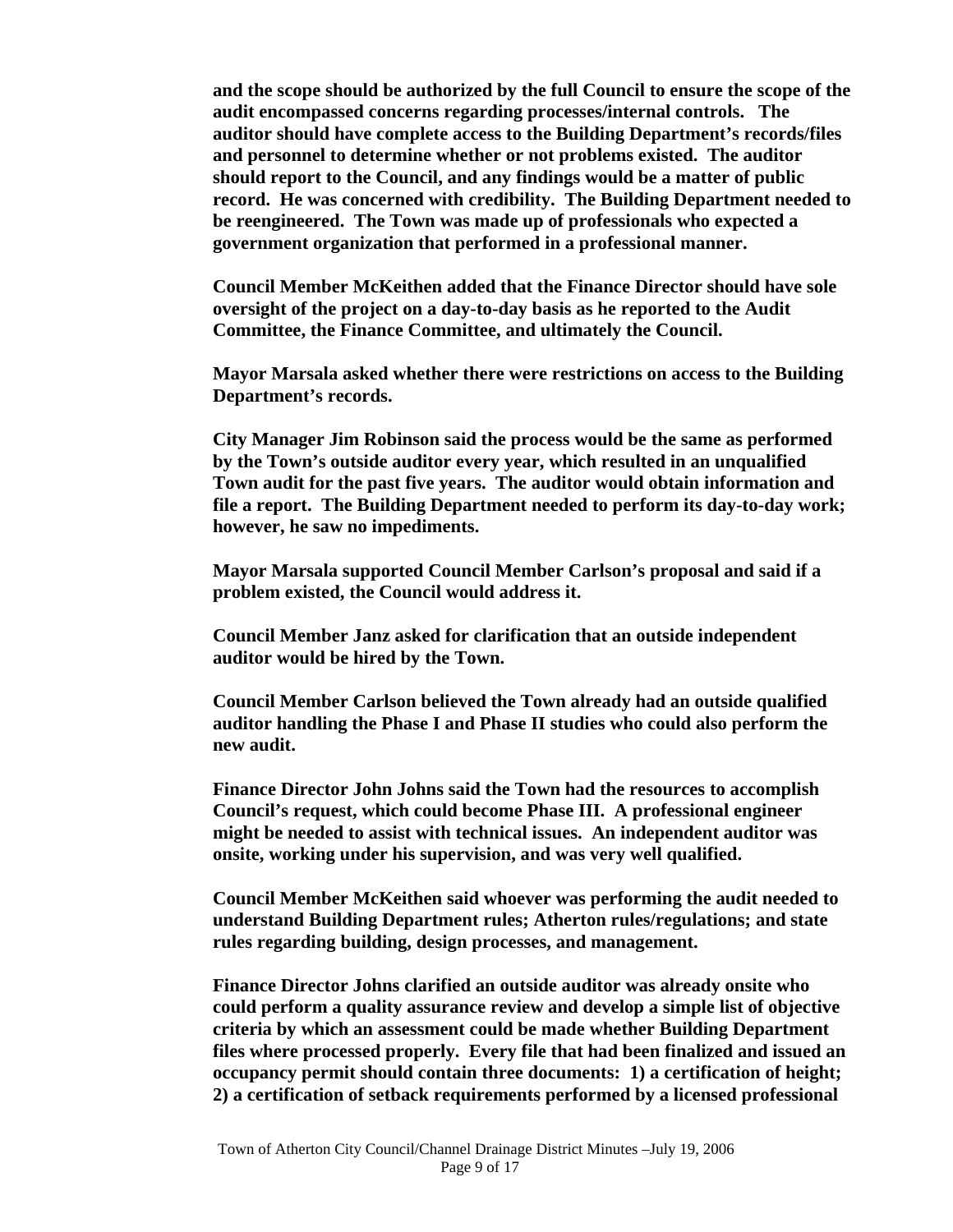**and the scope should be authorized by the full Council to ensure the scope of the audit encompassed concerns regarding processes/internal controls. The auditor should have complete access to the Building Department's records/files and personnel to determine whether or not problems existed. The auditor should report to the Council, and any findings would be a matter of public record. He was concerned with credibility. The Building Department needed to be reengineered. The Town was made up of professionals who expected a government organization that performed in a professional manner.**

**Council Member McKeithen added that the Finance Director should have sole oversight of the project on a day-to-day basis as he reported to the Audit Committee, the Finance Committee, and ultimately the Council.**

**Mayor Marsala asked whether there were restrictions on access to the Building Department's records.**

**City Manager Jim Robinson said the process would be the same as performed by the Town's outside auditor every year, which resulted in an unqualified Town audit for the past five years. The auditor would obtain information and file a report. The Building Department needed to perform its day-to-day work; however, he saw no impediments.**

**Mayor Marsala supported Council Member Carlson's proposal and said if a problem existed, the Council would address it.**

**Council Member Janz asked for clarification that an outside independent auditor would be hired by the Town.**

**Council Member Carlson believed the Town already had an outside qualified auditor handling the Phase I and Phase II studies who could also perform the new audit.**

**Finance Director John Johns said the Town had the resources to accomplish Council's request, which could become Phase III. A professional engineer might be needed to assist with technical issues. An independent auditor was onsite, working under his supervision, and was very well qualified.**

**Council Member McKeithen said whoever was performing the audit needed to understand Building Department rules; Atherton rules/regulations; and state rules regarding building, design processes, and management.**

**Finance Director Johns clarified an outside auditor was already onsite who could perform a quality assurance review and develop a simple list of objective criteria by which an assessment could be made whether Building Department files where processed properly. Every file that had been finalized and issued an occupancy permit should contain three documents: 1) a certification of height; 2) a certification of setback requirements performed by a licensed professional**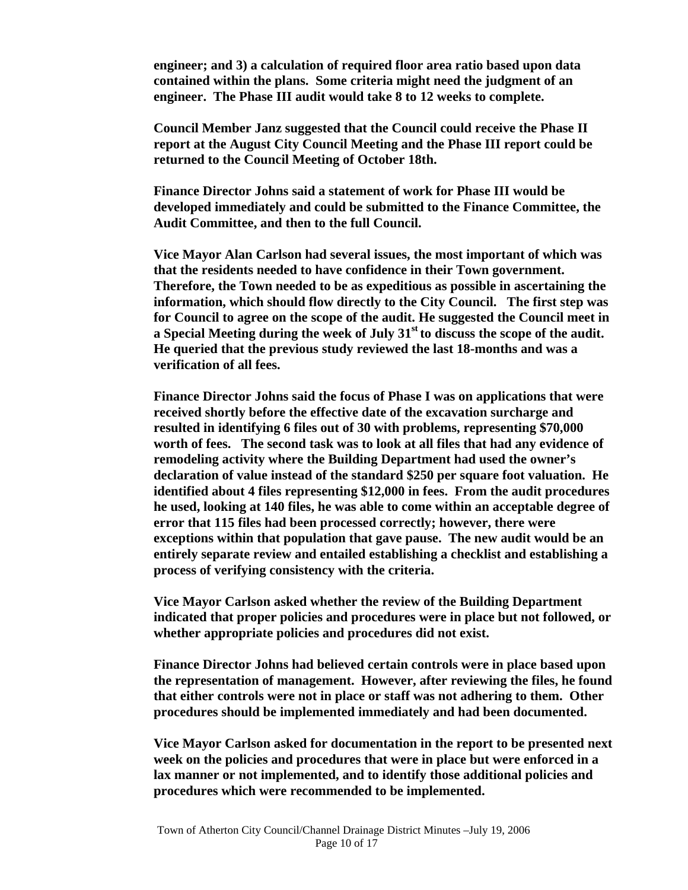**engineer; and 3) a calculation of required floor area ratio based upon data contained within the plans. Some criteria might need the judgment of an engineer. The Phase III audit would take 8 to 12 weeks to complete.**

**Council Member Janz suggested that the Council could receive the Phase II report at the August City Council Meeting and the Phase III report could be returned to the Council Meeting of October 18th.**

**Finance Director Johns said a statement of work for Phase III would be developed immediately and could be submitted to the Finance Committee, the Audit Committee, and then to the full Council.**

**Vice Mayor Alan Carlson had several issues, the most important of which was that the residents needed to have confidence in their Town government. Therefore, the Town needed to be as expeditious as possible in ascertaining the information, which should flow directly to the City Council. The first step was for Council to agree on the scope of the audit. He suggested the Council meet in a Special Meeting during the week of July 31st to discuss the scope of the audit. He queried that the previous study reviewed the last 18-months and was a verification of all fees.**

**Finance Director Johns said the focus of Phase I was on applications that were received shortly before the effective date of the excavation surcharge and resulted in identifying 6 files out of 30 with problems, representing $70,000 worth of fees. The second task was to look at all files that had any evidence of remodeling activity where the Building Department had used the owner's declaration of value instead of the standard $250 per square foot valuation. He identified about 4 files representing $12,000 in fees. From the audit procedures he used, looking at 140 files, he was able to come within an acceptable degree of error that 115 files had been processed correctly; however, there were exceptions within that population that gave pause. The new audit would be an entirely separate review and entailed establishing a checklist and establishing a process of verifying consistency with the criteria.**

**Vice Mayor Carlson asked whether the review of the Building Department indicated that proper policies and procedures were in place but not followed, or whether appropriate policies and procedures did not exist.**

**Finance Director Johns had believed certain controls were in place based upon the representation of management. However, after reviewing the files, he found that either controls were not in place or staff was not adhering to them. Other procedures should be implemented immediately and had been documented.**

**Vice Mayor Carlson asked for documentation in the report to be presented next week on the policies and procedures that were in place but were enforced in a lax manner or not implemented, and to identify those additional policies and procedures which were recommended to be implemented.**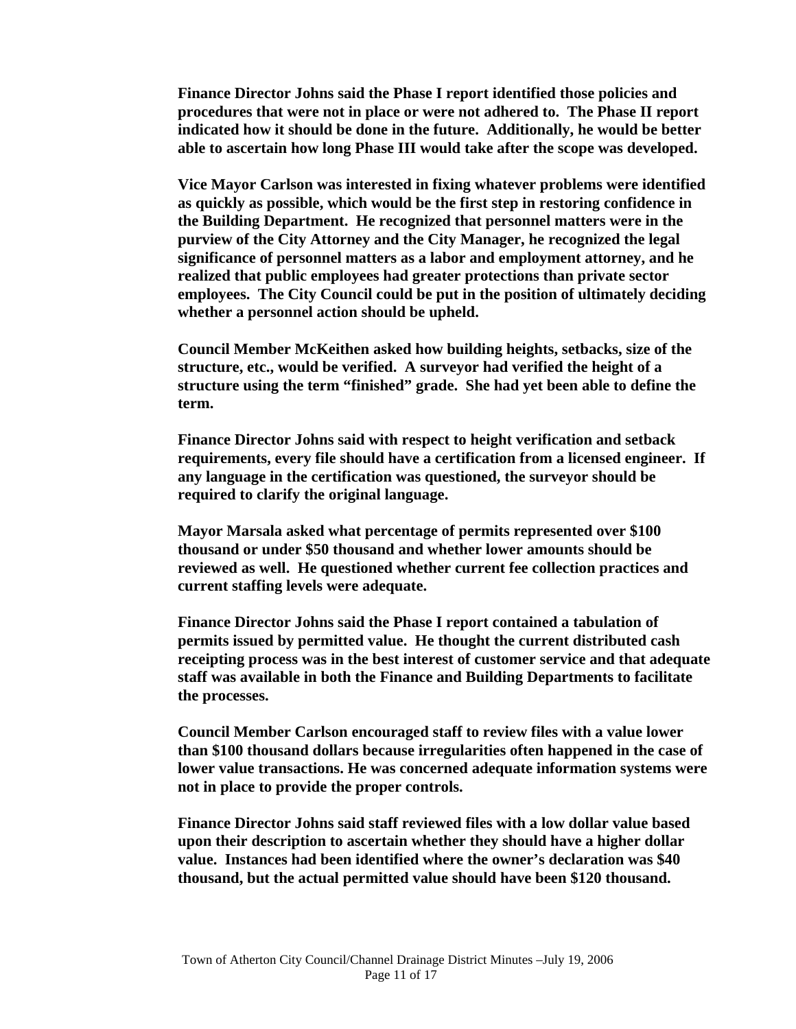**Finance Director Johns said the Phase I report identified those policies and procedures that were not in place or were not adhered to. The Phase II report indicated how it should be done in the future. Additionally, he would be better able to ascertain how long Phase III would take after the scope was developed.**

**Vice Mayor Carlson was interested in fixing whatever problems were identified as quickly as possible, which would be the first step in restoring confidence in the Building Department. He recognized that personnel matters were in the purview of the City Attorney and the City Manager, he recognized the legal significance of personnel matters as a labor and employment attorney, and he realized that public employees had greater protections than private sector employees. The City Council could be put in the position of ultimately deciding whether a personnel action should be upheld.**

**Council Member McKeithen asked how building heights, setbacks, size of the structure, etc., would be verified. A surveyor had verified the height of a structure using the term "finished" grade. She had yet been able to define the term.**

**Finance Director Johns said with respect to height verification and setback requirements, every file should have a certification from a licensed engineer. If any language in the certification was questioned, the surveyor should be required to clarify the original language.**

**Mayor Marsala asked what percentage of permits represented over $100 thousand or under $50 thousand and whether lower amounts should be reviewed as well. He questioned whether current fee collection practices and current staffing levels were adequate.**

**Finance Director Johns said the Phase I report contained a tabulation of permits issued by permitted value. He thought the current distributed cash receipting process was in the best interest of customer service and that adequate staff was available in both the Finance and Building Departments to facilitate the processes.**

**Council Member Carlson encouraged staff to review files with a value lower than $100 thousand dollars because irregularities often happened in the case of lower value transactions. He was concerned adequate information systems were not in place to provide the proper controls.**

**Finance Director Johns said staff reviewed files with a low dollar value based upon their description to ascertain whether they should have a higher dollar value. Instances had been identified where the owner's declaration was $40 thousand, but the actual permitted value should have been $120 thousand.**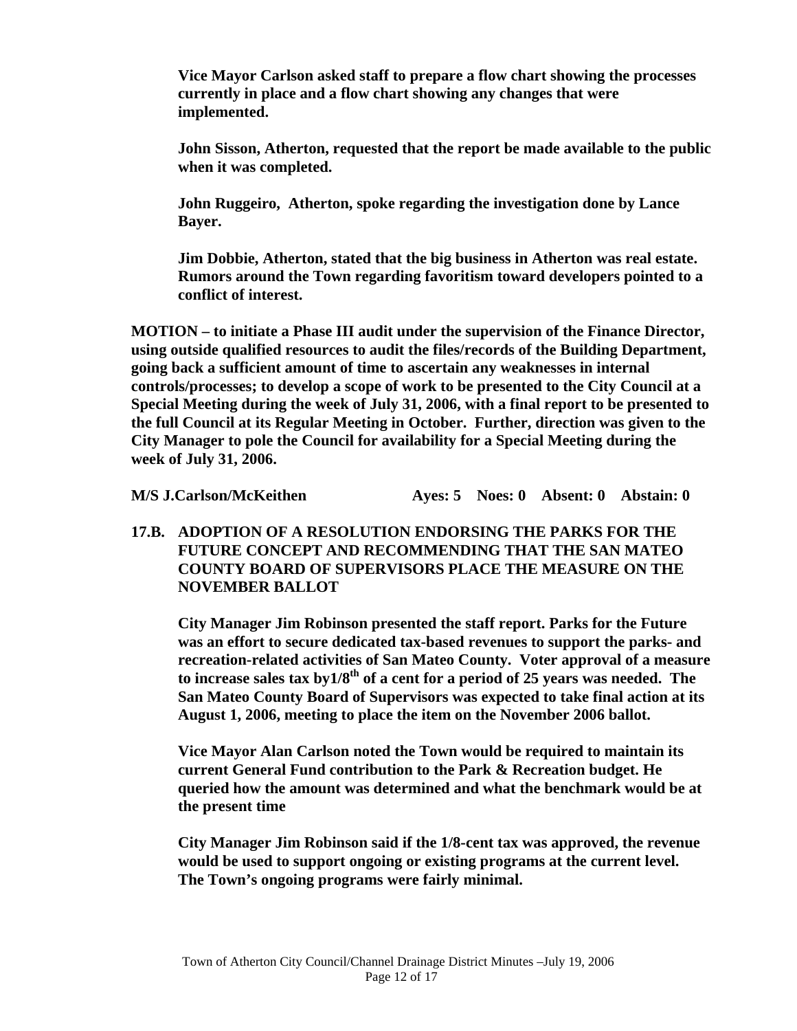**Vice Mayor Carlson asked staff to prepare a flow chart showing the processes currently in place and a flow chart showing any changes that were implemented.**

**John Sisson, Atherton, requested that the report be made available to the public when it was completed.**

**John Ruggeiro, Atherton, spoke regarding the investigation done by Lance Bayer.**

**Jim Dobbie, Atherton, stated that the big business in Atherton was real estate. Rumors around the Town regarding favoritism toward developers pointed to a conflict of interest.**

**MOTION – to initiate a Phase III audit under the supervision of the Finance Director, using outside qualified resources to audit the files/records of the Building Department, going back a sufficient amount of time to ascertain any weaknesses in internal controls/processes; to develop a scope of work to be presented to the City Council at a Special Meeting during the week of July 31, 2006, with a final report to be presented to the full Council at its Regular Meeting in October. Further, direction was given to the City Manager to pole the Council for availability for a Special Meeting during the week of July 31, 2006.**

**M/S J.Carlson/McKeithen Ayes: 5 Noes: 0 Absent: 0 Abstain: 0**

**17.B. ADOPTION OF A RESOLUTION ENDORSING THE PARKS FOR THE FUTURE CONCEPT AND RECOMMENDING THAT THE SAN MATEO COUNTY BOARD OF SUPERVISORS PLACE THE MEASURE ON THE NOVEMBER BALLOT**

**City Manager Jim Robinson presented the staff report. Parks for the Future was an effort to secure dedicated tax-based revenues to support the parks- and recreation-related activities of San Mateo County. Voter approval of a measure to increase sales tax by1/8th of a cent for a period of 25 years was needed. The San Mateo County Board of Supervisors was expected to take final action at its August 1, 2006, meeting to place the item on the November 2006 ballot.**

**Vice Mayor Alan Carlson noted the Town would be required to maintain its current General Fund contribution to the Park & Recreation budget. He queried how the amount was determined and what the benchmark would be at the present time**

**City Manager Jim Robinson said if the 1/8-cent tax was approved, the revenue would be used to support ongoing or existing programs at the current level. The Town's ongoing programs were fairly minimal.**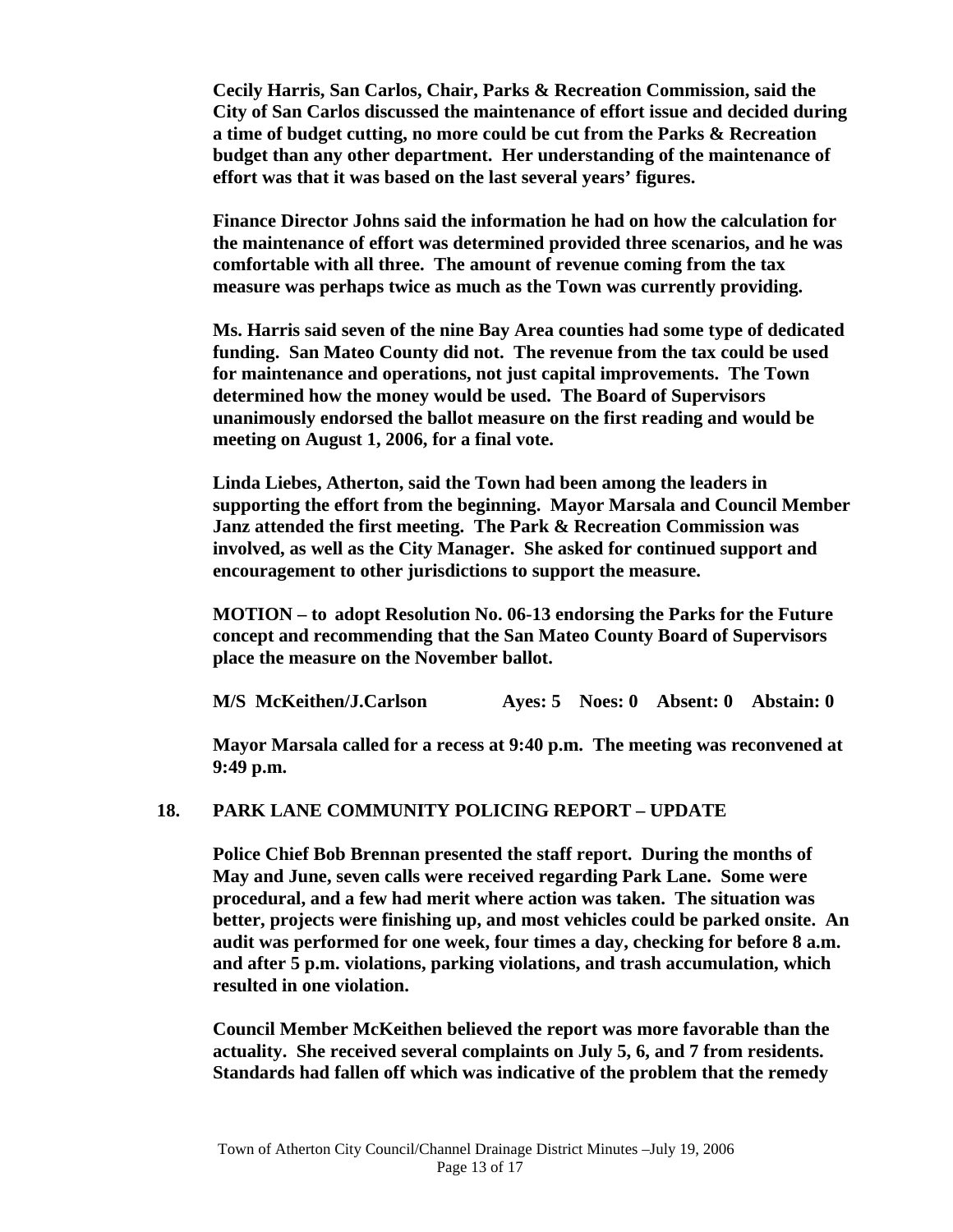**Cecily Harris, San Carlos, Chair, Parks & Recreation Commission, said the City of San Carlos discussed the maintenance of effort issue and decided during a time of budget cutting, no more could be cut from the Parks & Recreation budget than any other department. Her understanding of the maintenance of effort was that it was based on the last several years' figures.**

**Finance Director Johns said the information he had on how the calculation for the maintenance of effort was determined provided three scenarios, and he was comfortable with all three. The amount of revenue coming from the tax measure was perhaps twice as much as the Town was currently providing.**

**Ms. Harris said seven of the nine Bay Area counties had some type of dedicated funding. San Mateo County did not. The revenue from the tax could be used for maintenance and operations, not just capital improvements. The Town determined how the money would be used. The Board of Supervisors unanimously endorsed the ballot measure on the first reading and would be meeting on August 1, 2006, for a final vote.**

**Linda Liebes, Atherton, said the Town had been among the leaders in supporting the effort from the beginning. Mayor Marsala and Council Member Janz attended the first meeting. The Park & Recreation Commission was involved, as well as the City Manager. She asked for continued support and encouragement to other jurisdictions to support the measure.**

**MOTION – to adopt Resolution No. 06-13 endorsing the Parks for the Future concept and recommending that the San Mateo County Board of Supervisors place the measure on the November ballot.**

**M/S McKeithen/J.Carlson Ayes: 5 Noes: 0 Absent: 0 Abstain: 0**

**Mayor Marsala called for a recess at 9:40 p.m. The meeting was reconvened at 9:49 p.m.**

## 18. PARK LANE COMMUNITY POLICING REPORT – UPDATE

**Police Chief Bob Brennan presented the staff report. During the months of May and June, seven calls were received regarding Park Lane. Some were procedural, and a few had merit where action was taken. The situation was better, projects were finishing up, and most vehicles could be parked onsite. An audit was performed for one week, four times a day, checking for before 8 a.m. and after 5 p.m. violations, parking violations, and trash accumulation, which resulted in one violation.**

**Council Member McKeithen believed the report was more favorable than the actuality. She received several complaints on July 5, 6, and 7 from residents. Standards had fallen off which was indicative of the problem that the remedy**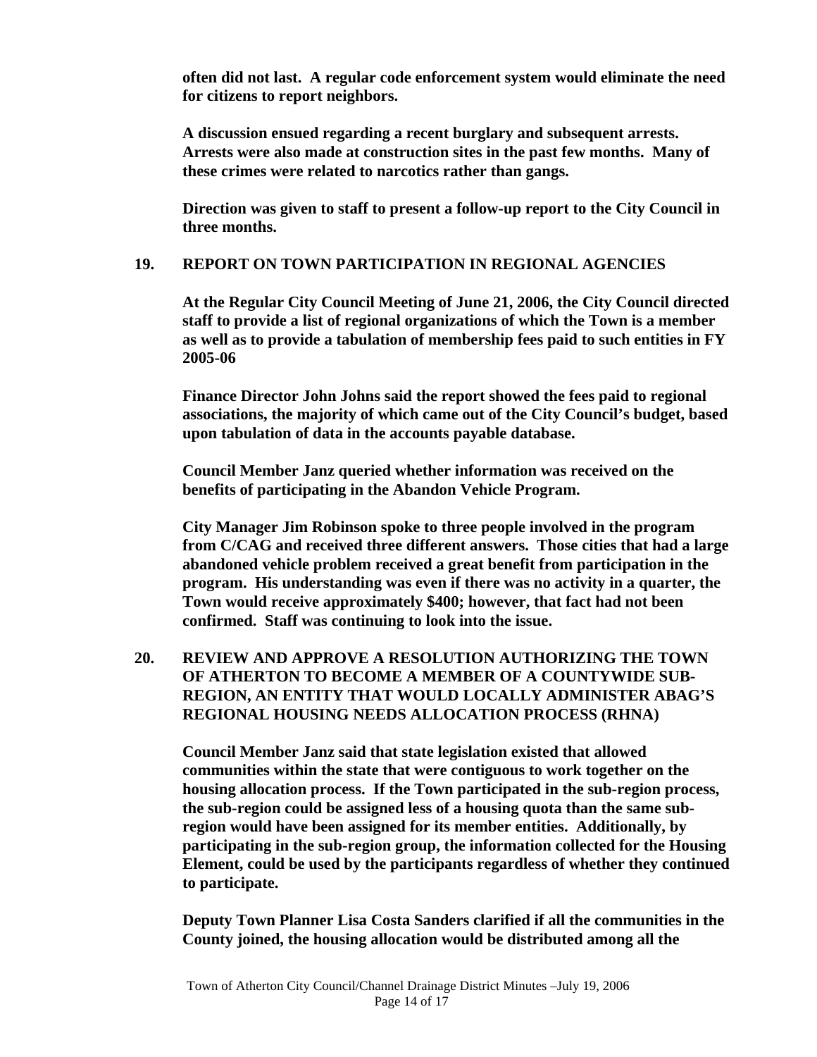**often did not last. A regular code enforcement system would eliminate the need for citizens to report neighbors.**

**A discussion ensued regarding a recent burglary and subsequent arrests. Arrests were also made at construction sites in the past few months. Many of these crimes were related to narcotics rather than gangs.**

**Direction was given to staff to present a follow-up report to the City Council in three months.**

**19. REPORT ON TOWN PARTICIPATION IN REGIONAL AGENCIES**

**At the Regular City Council Meeting of June 21, 2006, the City Council directed staff to provide a list of regional organizations of which the Town is a member as well as to provide a tabulation of membership fees paid to such entities in FY 2005-06**

**Finance Director John Johns said the report showed the fees paid to regional associations, the majority of which came out of the City Council's budget, based upon tabulation of data in the accounts payable database.**

**Council Member Janz queried whether information was received on the benefits of participating in the Abandon Vehicle Program.**

**City Manager Jim Robinson spoke to three people involved in the program from C/CAG and received three different answers. Those cities that had a large abandoned vehicle problem received a great benefit from participation in the program. His understanding was even if there was no activity in a quarter, the Town would receive approximately $400; however, that fact had not been confirmed. Staff was continuing to look into the issue.**

**20. REVIEW AND APPROVE A RESOLUTION AUTHORIZING THE TOWN OF ATHERTON TO BECOME A MEMBER OF A COUNTYWIDE SUB-REGION, AN ENTITY THAT WOULD LOCALLY ADMINISTER ABAG'S REGIONAL HOUSING NEEDS ALLOCATION PROCESS (RHNA)**

**Council Member Janz said that state legislation existed that allowed communities within the state that were contiguous to work together on the housing allocation process. If the Town participated in the sub-region process, the sub-region could be assigned less of a housing quota than the same sub-region would have been assigned for its member entities. Additionally, by participating in the sub-region group, the information collected for the Housing Element, could be used by the participants regardless of whether they continued to participate.**

**Deputy Town Planner Lisa Costa Sanders clarified if all the communities in the County joined, the housing allocation would be distributed among all the**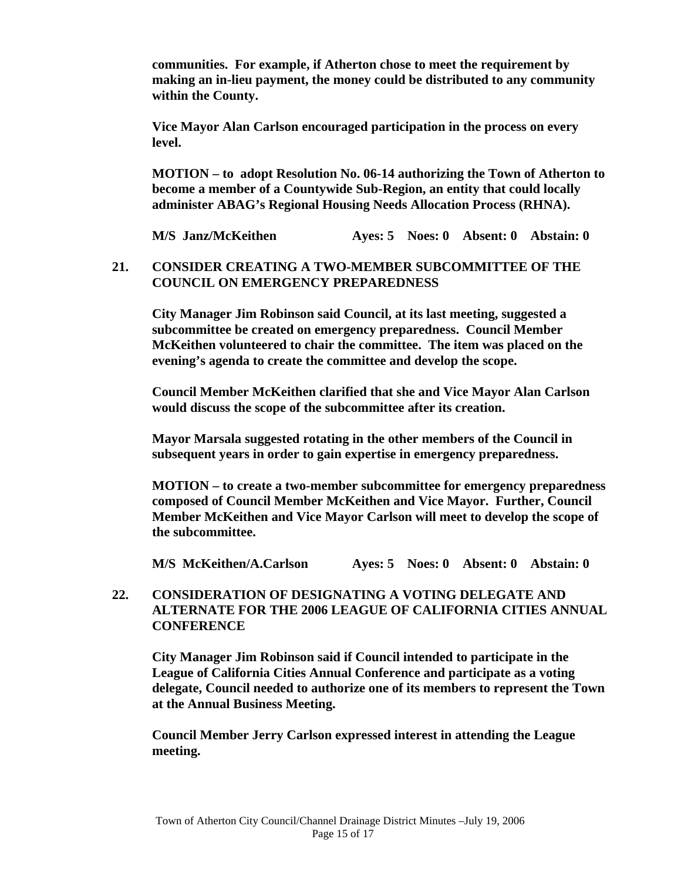**communities. For example, if Atherton chose to meet the requirement by making an in-lieu payment, the money could be distributed to any community within the County.**

**Vice Mayor Alan Carlson encouraged participation in the process on every level.**

**MOTION – to adopt Resolution No. 06-14 authorizing the Town of Atherton to become a member of a Countywide Sub-Region, an entity that could locally administer ABAG's Regional Housing Needs Allocation Process (RHNA).**

**M/S Janz/McKeithen Ayes: 5 Noes: 0 Absent: 0 Abstain: 0**

**21. CONSIDER CREATING A TWO-MEMBER SUBCOMMITTEE OF THE COUNCIL ON EMERGENCY PREPAREDNESS**

**City Manager Jim Robinson said Council, at its last meeting, suggested a subcommittee be created on emergency preparedness. Council Member McKeithen volunteered to chair the committee. The item was placed on the evening's agenda to create the committee and develop the scope.**

**Council Member McKeithen clarified that she and Vice Mayor Alan Carlson would discuss the scope of the subcommittee after its creation.**

**Mayor Marsala suggested rotating in the other members of the Council in subsequent years in order to gain expertise in emergency preparedness.**

**MOTION – to create a two-member subcommittee for emergency preparedness composed of Council Member McKeithen and Vice Mayor. Further, Council Member McKeithen and Vice Mayor Carlson will meet to develop the scope of the subcommittee.**

**M/S McKeithen/A.Carlson Ayes: 5 Noes: 0 Absent: 0 Abstain: 0**

**22. CONSIDERATION OF DESIGNATING A VOTING DELEGATE AND ALTERNATE FOR THE 2006 LEAGUE OF CALIFORNIA CITIES ANNUAL CONFERENCE**

**City Manager Jim Robinson said if Council intended to participate in the League of California Cities Annual Conference and participate as a voting delegate, Council needed to authorize one of its members to represent the Town at the Annual Business Meeting.**

**Council Member Jerry Carlson expressed interest in attending the League meeting.**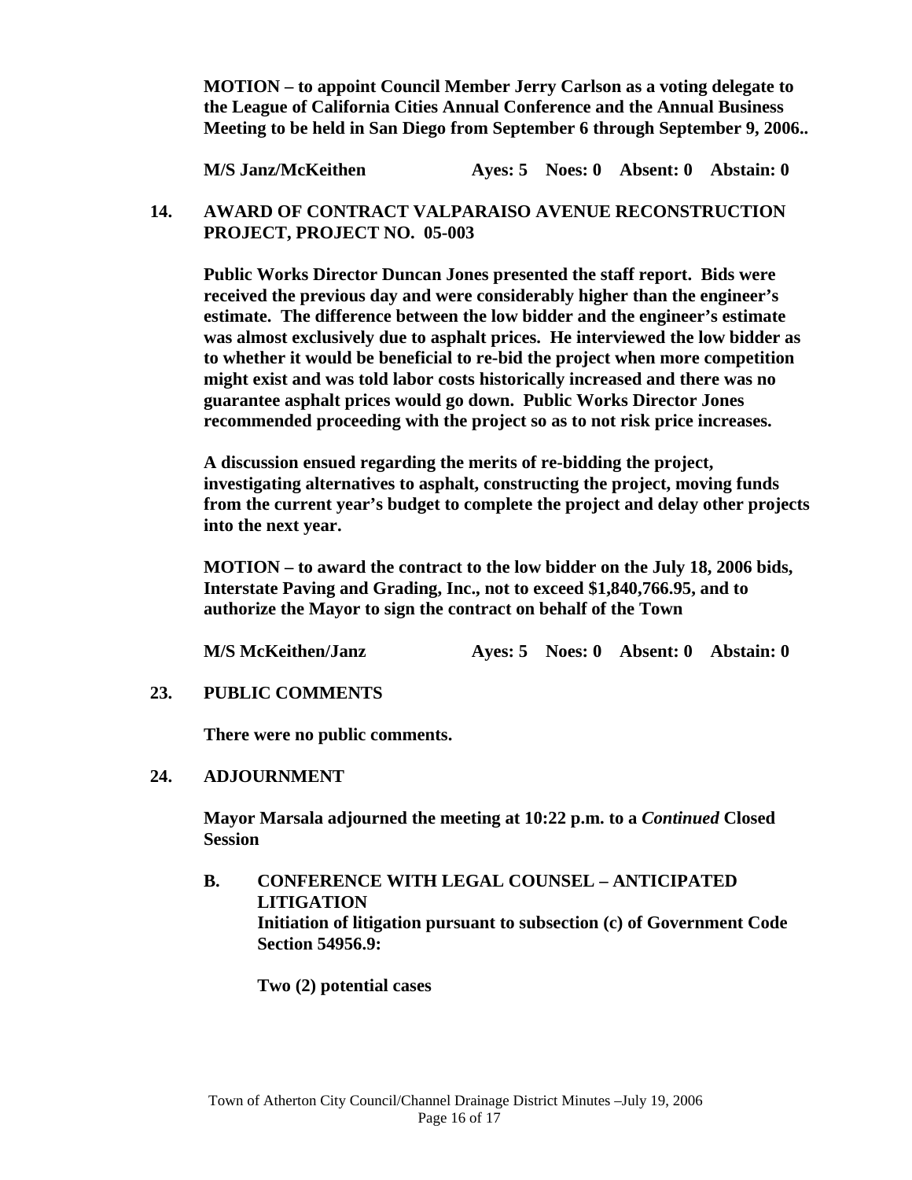**MOTION – to appoint Council Member Jerry Carlson as a voting delegate to the League of California Cities Annual Conference and the Annual Business Meeting to be held in San Diego from September 6 through September 9, 2006..**

**M/S Janz/McKeithen    Ayes: 5  Noes: 0  Absent: 0  Abstain: 0**

**14. AWARD OF CONTRACT VALPARAISO AVENUE RECONSTRUCTION PROJECT, PROJECT NO. 05-003**

**Public Works Director Duncan Jones presented the staff report. Bids were received the previous day and were considerably higher than the engineer's estimate. The difference between the low bidder and the engineer's estimate was almost exclusively due to asphalt prices. He interviewed the low bidder as to whether it would be beneficial to re-bid the project when more competition might exist and was told labor costs historically increased and there was no guarantee asphalt prices would go down. Public Works Director Jones recommended proceeding with the project so as to not risk price increases.**

**A discussion ensued regarding the merits of re-bidding the project, investigating alternatives to asphalt, constructing the project, moving funds from the current year's budget to complete the project and delay other projects into the next year.**

**MOTION – to award the contract to the low bidder on the July 18, 2006 bids, Interstate Paving and Grading, Inc., not to exceed $1,840,766.95, and to authorize the Mayor to sign the contract on behalf of the Town**

**M/S McKeithen/Janz    Ayes: 5  Noes: 0  Absent: 0  Abstain: 0**

**23. PUBLIC COMMENTS**

**There were no public comments.**

**24. ADJOURNMENT**

**Mayor Marsala adjourned the meeting at 10:22 p.m. to a *Continued* Closed Session**

**B. CONFERENCE WITH LEGAL COUNSEL – ANTICIPATED LITIGATION**
**Initiation of litigation pursuant to subsection (c) of Government Code Section 54956.9:**

**Two (2) potential cases**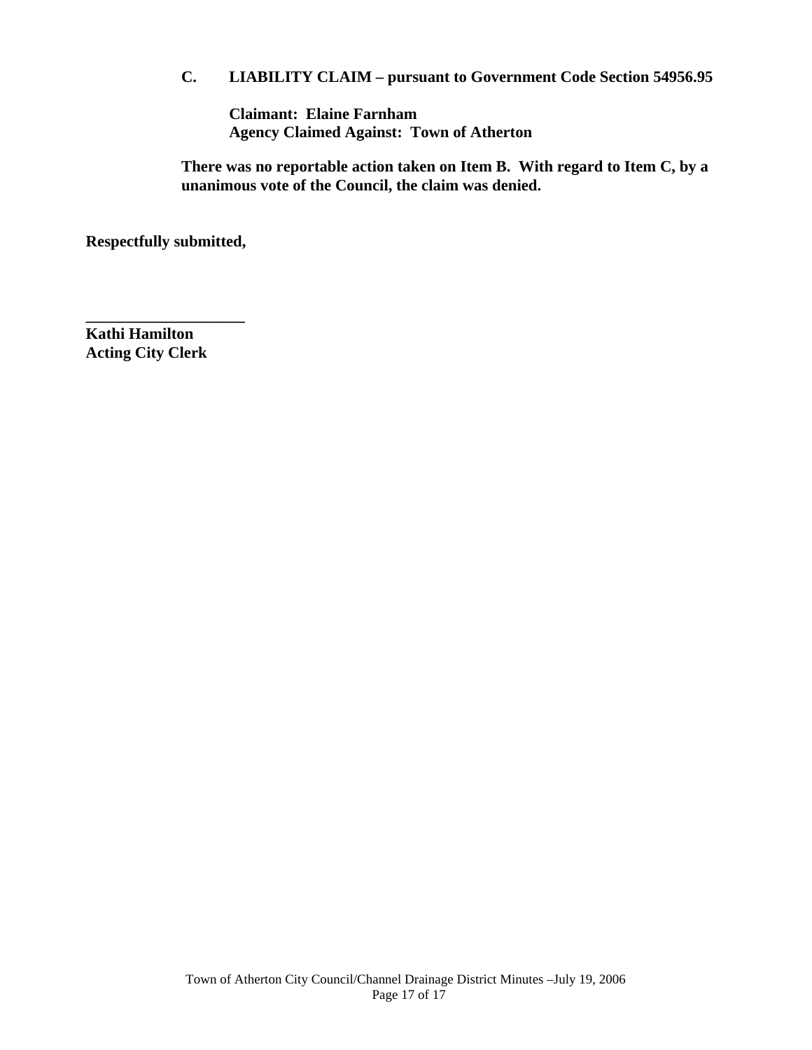**C. LIABILITY CLAIM – pursuant to Government Code Section 54956.95**

**Claimant: Elaine Farnham**
**Agency Claimed Against: Town of Atherton**

**There was no reportable action taken on Item B. With regard to Item C, by a unanimous vote of the Council, the claim was denied.**

**Respectfully submitted,**

____________________
**Kathi Hamilton**
**Acting City Clerk**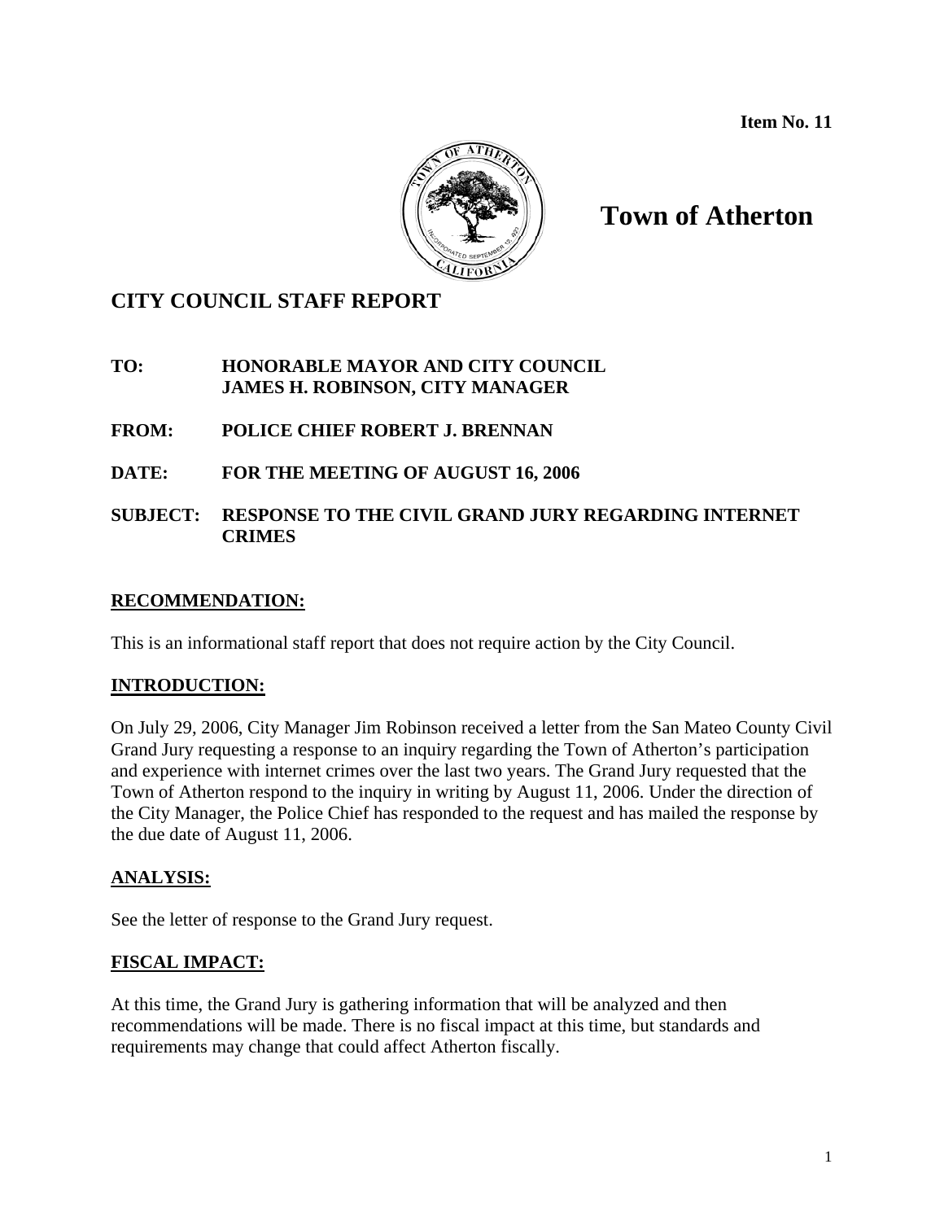**Item No. 11**

# Town of Atherton

## CITY COUNCIL STAFF REPORT

**TO:** **HONORABLE MAYOR AND CITY COUNCIL**
**JAMES H. ROBINSON, CITY MANAGER**

**FROM:** **POLICE CHIEF ROBERT J. BRENNAN**

**DATE:** **FOR THE MEETING OF AUGUST 16, 2006**

**SUBJECT:** **RESPONSE TO THE CIVIL GRAND JURY REGARDING INTERNET CRIMES**

### RECOMMENDATION:

This is an informational staff report that does not require action by the City Council.

### INTRODUCTION:

On July 29, 2006, City Manager Jim Robinson received a letter from the San Mateo County Civil Grand Jury requesting a response to an inquiry regarding the Town of Atherton's participation and experience with internet crimes over the last two years. The Grand Jury requested that the Town of Atherton respond to the inquiry in writing by August 11, 2006. Under the direction of the City Manager, the Police Chief has responded to the request and has mailed the response by the due date of August 11, 2006.

### ANALYSIS:

See the letter of response to the Grand Jury request.

### FISCAL IMPACT:

At this time, the Grand Jury is gathering information that will be analyzed and then recommendations will be made. There is no fiscal impact at this time, but standards and requirements may change that could affect Atherton fiscally.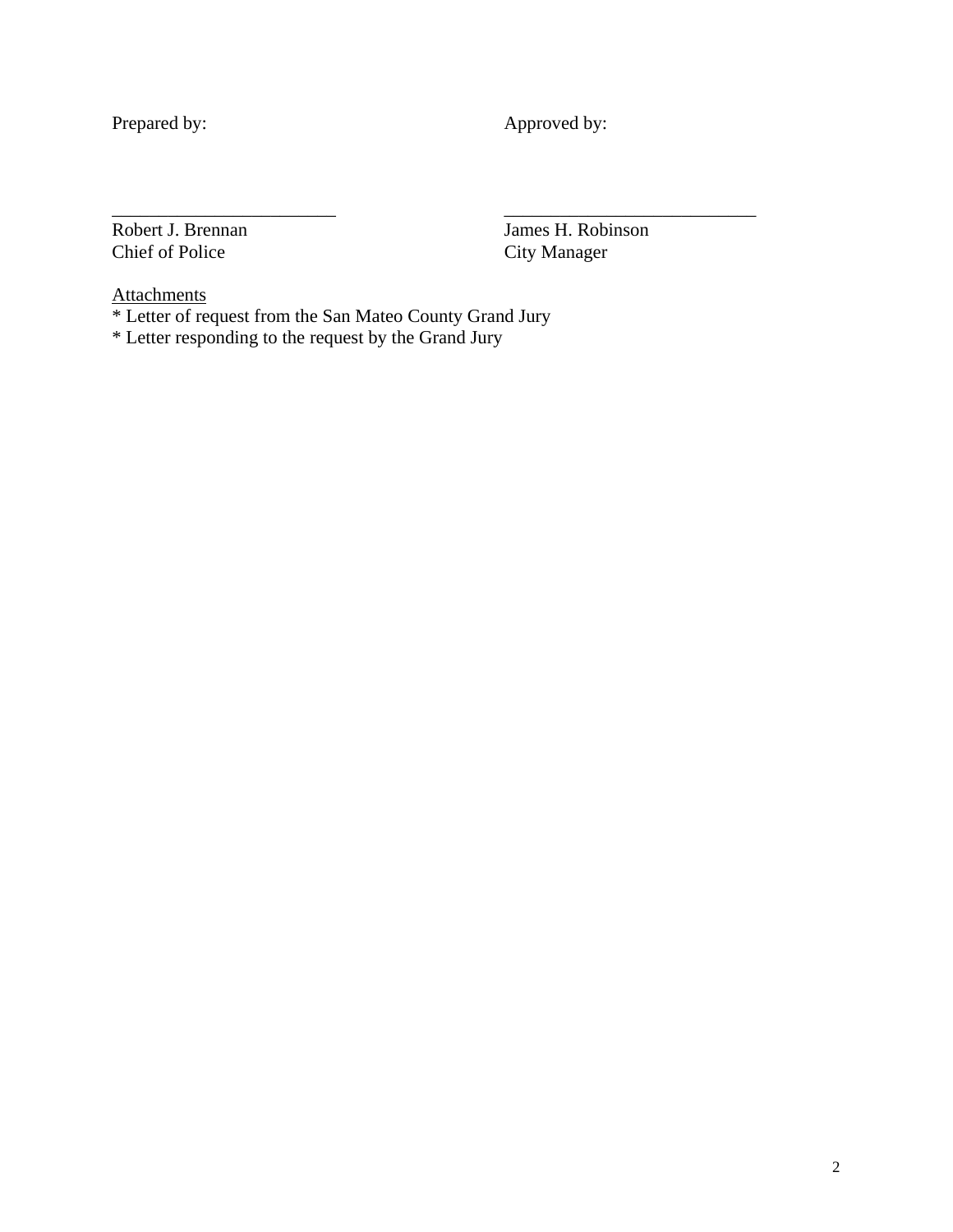| Prepared by: | Approved by: |
| --- | --- |
| \_\_\_\_\_\_\_\_\_\_\_\_\_\_\_\_\_\_\_\_\_\_\_\_ | \_\_\_\_\_\_\_\_\_\_\_\_\_\_\_\_\_\_\_\_\_\_\_\_\_\_\_ |
| Robert J. Brennan | James H. Robinson |
| Chief of Police | City Manager |

<u>Attachments</u>

* Letter of request from the San Mateo County Grand Jury
* Letter responding to the request by the Grand Jury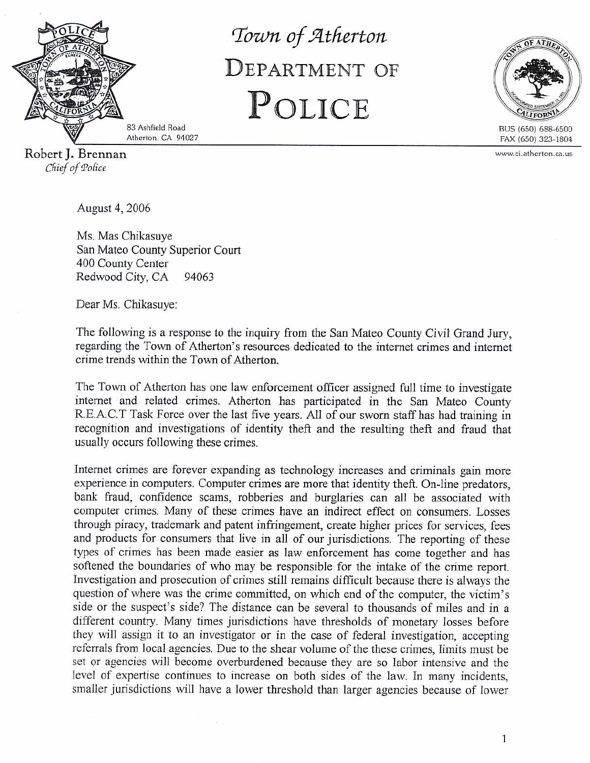# Town of Atherton

# DEPARTMENT OF POLICE

83 Ashfield Road
Atherton, CA 94027

BUS (650) 688-6500
FAX (650) 323-1804
www.ci.atherton.ca.us

**Robert J. Brennan**
*Chief of Police*

August 4, 2006

Ms. Mas Chikasuye
San Mateo County Superior Court
400 County Center
Redwood City, CA 94063

Dear Ms. Chikasuye:

The following is a response to the inquiry from the San Mateo County Civil Grand Jury, regarding the Town of Atherton's resources dedicated to the internet crimes and internet crime trends within the Town of Atherton.

The Town of Atherton has one law enforcement officer assigned full time to investigate internet and related crimes. Atherton has participated in the San Mateo County R.E.A.C.T Task Force over the last five years. All of our sworn staff has had training in recognition and investigations of identity theft and the resulting theft and fraud that usually occurs following these crimes.

Internet crimes are forever expanding as technology increases and criminals gain more experience in computers. Computer crimes are more that identity theft. On-line predators, bank fraud, confidence scams, robberies and burglaries can all be associated with computer crimes. Many of these crimes have an indirect effect on consumers. Losses through piracy, trademark and patent infringement, create higher prices for services, fees and products for consumers that live in all of our jurisdictions. The reporting of these types of crimes has been made easier as law enforcement has come together and has softened the boundaries of who may be responsible for the intake of the crime report. Investigation and prosecution of crimes still remains difficult because there is always the question of where was the crime committed, on which end of the computer, the victim's side or the suspect's side? The distance can be several to thousands of miles and in a different country. Many times jurisdictions have thresholds of monetary losses before they will assign it to an investigator or in the case of federal investigation, accepting referrals from local agencies. Due to the shear volume of the these crimes, limits must be set or agencies will become overburdened because they are so labor intensive and the level of expertise continues to increase on both sides of the law. In many incidents, smaller jurisdictions will have a lower threshold than larger agencies because of lower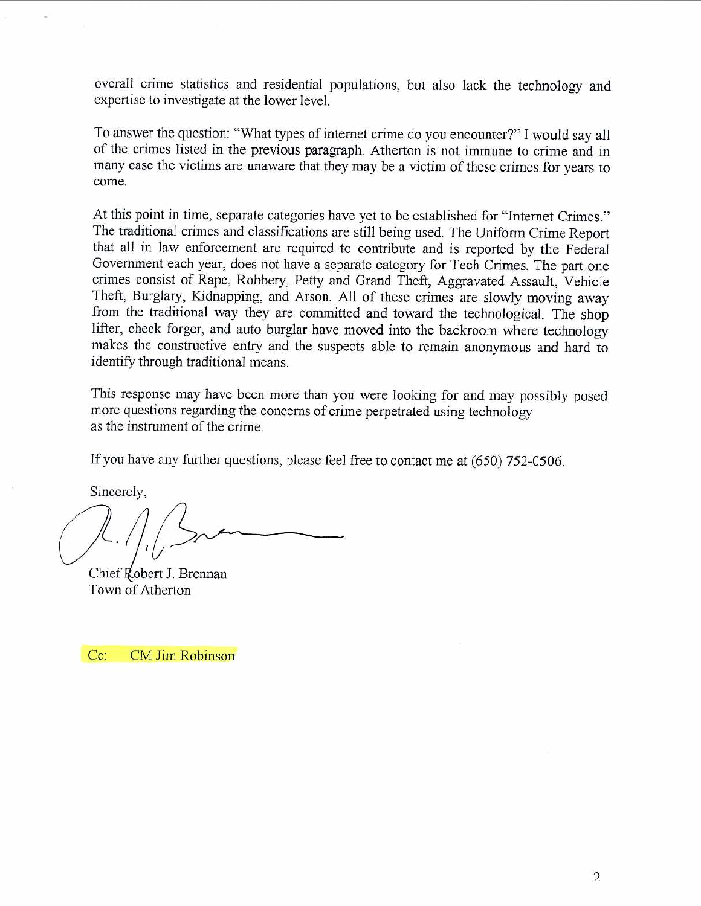overall crime statistics and residential populations, but also lack the technology and expertise to investigate at the lower level.

To answer the question: "What types of internet crime do you encounter?" I would say all of the crimes listed in the previous paragraph. Atherton is not immune to crime and in many case the victims are unaware that they may be a victim of these crimes for years to come.

At this point in time, separate categories have yet to be established for "Internet Crimes." The traditional crimes and classifications are still being used. The Uniform Crime Report that all in law enforcement are required to contribute and is reported by the Federal Government each year, does not have a separate category for Tech Crimes. The part one crimes consist of Rape, Robbery, Petty and Grand Theft, Aggravated Assault, Vehicle Theft, Burglary, Kidnapping, and Arson. All of these crimes are slowly moving away from the traditional way they are committed and toward the technological. The shop lifter, check forger, and auto burglar have moved into the backroom where technology makes the constructive entry and the suspects able to remain anonymous and hard to identify through traditional means.

This response may have been more than you were looking for and may possibly posed more questions regarding the concerns of crime perpetrated using technology as the instrument of the crime.

If you have any further questions, please feel free to contact me at (650) 752-0506.

Sincerely,

Chief Robert J. Brennan
Town of Atherton

Cc: CM Jim Robinson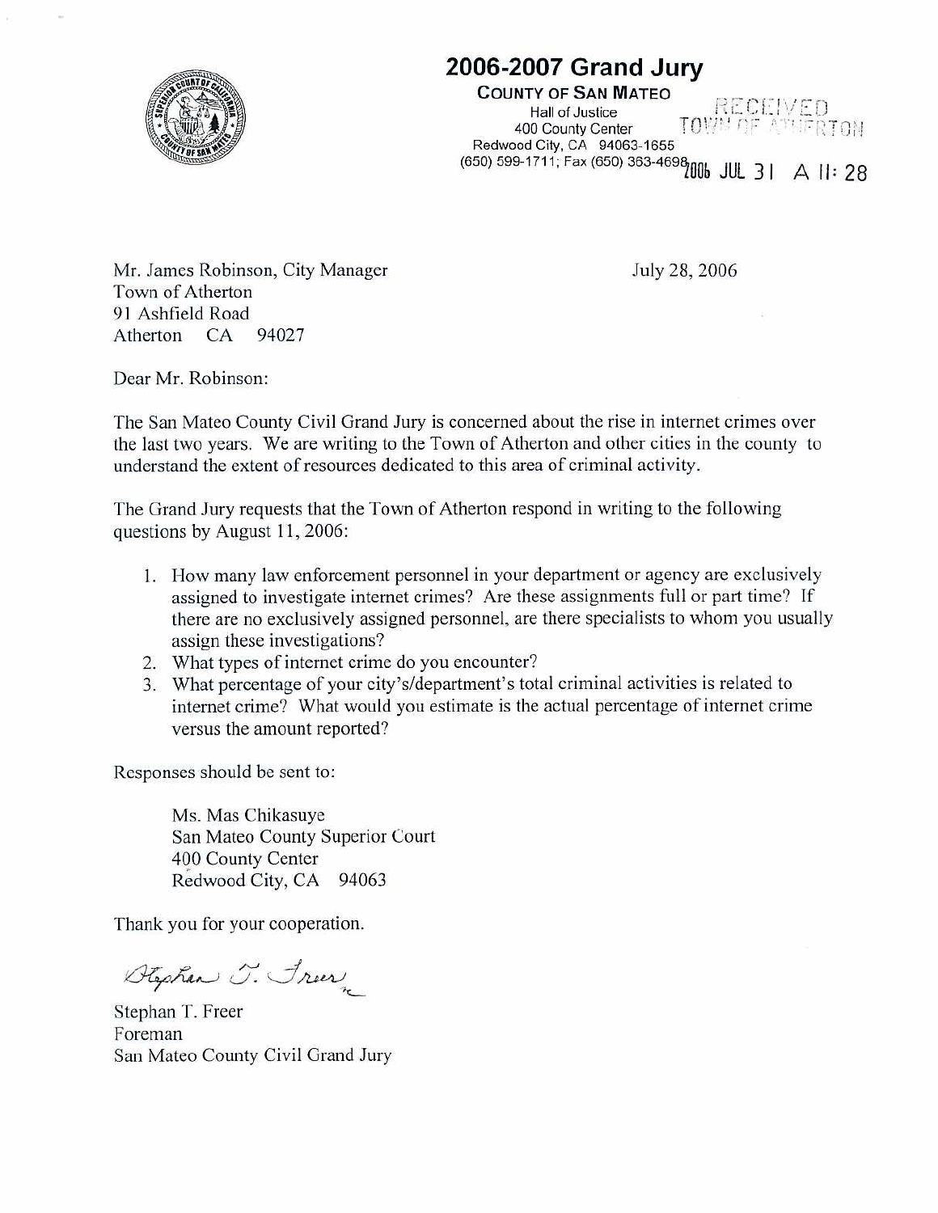# 2006-2007 Grand Jury

**COUNTY OF SAN MATEO**
Hall of Justice
400 County Center
Redwood City, CA 94063-1655
(650) 599-1711; Fax (650) 363-4698

RECEIVED
TOWN OF ATHERTON
2006 JUL 31 A 11: 28

Mr. James Robinson, City Manager
Town of Atherton
91 Ashfield Road
Atherton CA 94027

July 28, 2006

Dear Mr. Robinson:

The San Mateo County Civil Grand Jury is concerned about the rise in internet crimes over the last two years. We are writing to the Town of Atherton and other cities in the county to understand the extent of resources dedicated to this area of criminal activity.

The Grand Jury requests that the Town of Atherton respond in writing to the following questions by August 11, 2006:

1. How many law enforcement personnel in your department or agency are exclusively assigned to investigate internet crimes? Are these assignments full or part time? If there are no exclusively assigned personnel, are there specialists to whom you usually assign these investigations?
2. What types of internet crime do you encounter?
3. What percentage of your city's/department's total criminal activities is related to internet crime? What would you estimate is the actual percentage of internet crime versus the amount reported?

Responses should be sent to:

Ms. Mas Chikasuye
San Mateo County Superior Court
400 County Center
Redwood City, CA 94063

Thank you for your cooperation.

Stephan T. Freer

Stephan T. Freer
Foreman
San Mateo County Civil Grand Jury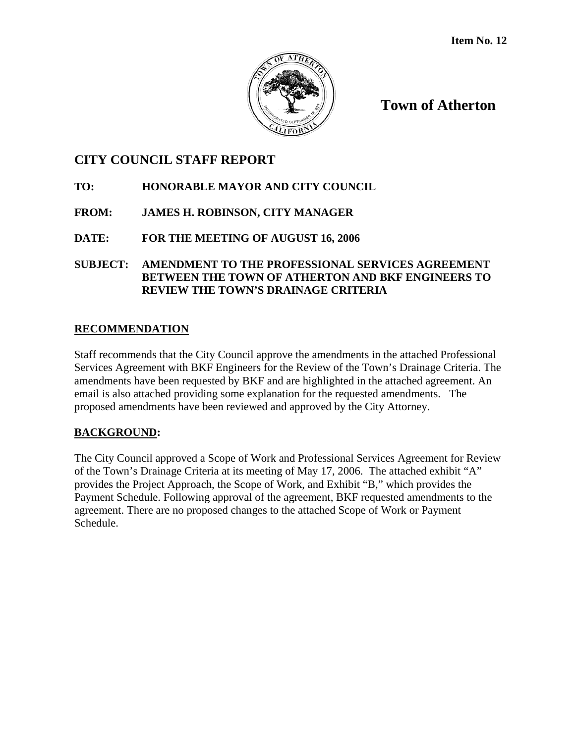Item No. 12

# Town of Atherton

## CITY COUNCIL STAFF REPORT

**TO:** HONORABLE MAYOR AND CITY COUNCIL

**FROM:** JAMES H. ROBINSON, CITY MANAGER

**DATE:** FOR THE MEETING OF AUGUST 16, 2006

**SUBJECT:** AMENDMENT TO THE PROFESSIONAL SERVICES AGREEMENT BETWEEN THE TOWN OF ATHERTON AND BKF ENGINEERS TO REVIEW THE TOWN'S DRAINAGE CRITERIA

### RECOMMENDATION

Staff recommends that the City Council approve the amendments in the attached Professional Services Agreement with BKF Engineers for the Review of the Town's Drainage Criteria. The amendments have been requested by BKF and are highlighted in the attached agreement. An email is also attached providing some explanation for the requested amendments. The proposed amendments have been reviewed and approved by the City Attorney.

### BACKGROUND:

The City Council approved a Scope of Work and Professional Services Agreement for Review of the Town's Drainage Criteria at its meeting of May 17, 2006. The attached exhibit "A" provides the Project Approach, the Scope of Work, and Exhibit "B," which provides the Payment Schedule. Following approval of the agreement, BKF requested amendments to the agreement. There are no proposed changes to the attached Scope of Work or Payment Schedule.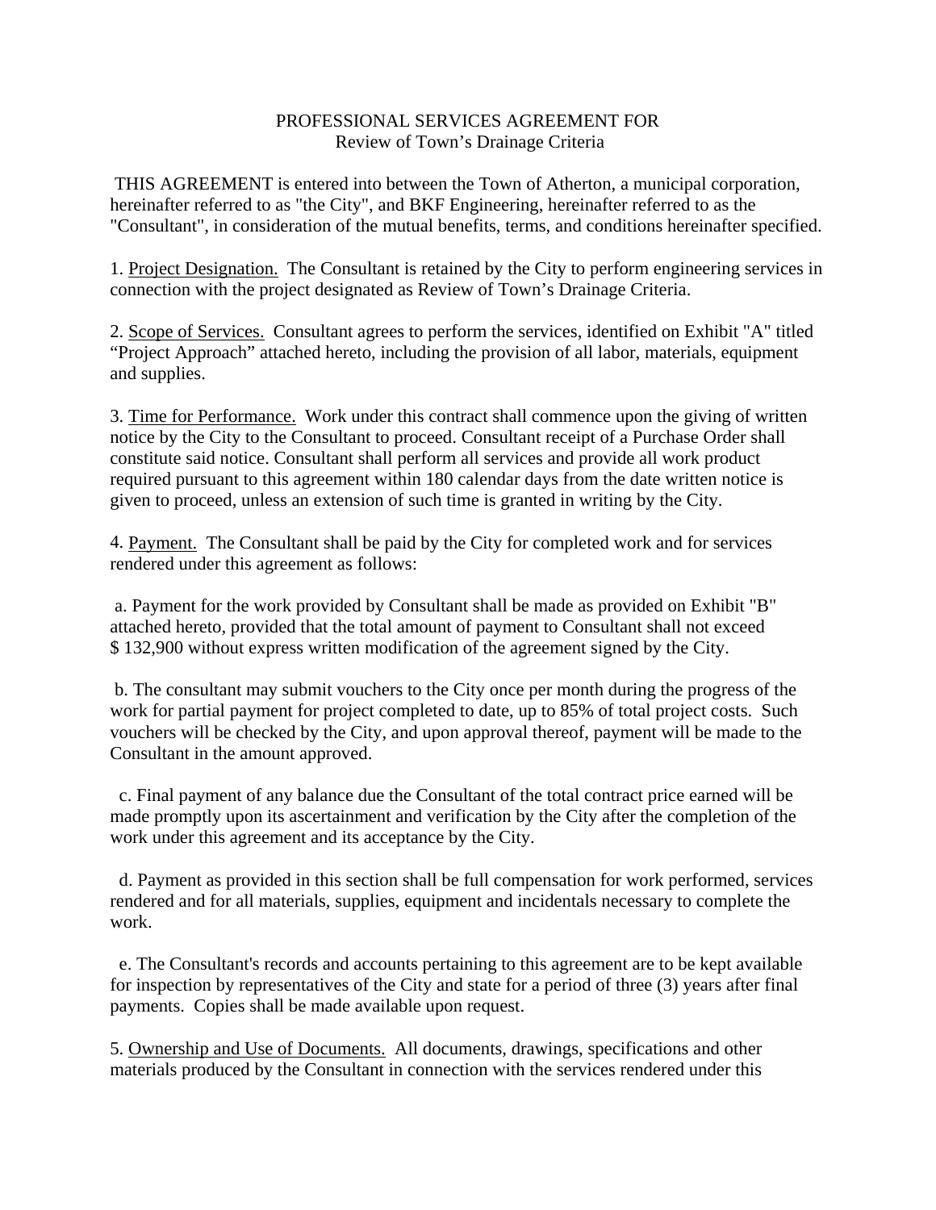PROFESSIONAL SERVICES AGREEMENT FOR
Review of Town's Drainage Criteria

THIS AGREEMENT is entered into between the Town of Atherton, a municipal corporation, hereinafter referred to as "the City", and BKF Engineering, hereinafter referred to as the "Consultant", in consideration of the mutual benefits, terms, and conditions hereinafter specified.

1. Project Designation. The Consultant is retained by the City to perform engineering services in connection with the project designated as Review of Town's Drainage Criteria.

2. Scope of Services. Consultant agrees to perform the services, identified on Exhibit "A" titled "Project Approach" attached hereto, including the provision of all labor, materials, equipment and supplies.

3. Time for Performance. Work under this contract shall commence upon the giving of written notice by the City to the Consultant to proceed. Consultant receipt of a Purchase Order shall constitute said notice. Consultant shall perform all services and provide all work product required pursuant to this agreement within 180 calendar days from the date written notice is given to proceed, unless an extension of such time is granted in writing by the City.

4. Payment. The Consultant shall be paid by the City for completed work and for services rendered under this agreement as follows:

a. Payment for the work provided by Consultant shall be made as provided on Exhibit "B" attached hereto, provided that the total amount of payment to Consultant shall not exceed $ 132,900 without express written modification of the agreement signed by the City.

b. The consultant may submit vouchers to the City once per month during the progress of the work for partial payment for project completed to date, up to 85% of total project costs. Such vouchers will be checked by the City, and upon approval thereof, payment will be made to the Consultant in the amount approved.

c. Final payment of any balance due the Consultant of the total contract price earned will be made promptly upon its ascertainment and verification by the City after the completion of the work under this agreement and its acceptance by the City.

d. Payment as provided in this section shall be full compensation for work performed, services rendered and for all materials, supplies, equipment and incidentals necessary to complete the work.

e. The Consultant's records and accounts pertaining to this agreement are to be kept available for inspection by representatives of the City and state for a period of three (3) years after final payments. Copies shall be made available upon request.

5. Ownership and Use of Documents. All documents, drawings, specifications and other materials produced by the Consultant in connection with the services rendered under this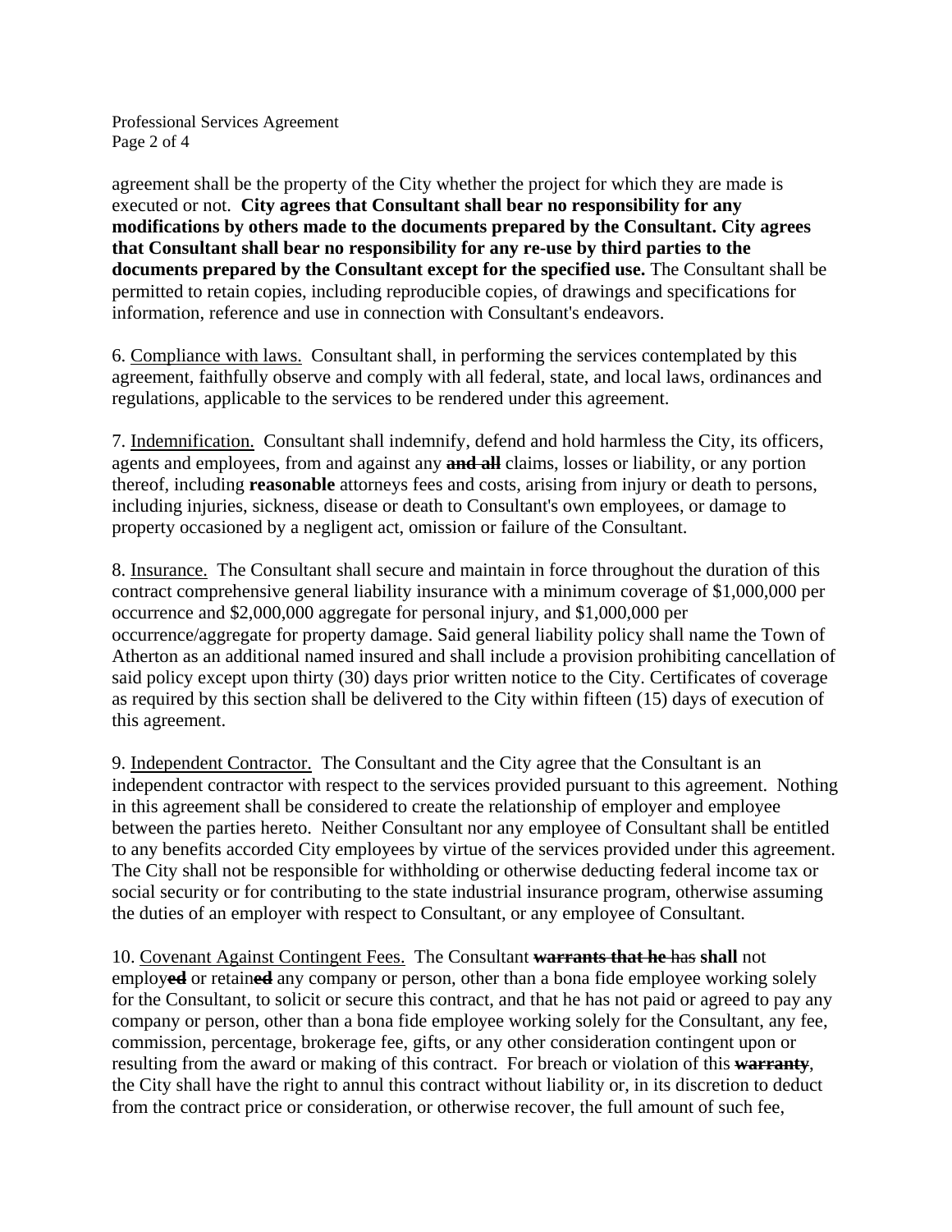agreement shall be the property of the City whether the project for which they are made is executed or not. **City agrees that Consultant shall bear no responsibility for any modifications by others made to the documents prepared by the Consultant. City agrees that Consultant shall bear no responsibility for any re-use by third parties to the documents prepared by the Consultant except for the specified use.** The Consultant shall be permitted to retain copies, including reproducible copies, of drawings and specifications for information, reference and use in connection with Consultant's endeavors.

6. Compliance with laws. Consultant shall, in performing the services contemplated by this agreement, faithfully observe and comply with all federal, state, and local laws, ordinances and regulations, applicable to the services to be rendered under this agreement.

7. Indemnification. Consultant shall indemnify, defend and hold harmless the City, its officers, agents and employees, from and against any **~~and all~~** claims, losses or liability, or any portion thereof, including **reasonable** attorneys fees and costs, arising from injury or death to persons, including injuries, sickness, disease or death to Consultant's own employees, or damage to property occasioned by a negligent act, omission or failure of the Consultant.

8. Insurance. The Consultant shall secure and maintain in force throughout the duration of this contract comprehensive general liability insurance with a minimum coverage of $1,000,000 per occurrence and $2,000,000 aggregate for personal injury, and $1,000,000 per occurrence/aggregate for property damage. Said general liability policy shall name the Town of Atherton as an additional named insured and shall include a provision prohibiting cancellation of said policy except upon thirty (30) days prior written notice to the City. Certificates of coverage as required by this section shall be delivered to the City within fifteen (15) days of execution of this agreement.

9. Independent Contractor. The Consultant and the City agree that the Consultant is an independent contractor with respect to the services provided pursuant to this agreement. Nothing in this agreement shall be considered to create the relationship of employer and employee between the parties hereto. Neither Consultant nor any employee of Consultant shall be entitled to any benefits accorded City employees by virtue of the services provided under this agreement. The City shall not be responsible for withholding or otherwise deducting federal income tax or social security or for contributing to the state industrial insurance program, otherwise assuming the duties of an employer with respect to Consultant, or any employee of Consultant.

10. Covenant Against Contingent Fees. The Consultant **~~warrants that he~~** ~~has~~ **shall** not employ**~~ed~~** or retain**~~ed~~** any company or person, other than a bona fide employee working solely for the Consultant, to solicit or secure this contract, and that he has not paid or agreed to pay any company or person, other than a bona fide employee working solely for the Consultant, any fee, commission, percentage, brokerage fee, gifts, or any other consideration contingent upon or resulting from the award or making of this contract. For breach or violation of this **~~warranty~~**, the City shall have the right to annul this contract without liability or, in its discretion to deduct from the contract price or consideration, or otherwise recover, the full amount of such fee,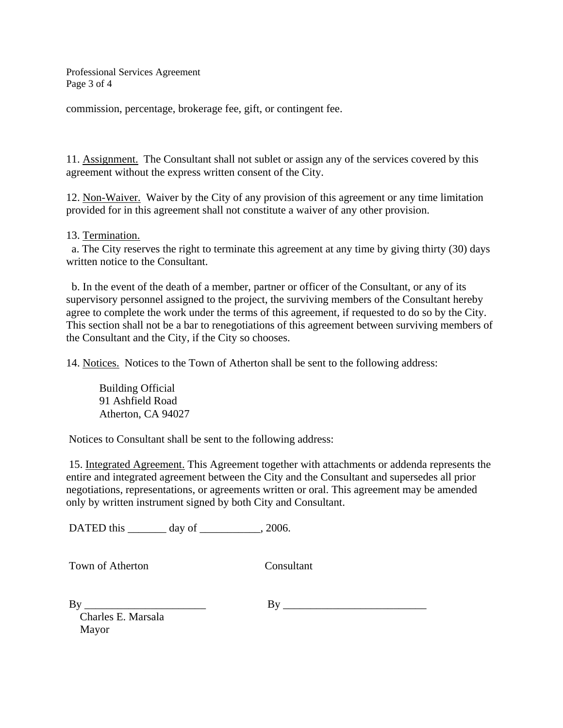commission, percentage, brokerage fee, gift, or contingent fee.

11. <u>Assignment.</u> The Consultant shall not sublet or assign any of the services covered by this agreement without the express written consent of the City.

12. <u>Non-Waiver.</u> Waiver by the City of any provision of this agreement or any time limitation provided for in this agreement shall not constitute a waiver of any other provision.

13. <u>Termination.</u>

a. The City reserves the right to terminate this agreement at any time by giving thirty (30) days written notice to the Consultant.

b. In the event of the death of a member, partner or officer of the Consultant, or any of its supervisory personnel assigned to the project, the surviving members of the Consultant hereby agree to complete the work under the terms of this agreement, if requested to do so by the City. This section shall not be a bar to renegotiations of this agreement between surviving members of the Consultant and the City, if the City so chooses.

14. <u>Notices.</u> Notices to the Town of Atherton shall be sent to the following address:

Building Official
91 Ashfield Road
Atherton, CA 94027

Notices to Consultant shall be sent to the following address:

15. <u>Integrated Agreement.</u> This Agreement together with attachments or addenda represents the entire and integrated agreement between the City and the Consultant and supersedes all prior negotiations, representations, or agreements written or oral. This agreement may be amended only by written instrument signed by both City and Consultant.

DATED this _______ day of ___________, 2006.

Town of Atherton

By ______________________
Charles E. Marsala
Mayor

Consultant

By __________________________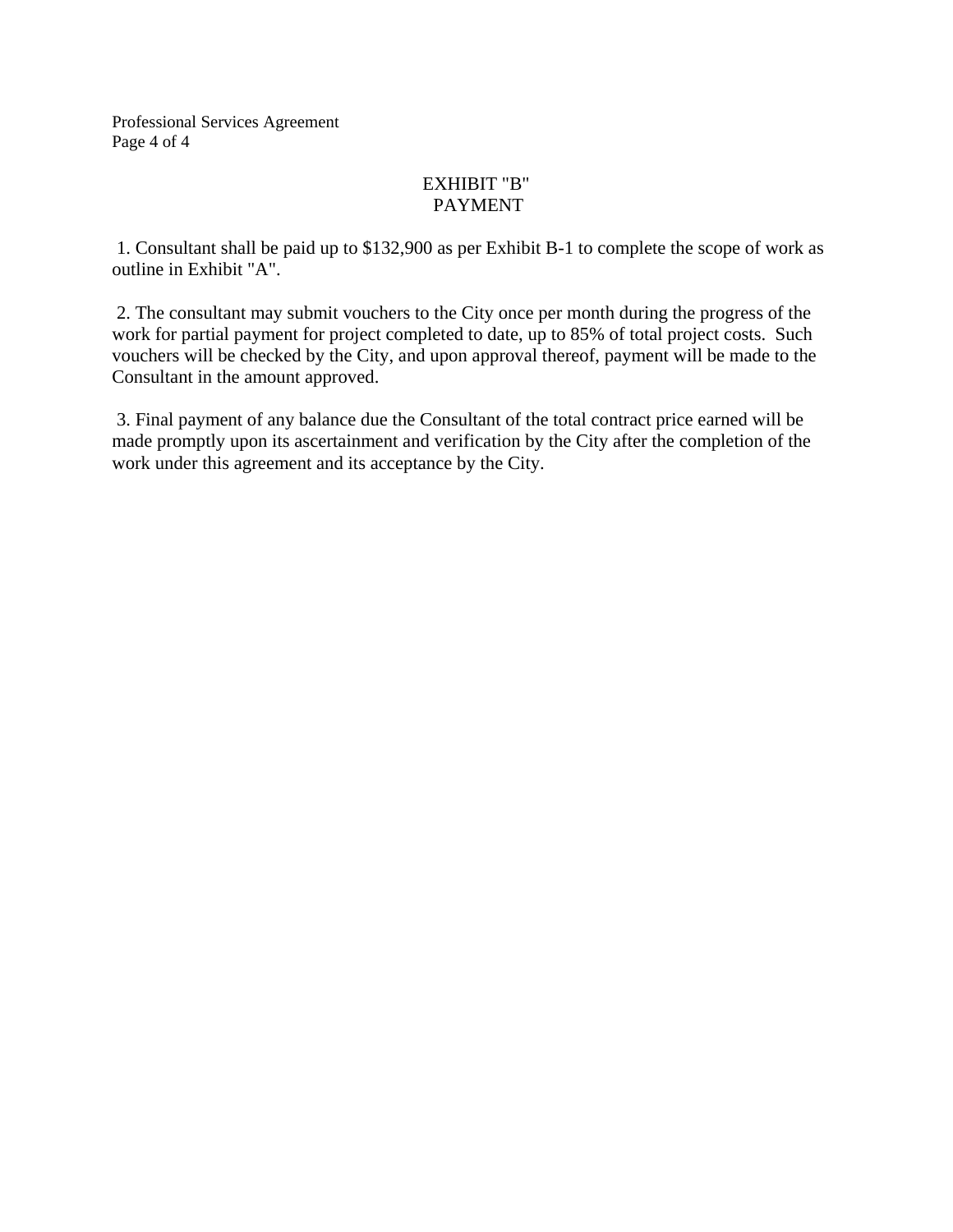# EXHIBIT "B"
## PAYMENT

1. Consultant shall be paid up to $132,900 as per Exhibit B-1 to complete the scope of work as outline in Exhibit "A".

2. The consultant may submit vouchers to the City once per month during the progress of the work for partial payment for project completed to date, up to 85% of total project costs. Such vouchers will be checked by the City, and upon approval thereof, payment will be made to the Consultant in the amount approved.

3. Final payment of any balance due the Consultant of the total contract price earned will be made promptly upon its ascertainment and verification by the City after the completion of the work under this agreement and its acceptance by the City.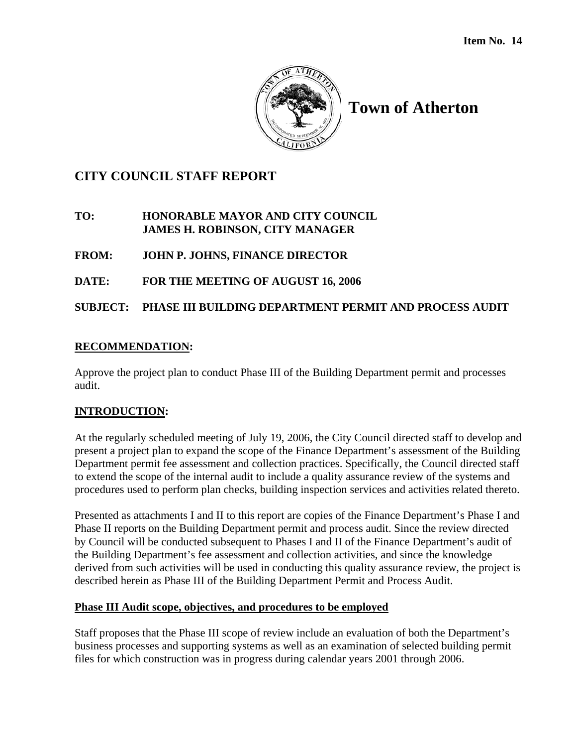**Item No. 14**

# Town of Atherton

## CITY COUNCIL STAFF REPORT

**TO:** **HONORABLE MAYOR AND CITY COUNCIL**
**JAMES H. ROBINSON, CITY MANAGER**

**FROM:** **JOHN P. JOHNS, FINANCE DIRECTOR**

**DATE:** **FOR THE MEETING OF AUGUST 16, 2006**

**SUBJECT:** **PHASE III BUILDING DEPARTMENT PERMIT AND PROCESS AUDIT**

### RECOMMENDATION:

Approve the project plan to conduct Phase III of the Building Department permit and processes audit.

### INTRODUCTION:

At the regularly scheduled meeting of July 19, 2006, the City Council directed staff to develop and present a project plan to expand the scope of the Finance Department's assessment of the Building Department permit fee assessment and collection practices. Specifically, the Council directed staff to extend the scope of the internal audit to include a quality assurance review of the systems and procedures used to perform plan checks, building inspection services and activities related thereto.

Presented as attachments I and II to this report are copies of the Finance Department's Phase I and Phase II reports on the Building Department permit and process audit. Since the review directed by Council will be conducted subsequent to Phases I and II of the Finance Department's audit of the Building Department's fee assessment and collection activities, and since the knowledge derived from such activities will be used in conducting this quality assurance review, the project is described herein as Phase III of the Building Department Permit and Process Audit.

#### Phase III Audit scope, objectives, and procedures to be employed

Staff proposes that the Phase III scope of review include an evaluation of both the Department's business processes and supporting systems as well as an examination of selected building permit files for which construction was in progress during calendar years 2001 through 2006.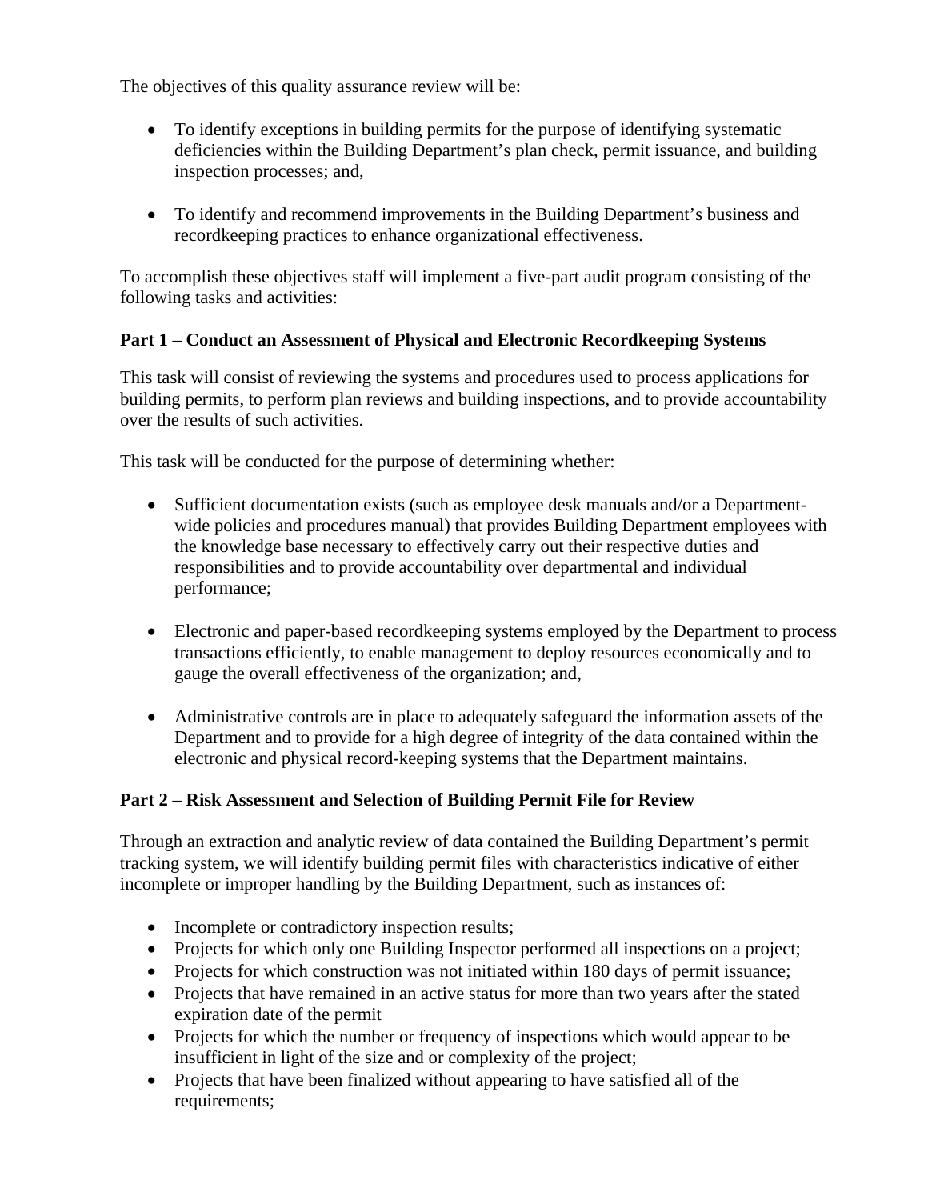The objectives of this quality assurance review will be:

- To identify exceptions in building permits for the purpose of identifying systematic deficiencies within the Building Department's plan check, permit issuance, and building inspection processes; and,

- To identify and recommend improvements in the Building Department's business and recordkeeping practices to enhance organizational effectiveness.

To accomplish these objectives staff will implement a five-part audit program consisting of the following tasks and activities:

**Part 1 – Conduct an Assessment of Physical and Electronic Recordkeeping Systems**

This task will consist of reviewing the systems and procedures used to process applications for building permits, to perform plan reviews and building inspections, and to provide accountability over the results of such activities.

This task will be conducted for the purpose of determining whether:

- Sufficient documentation exists (such as employee desk manuals and/or a Department-wide policies and procedures manual) that provides Building Department employees with the knowledge base necessary to effectively carry out their respective duties and responsibilities and to provide accountability over departmental and individual performance;

- Electronic and paper-based recordkeeping systems employed by the Department to process transactions efficiently, to enable management to deploy resources economically and to gauge the overall effectiveness of the organization; and,

- Administrative controls are in place to adequately safeguard the information assets of the Department and to provide for a high degree of integrity of the data contained within the electronic and physical record-keeping systems that the Department maintains.

**Part 2 – Risk Assessment and Selection of Building Permit File for Review**

Through an extraction and analytic review of data contained the Building Department's permit tracking system, we will identify building permit files with characteristics indicative of either incomplete or improper handling by the Building Department, such as instances of:

- Incomplete or contradictory inspection results;
- Projects for which only one Building Inspector performed all inspections on a project;
- Projects for which construction was not initiated within 180 days of permit issuance;
- Projects that have remained in an active status for more than two years after the stated expiration date of the permit
- Projects for which the number or frequency of inspections which would appear to be insufficient in light of the size and or complexity of the project;
- Projects that have been finalized without appearing to have satisfied all of the requirements;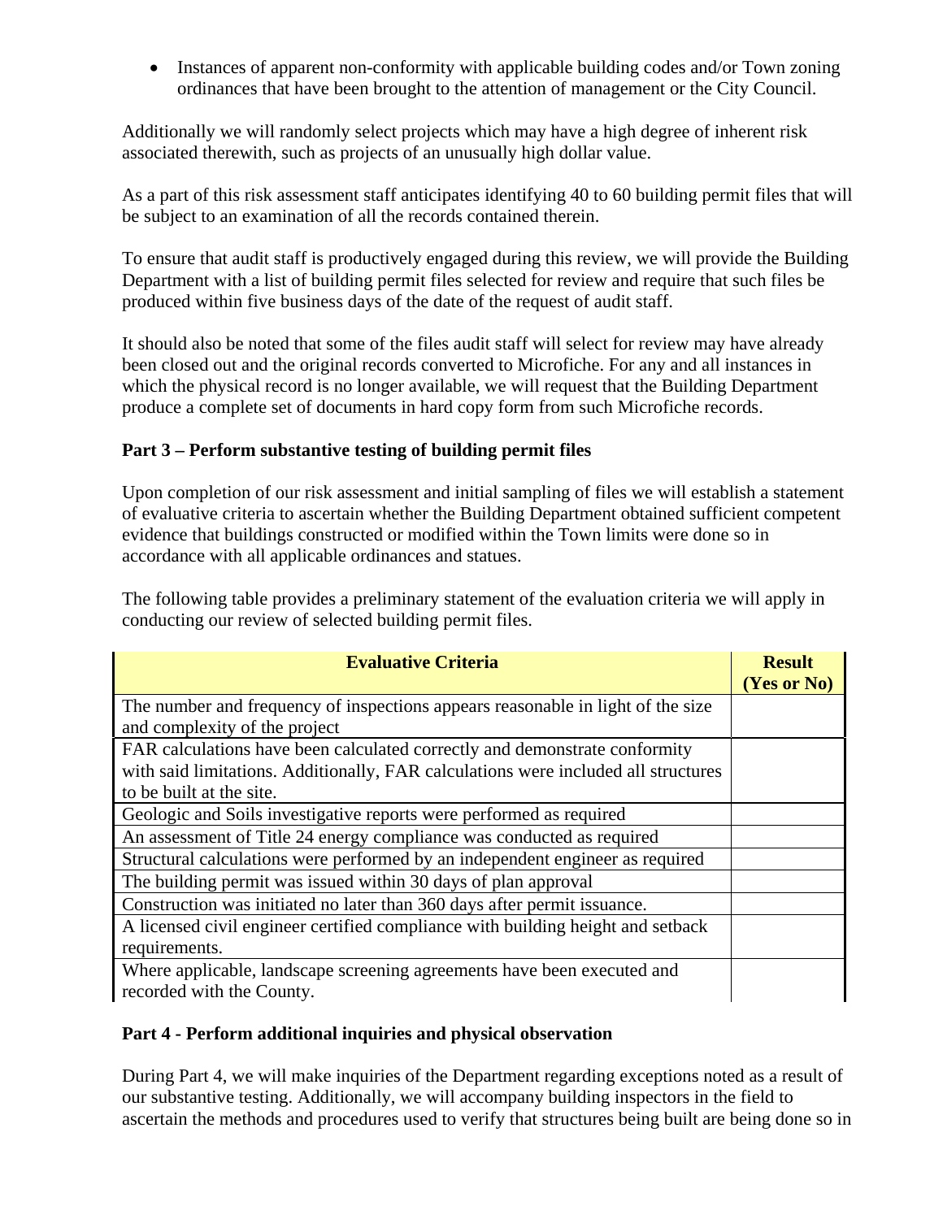- Instances of apparent non-conformity with applicable building codes and/or Town zoning ordinances that have been brought to the attention of management or the City Council.

Additionally we will randomly select projects which may have a high degree of inherent risk associated therewith, such as projects of an unusually high dollar value.

As a part of this risk assessment staff anticipates identifying 40 to 60 building permit files that will be subject to an examination of all the records contained therein.

To ensure that audit staff is productively engaged during this review, we will provide the Building Department with a list of building permit files selected for review and require that such files be produced within five business days of the date of the request of audit staff.

It should also be noted that some of the files audit staff will select for review may have already been closed out and the original records converted to Microfiche. For any and all instances in which the physical record is no longer available, we will request that the Building Department produce a complete set of documents in hard copy form from such Microfiche records.

**Part 3 – Perform substantive testing of building permit files**

Upon completion of our risk assessment and initial sampling of files we will establish a statement of evaluative criteria to ascertain whether the Building Department obtained sufficient competent evidence that buildings constructed or modified within the Town limits were done so in accordance with all applicable ordinances and statues.

The following table provides a preliminary statement of the evaluation criteria we will apply in conducting our review of selected building permit files.

| Evaluative Criteria | Result (Yes or No) |
|---|---|
| The number and frequency of inspections appears reasonable in light of the size and complexity of the project | |
| FAR calculations have been calculated correctly and demonstrate conformity with said limitations. Additionally, FAR calculations were included all structures to be built at the site. | |
| Geologic and Soils investigative reports were performed as required | |
| An assessment of Title 24 energy compliance was conducted as required | |
| Structural calculations were performed by an independent engineer as required | |
| The building permit was issued within 30 days of plan approval | |
| Construction was initiated no later than 360 days after permit issuance. | |
| A licensed civil engineer certified compliance with building height and setback requirements. | |
| Where applicable, landscape screening agreements have been executed and recorded with the County. | |

**Part 4 - Perform additional inquiries and physical observation**

During Part 4, we will make inquiries of the Department regarding exceptions noted as a result of our substantive testing. Additionally, we will accompany building inspectors in the field to ascertain the methods and procedures used to verify that structures being built are being done so in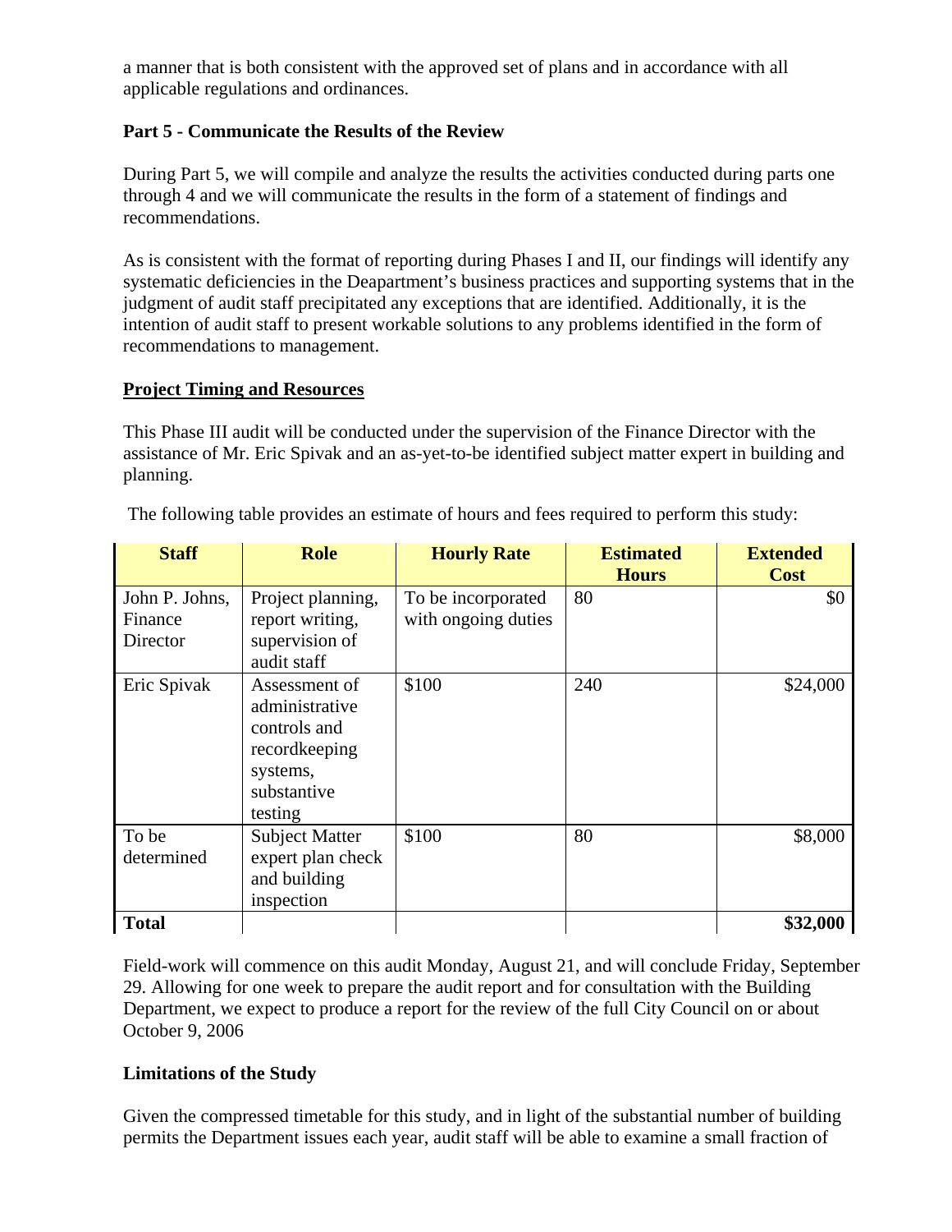a manner that is both consistent with the approved set of plans and in accordance with all applicable regulations and ordinances.

**Part 5 - Communicate the Results of the Review**

During Part 5, we will compile and analyze the results the activities conducted during parts one through 4 and we will communicate the results in the form of a statement of findings and recommendations.

As is consistent with the format of reporting during Phases I and II, our findings will identify any systematic deficiencies in the Deapartment's business practices and supporting systems that in the judgment of audit staff precipitated any exceptions that are identified. Additionally, it is the intention of audit staff to present workable solutions to any problems identified in the form of recommendations to management.

**Project Timing and Resources**

This Phase III audit will be conducted under the supervision of the Finance Director with the assistance of Mr. Eric Spivak and an as-yet-to-be identified subject matter expert in building and planning.

The following table provides an estimate of hours and fees required to perform this study:

| Staff | Role | Hourly Rate | Estimated Hours | Extended Cost |
|---|---|---|---|---|
| John P. Johns, Finance Director | Project planning, report writing, supervision of audit staff | To be incorporated with ongoing duties | 80 | $0 |
| Eric Spivak | Assessment of administrative controls and recordkeeping systems, substantive testing | $100 | 240 | $24,000 |
| To be determined | Subject Matter expert plan check and building inspection | $100 | 80 | $8,000 |
| **Total** | | | | **$32,000** |

Field-work will commence on this audit Monday, August 21, and will conclude Friday, September 29. Allowing for one week to prepare the audit report and for consultation with the Building Department, we expect to produce a report for the review of the full City Council on or about October 9, 2006

**Limitations of the Study**

Given the compressed timetable for this study, and in light of the substantial number of building permits the Department issues each year, audit staff will be able to examine a small fraction of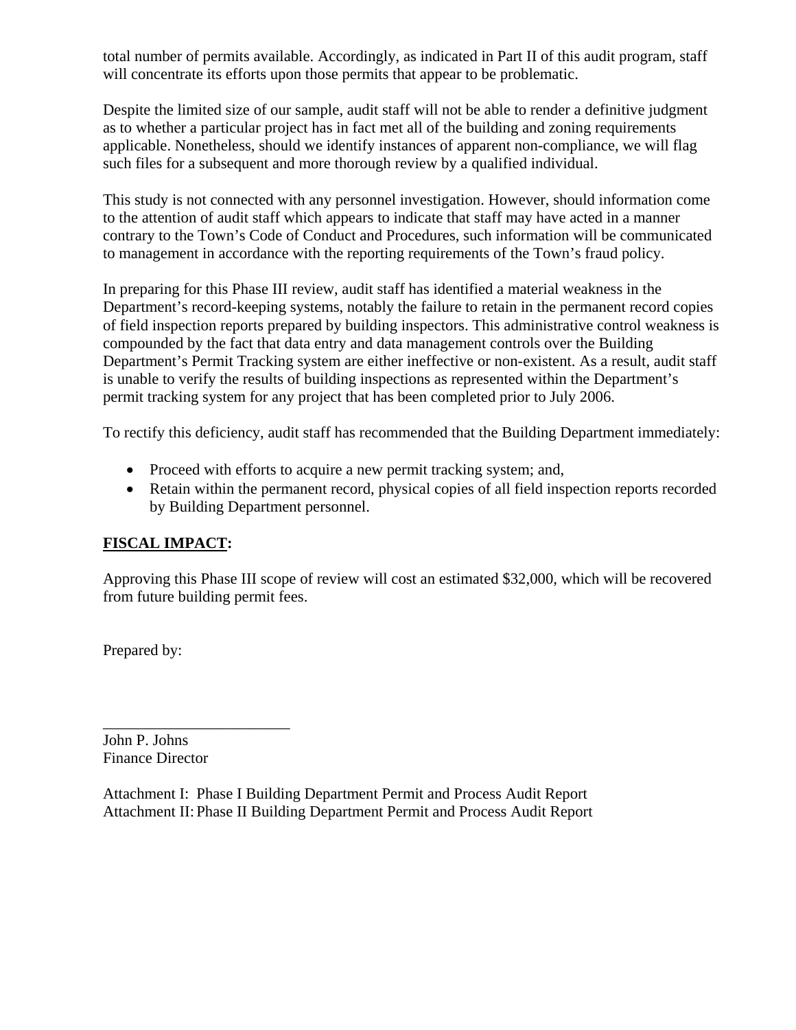total number of permits available. Accordingly, as indicated in Part II of this audit program, staff will concentrate its efforts upon those permits that appear to be problematic.

Despite the limited size of our sample, audit staff will not be able to render a definitive judgment as to whether a particular project has in fact met all of the building and zoning requirements applicable. Nonetheless, should we identify instances of apparent non-compliance, we will flag such files for a subsequent and more thorough review by a qualified individual.

This study is not connected with any personnel investigation. However, should information come to the attention of audit staff which appears to indicate that staff may have acted in a manner contrary to the Town's Code of Conduct and Procedures, such information will be communicated to management in accordance with the reporting requirements of the Town's fraud policy.

In preparing for this Phase III review, audit staff has identified a material weakness in the Department's record-keeping systems, notably the failure to retain in the permanent record copies of field inspection reports prepared by building inspectors. This administrative control weakness is compounded by the fact that data entry and data management controls over the Building Department's Permit Tracking system are either ineffective or non-existent. As a result, audit staff is unable to verify the results of building inspections as represented within the Department's permit tracking system for any project that has been completed prior to July 2006.

To rectify this deficiency, audit staff has recommended that the Building Department immediately:

- Proceed with efforts to acquire a new permit tracking system; and,
- Retain within the permanent record, physical copies of all field inspection reports recorded by Building Department personnel.

**<u>FISCAL IMPACT</u>:**

Approving this Phase III scope of review will cost an estimated $32,000, which will be recovered from future building permit fees.

Prepared by:

\_\_\_\_\_\_\_\_\_\_\_\_\_\_\_\_\_\_\_\_\_\_\_\_

John P. Johns
Finance Director

Attachment I: Phase I Building Department Permit and Process Audit Report
Attachment II: Phase II Building Department Permit and Process Audit Report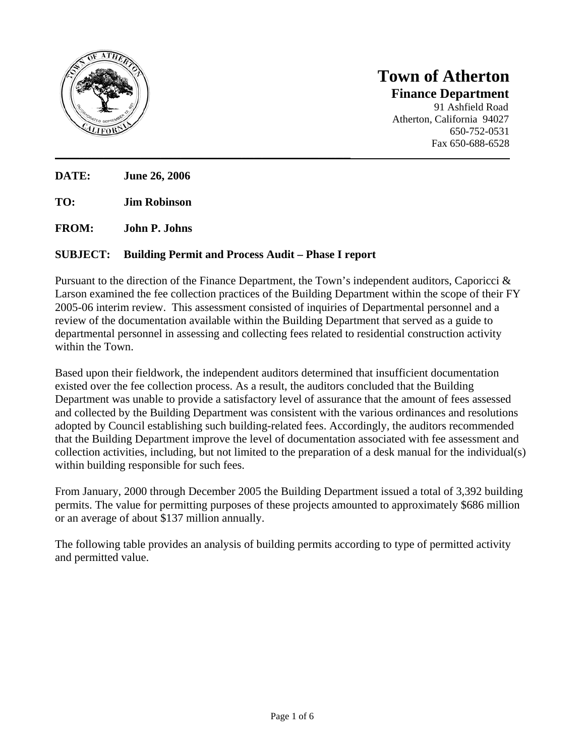# Town of Atherton

## Finance Department

91 Ashfield Road
Atherton, California 94027
650-752-0531
Fax 650-688-6528

---

**DATE:** **June 26, 2006**

**TO:** **Jim Robinson**

**FROM:** **John P. Johns**

**SUBJECT:** **Building Permit and Process Audit – Phase I report**

Pursuant to the direction of the Finance Department, the Town's independent auditors, Caporicci & Larson examined the fee collection practices of the Building Department within the scope of their FY 2005-06 interim review. This assessment consisted of inquiries of Departmental personnel and a review of the documentation available within the Building Department that served as a guide to departmental personnel in assessing and collecting fees related to residential construction activity within the Town.

Based upon their fieldwork, the independent auditors determined that insufficient documentation existed over the fee collection process. As a result, the auditors concluded that the Building Department was unable to provide a satisfactory level of assurance that the amount of fees assessed and collected by the Building Department was consistent with the various ordinances and resolutions adopted by Council establishing such building-related fees. Accordingly, the auditors recommended that the Building Department improve the level of documentation associated with fee assessment and collection activities, including, but not limited to the preparation of a desk manual for the individual(s) within building responsible for such fees.

From January, 2000 through December 2005 the Building Department issued a total of 3,392 building permits. The value for permitting purposes of these projects amounted to approximately $686 million or an average of about $137 million annually.

The following table provides an analysis of building permits according to type of permitted activity and permitted value.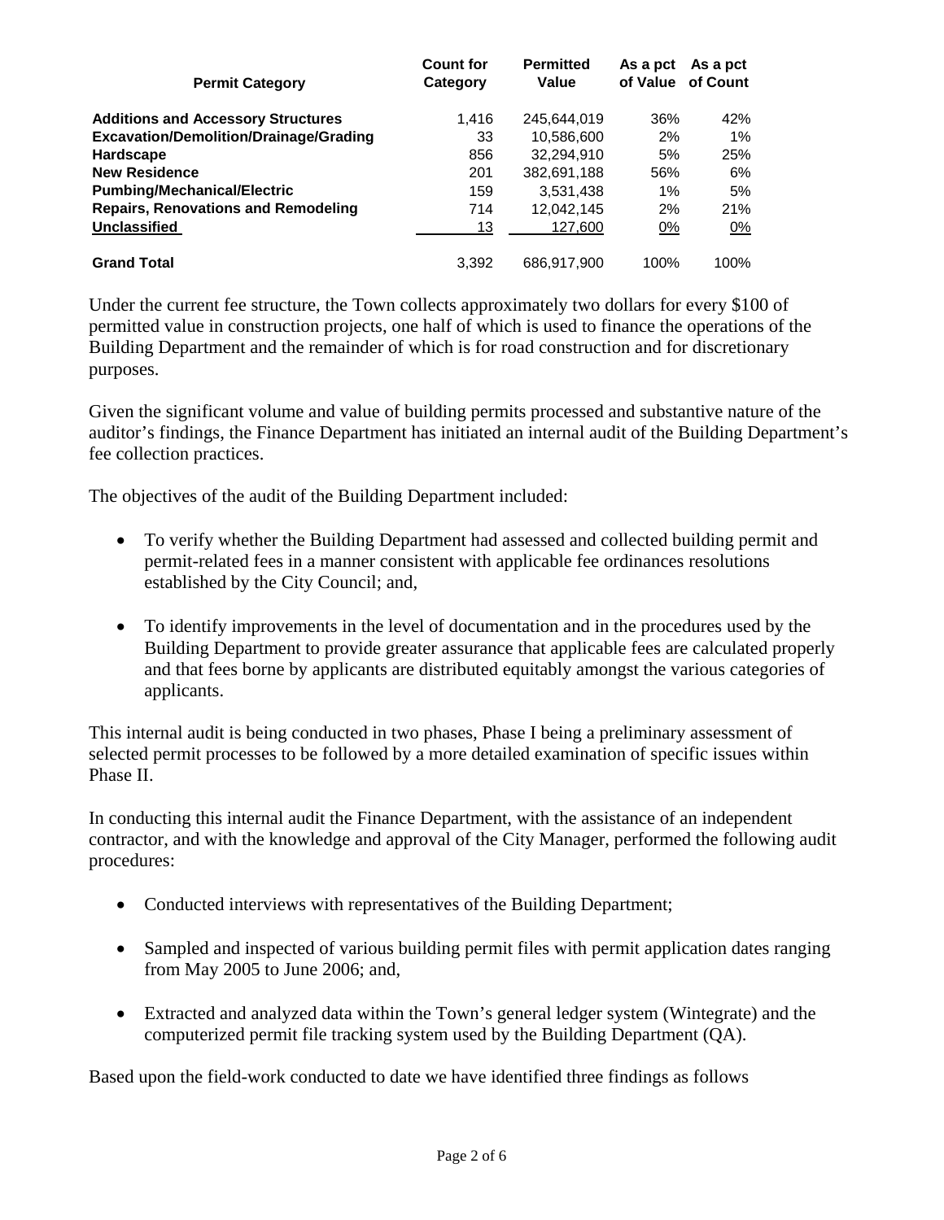| Permit Category | Count for Category | Permitted Value | As a pct of Value | As a pct of Count |
|---|---|---|---|---|
| **Additions and Accessory Structures** | 1,416 | 245,644,019 | 36% | 42% |
| **Excavation/Demolition/Drainage/Grading** | 33 | 10,586,600 | 2% | 1% |
| **Hardscape** | 856 | 32,294,910 | 5% | 25% |
| **New Residence** | 201 | 382,691,188 | 56% | 6% |
| **Pumbing/Mechanical/Electric** | 159 | 3,531,438 | 1% | 5% |
| **Repairs, Renovations and Remodeling** | 714 | 12,042,145 | 2% | 21% |
| **Unclassified** | 13 | 127,600 | 0% | 0% |
| **Grand Total** | 3,392 | 686,917,900 | 100% | 100% |

Under the current fee structure, the Town collects approximately two dollars for every $100 of permitted value in construction projects, one half of which is used to finance the operations of the Building Department and the remainder of which is for road construction and for discretionary purposes.

Given the significant volume and value of building permits processed and substantive nature of the auditor's findings, the Finance Department has initiated an internal audit of the Building Department's fee collection practices.

The objectives of the audit of the Building Department included:

- To verify whether the Building Department had assessed and collected building permit and permit-related fees in a manner consistent with applicable fee ordinances resolutions established by the City Council; and,

- To identify improvements in the level of documentation and in the procedures used by the Building Department to provide greater assurance that applicable fees are calculated properly and that fees borne by applicants are distributed equitably amongst the various categories of applicants.

This internal audit is being conducted in two phases, Phase I being a preliminary assessment of selected permit processes to be followed by a more detailed examination of specific issues within Phase II.

In conducting this internal audit the Finance Department, with the assistance of an independent contractor, and with the knowledge and approval of the City Manager, performed the following audit procedures:

- Conducted interviews with representatives of the Building Department;

- Sampled and inspected of various building permit files with permit application dates ranging from May 2005 to June 2006; and,

- Extracted and analyzed data within the Town's general ledger system (Wintegrate) and the computerized permit file tracking system used by the Building Department (QA).

Based upon the field-work conducted to date we have identified three findings as follows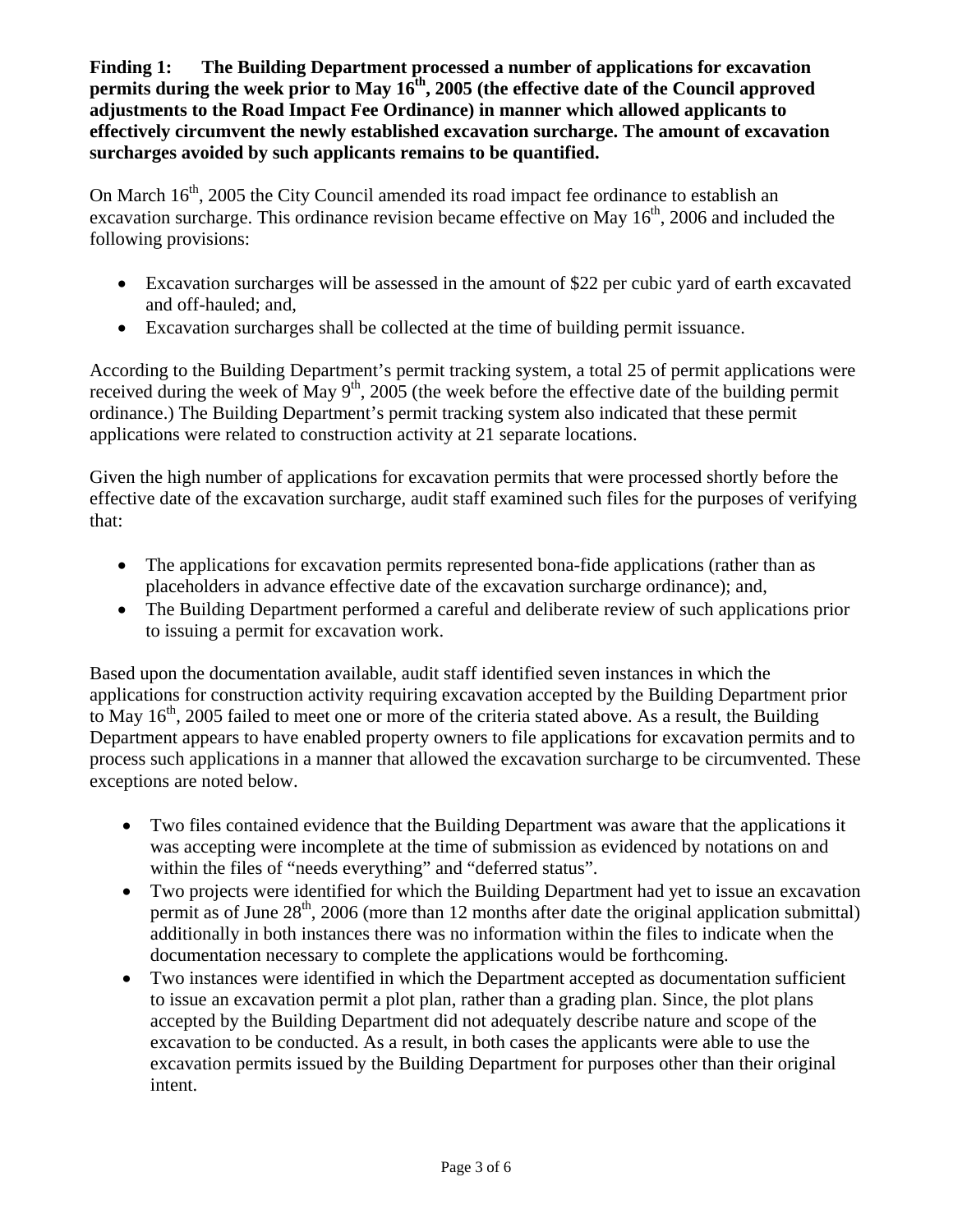**Finding 1: The Building Department processed a number of applications for excavation permits during the week prior to May 16th, 2005 (the effective date of the Council approved adjustments to the Road Impact Fee Ordinance) in manner which allowed applicants to effectively circumvent the newly established excavation surcharge. The amount of excavation surcharges avoided by such applicants remains to be quantified.**

On March 16th, 2005 the City Council amended its road impact fee ordinance to establish an excavation surcharge. This ordinance revision became effective on May 16th, 2006 and included the following provisions:

- Excavation surcharges will be assessed in the amount of $22 per cubic yard of earth excavated and off-hauled; and,
- Excavation surcharges shall be collected at the time of building permit issuance.

According to the Building Department's permit tracking system, a total 25 of permit applications were received during the week of May 9th, 2005 (the week before the effective date of the building permit ordinance.) The Building Department's permit tracking system also indicated that these permit applications were related to construction activity at 21 separate locations.

Given the high number of applications for excavation permits that were processed shortly before the effective date of the excavation surcharge, audit staff examined such files for the purposes of verifying that:

- The applications for excavation permits represented bona-fide applications (rather than as placeholders in advance effective date of the excavation surcharge ordinance); and,
- The Building Department performed a careful and deliberate review of such applications prior to issuing a permit for excavation work.

Based upon the documentation available, audit staff identified seven instances in which the applications for construction activity requiring excavation accepted by the Building Department prior to May 16th, 2005 failed to meet one or more of the criteria stated above. As a result, the Building Department appears to have enabled property owners to file applications for excavation permits and to process such applications in a manner that allowed the excavation surcharge to be circumvented. These exceptions are noted below.

- Two files contained evidence that the Building Department was aware that the applications it was accepting were incomplete at the time of submission as evidenced by notations on and within the files of "needs everything" and "deferred status".
- Two projects were identified for which the Building Department had yet to issue an excavation permit as of June 28th, 2006 (more than 12 months after date the original application submittal) additionally in both instances there was no information within the files to indicate when the documentation necessary to complete the applications would be forthcoming.
- Two instances were identified in which the Department accepted as documentation sufficient to issue an excavation permit a plot plan, rather than a grading plan. Since, the plot plans accepted by the Building Department did not adequately describe nature and scope of the excavation to be conducted. As a result, in both cases the applicants were able to use the excavation permits issued by the Building Department for purposes other than their original intent.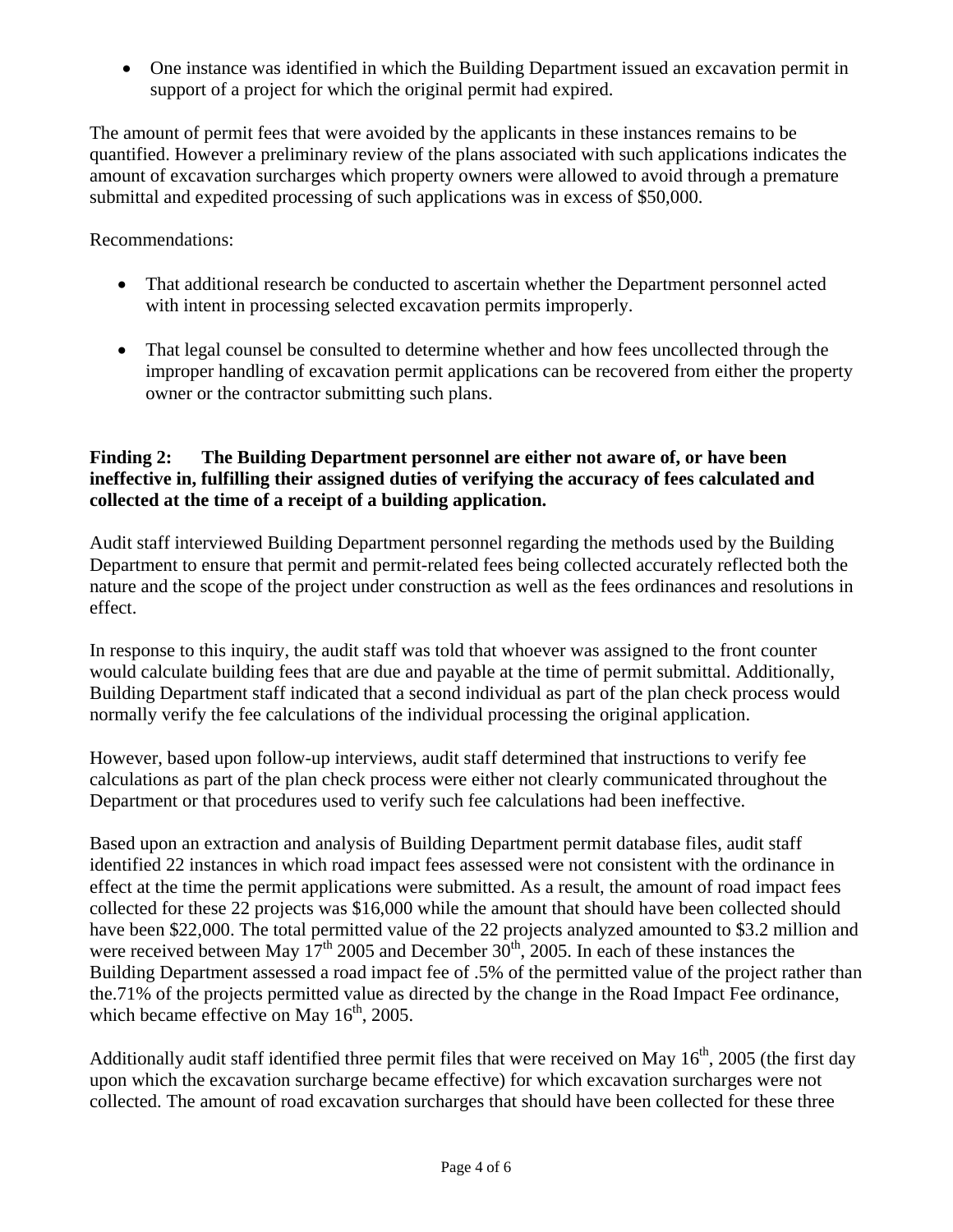- One instance was identified in which the Building Department issued an excavation permit in support of a project for which the original permit had expired.

The amount of permit fees that were avoided by the applicants in these instances remains to be quantified. However a preliminary review of the plans associated with such applications indicates the amount of excavation surcharges which property owners were allowed to avoid through a premature submittal and expedited processing of such applications was in excess of $50,000.

Recommendations:

- That additional research be conducted to ascertain whether the Department personnel acted with intent in processing selected excavation permits improperly.
- That legal counsel be consulted to determine whether and how fees uncollected through the improper handling of excavation permit applications can be recovered from either the property owner or the contractor submitting such plans.

**Finding 2: The Building Department personnel are either not aware of, or have been ineffective in, fulfilling their assigned duties of verifying the accuracy of fees calculated and collected at the time of a receipt of a building application.**

Audit staff interviewed Building Department personnel regarding the methods used by the Building Department to ensure that permit and permit-related fees being collected accurately reflected both the nature and the scope of the project under construction as well as the fees ordinances and resolutions in effect.

In response to this inquiry, the audit staff was told that whoever was assigned to the front counter would calculate building fees that are due and payable at the time of permit submittal. Additionally, Building Department staff indicated that a second individual as part of the plan check process would normally verify the fee calculations of the individual processing the original application.

However, based upon follow-up interviews, audit staff determined that instructions to verify fee calculations as part of the plan check process were either not clearly communicated throughout the Department or that procedures used to verify such fee calculations had been ineffective.

Based upon an extraction and analysis of Building Department permit database files, audit staff identified 22 instances in which road impact fees assessed were not consistent with the ordinance in effect at the time the permit applications were submitted. As a result, the amount of road impact fees collected for these 22 projects was $16,000 while the amount that should have been collected should have been $22,000. The total permitted value of the 22 projects analyzed amounted to $3.2 million and were received between May 17th 2005 and December 30th, 2005. In each of these instances the Building Department assessed a road impact fee of .5% of the permitted value of the project rather than the.71% of the projects permitted value as directed by the change in the Road Impact Fee ordinance, which became effective on May 16th, 2005.

Additionally audit staff identified three permit files that were received on May 16th, 2005 (the first day upon which the excavation surcharge became effective) for which excavation surcharges were not collected. The amount of road excavation surcharges that should have been collected for these three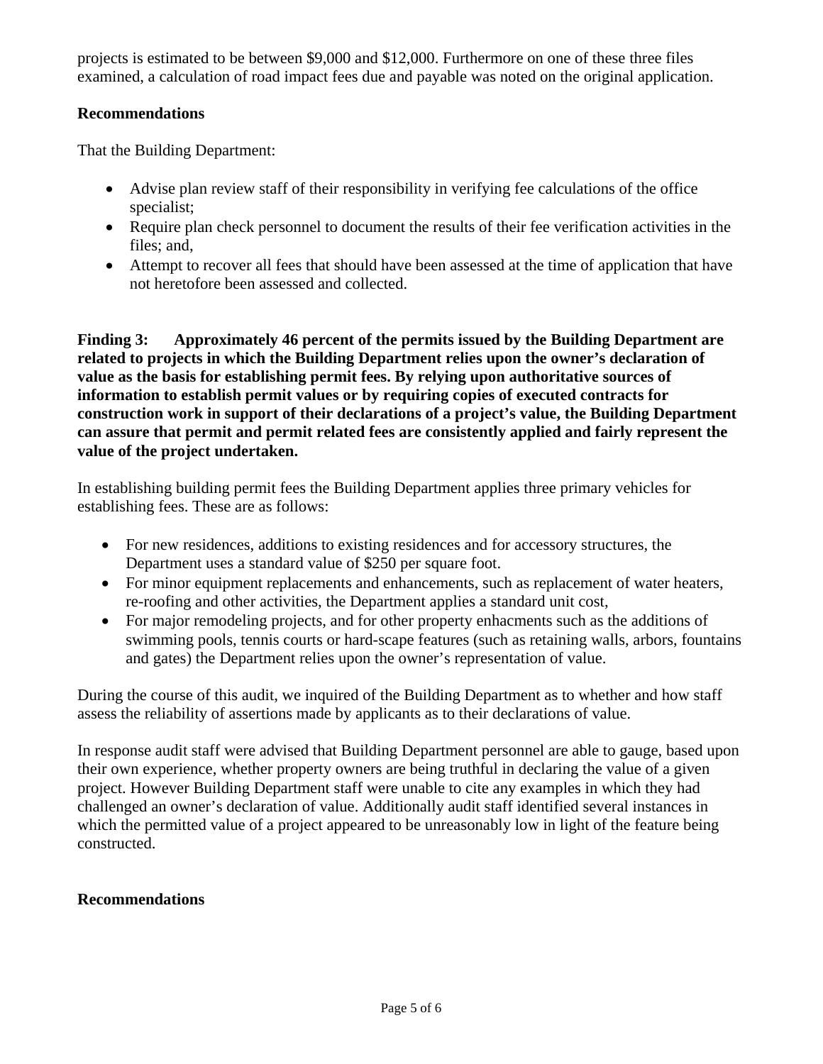projects is estimated to be between $9,000 and $12,000. Furthermore on one of these three files examined, a calculation of road impact fees due and payable was noted on the original application.

**Recommendations**

That the Building Department:

- Advise plan review staff of their responsibility in verifying fee calculations of the office specialist;
- Require plan check personnel to document the results of their fee verification activities in the files; and,
- Attempt to recover all fees that should have been assessed at the time of application that have not heretofore been assessed and collected.

**Finding 3: Approximately 46 percent of the permits issued by the Building Department are related to projects in which the Building Department relies upon the owner's declaration of value as the basis for establishing permit fees. By relying upon authoritative sources of information to establish permit values or by requiring copies of executed contracts for construction work in support of their declarations of a project's value, the Building Department can assure that permit and permit related fees are consistently applied and fairly represent the value of the project undertaken.**

In establishing building permit fees the Building Department applies three primary vehicles for establishing fees. These are as follows:

- For new residences, additions to existing residences and for accessory structures, the Department uses a standard value of $250 per square foot.
- For minor equipment replacements and enhancements, such as replacement of water heaters, re-roofing and other activities, the Department applies a standard unit cost,
- For major remodeling projects, and for other property enhacments such as the additions of swimming pools, tennis courts or hard-scape features (such as retaining walls, arbors, fountains and gates) the Department relies upon the owner's representation of value.

During the course of this audit, we inquired of the Building Department as to whether and how staff assess the reliability of assertions made by applicants as to their declarations of value.

In response audit staff were advised that Building Department personnel are able to gauge, based upon their own experience, whether property owners are being truthful in declaring the value of a given project. However Building Department staff were unable to cite any examples in which they had challenged an owner's declaration of value. Additionally audit staff identified several instances in which the permitted value of a project appeared to be unreasonably low in light of the feature being constructed.

**Recommendations**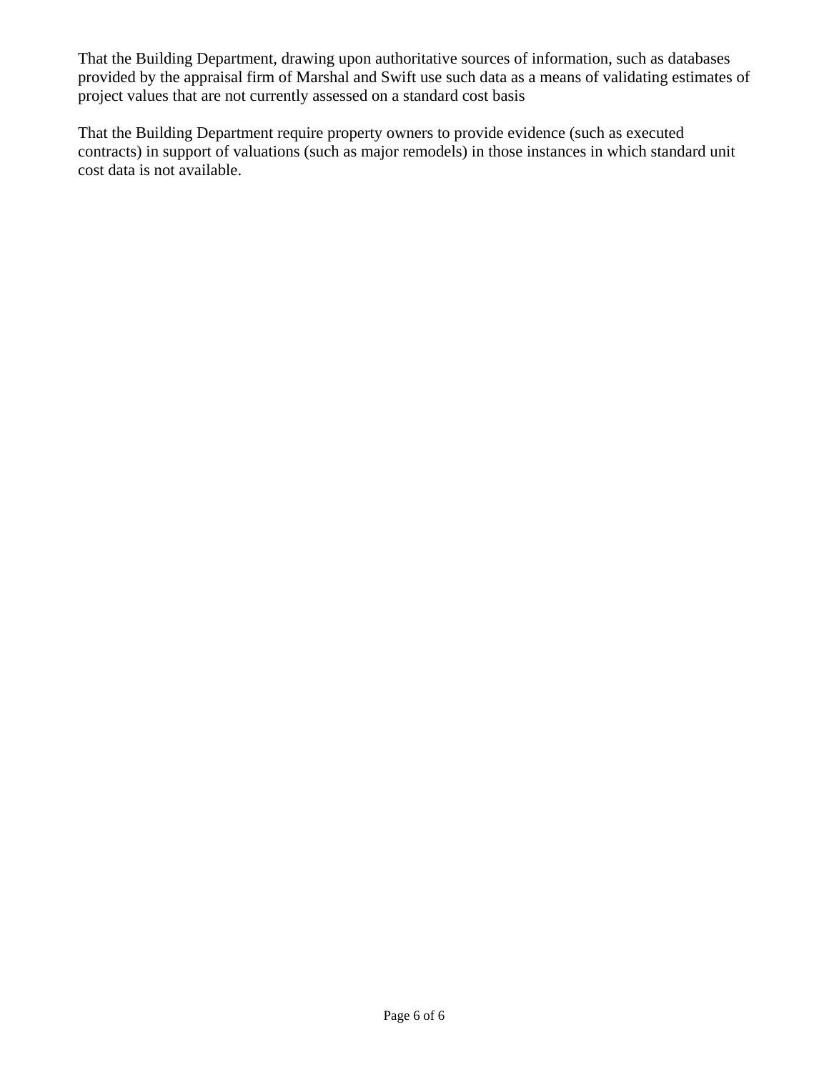That the Building Department, drawing upon authoritative sources of information, such as databases provided by the appraisal firm of Marshal and Swift use such data as a means of validating estimates of project values that are not currently assessed on a standard cost basis

That the Building Department require property owners to provide evidence (such as executed contracts) in support of valuations (such as major remodels) in those instances in which standard unit cost data is not available.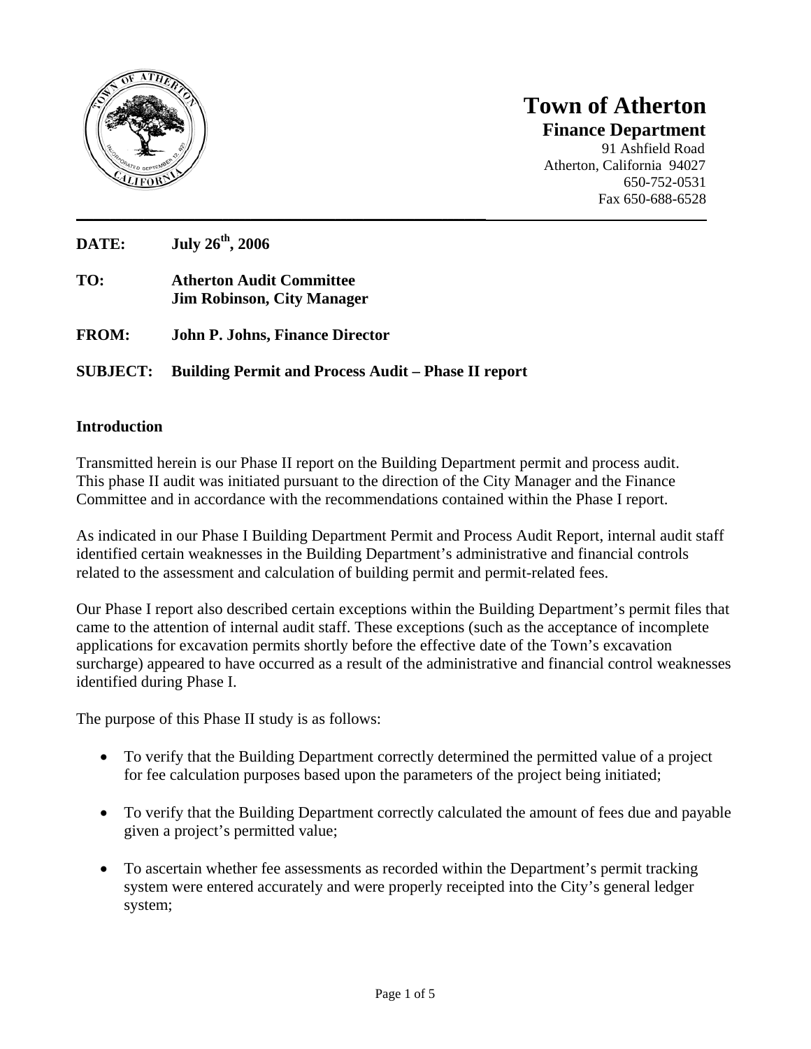# Town of Atherton

**Finance Department**

91 Ashfield Road
Atherton, California 94027
650-752-0531
Fax 650-688-6528

---

**DATE:** **July 26th, 2006**

**TO:** **Atherton Audit Committee**
**Jim Robinson, City Manager**

**FROM:** **John P. Johns, Finance Director**

**SUBJECT:** **Building Permit and Process Audit – Phase II report**

## Introduction

Transmitted herein is our Phase II report on the Building Department permit and process audit. This phase II audit was initiated pursuant to the direction of the City Manager and the Finance Committee and in accordance with the recommendations contained within the Phase I report.

As indicated in our Phase I Building Department Permit and Process Audit Report, internal audit staff identified certain weaknesses in the Building Department's administrative and financial controls related to the assessment and calculation of building permit and permit-related fees.

Our Phase I report also described certain exceptions within the Building Department's permit files that came to the attention of internal audit staff. These exceptions (such as the acceptance of incomplete applications for excavation permits shortly before the effective date of the Town's excavation surcharge) appeared to have occurred as a result of the administrative and financial control weaknesses identified during Phase I.

The purpose of this Phase II study is as follows:

- To verify that the Building Department correctly determined the permitted value of a project for fee calculation purposes based upon the parameters of the project being initiated;
- To verify that the Building Department correctly calculated the amount of fees due and payable given a project's permitted value;
- To ascertain whether fee assessments as recorded within the Department's permit tracking system were entered accurately and were properly receipted into the City's general ledger system;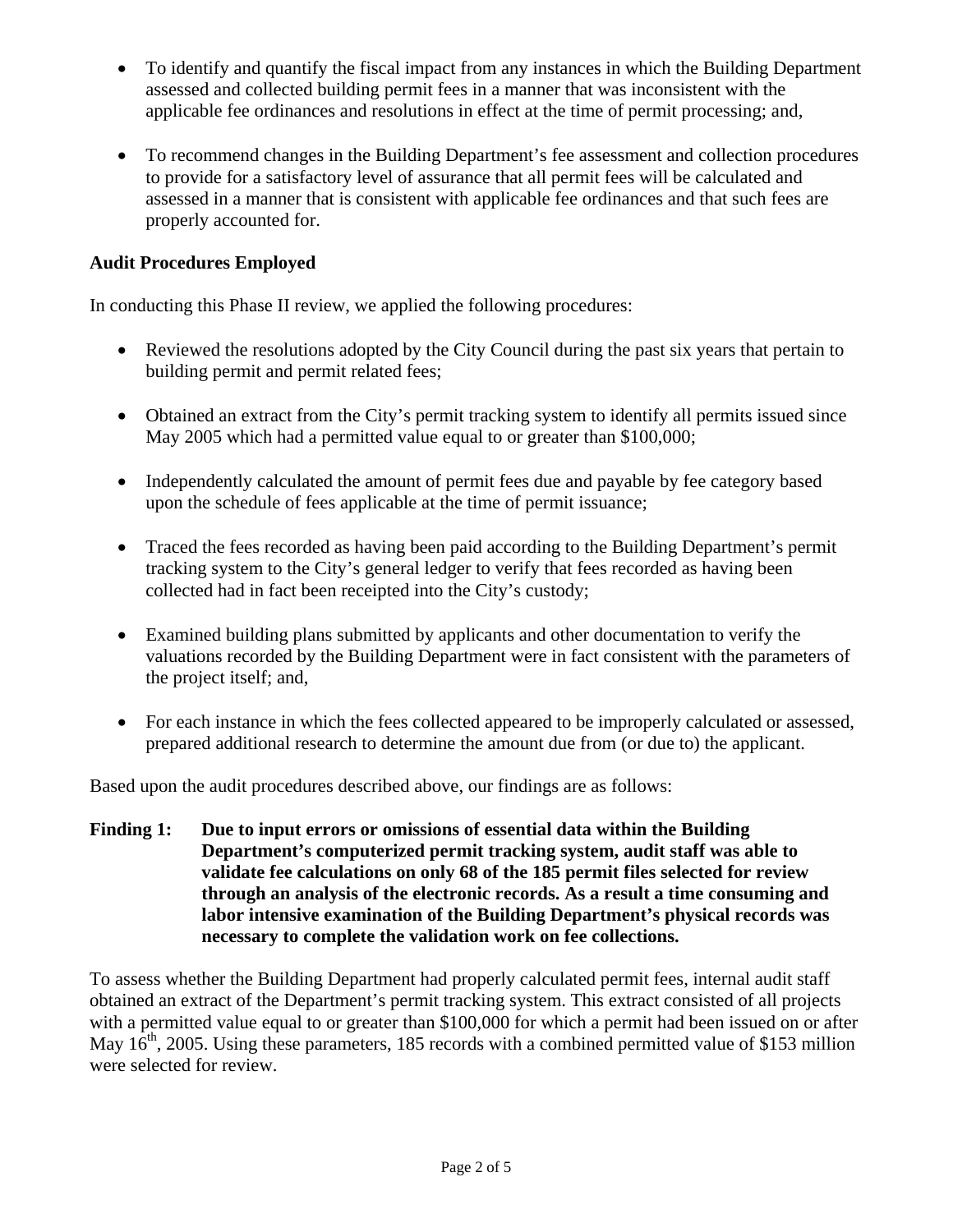- To identify and quantify the fiscal impact from any instances in which the Building Department assessed and collected building permit fees in a manner that was inconsistent with the applicable fee ordinances and resolutions in effect at the time of permit processing; and,

- To recommend changes in the Building Department's fee assessment and collection procedures to provide for a satisfactory level of assurance that all permit fees will be calculated and assessed in a manner that is consistent with applicable fee ordinances and that such fees are properly accounted for.

**Audit Procedures Employed**

In conducting this Phase II review, we applied the following procedures:

- Reviewed the resolutions adopted by the City Council during the past six years that pertain to building permit and permit related fees;

- Obtained an extract from the City's permit tracking system to identify all permits issued since May 2005 which had a permitted value equal to or greater than $100,000;

- Independently calculated the amount of permit fees due and payable by fee category based upon the schedule of fees applicable at the time of permit issuance;

- Traced the fees recorded as having been paid according to the Building Department's permit tracking system to the City's general ledger to verify that fees recorded as having been collected had in fact been receipted into the City's custody;

- Examined building plans submitted by applicants and other documentation to verify the valuations recorded by the Building Department were in fact consistent with the parameters of the project itself; and,

- For each instance in which the fees collected appeared to be improperly calculated or assessed, prepared additional research to determine the amount due from (or due to) the applicant.

Based upon the audit procedures described above, our findings are as follows:

**Finding 1: Due to input errors or omissions of essential data within the Building Department's computerized permit tracking system, audit staff was able to validate fee calculations on only 68 of the 185 permit files selected for review through an analysis of the electronic records. As a result a time consuming and labor intensive examination of the Building Department's physical records was necessary to complete the validation work on fee collections.**

To assess whether the Building Department had properly calculated permit fees, internal audit staff obtained an extract of the Department's permit tracking system. This extract consisted of all projects with a permitted value equal to or greater than $100,000 for which a permit had been issued on or after May 16th, 2005. Using these parameters, 185 records with a combined permitted value of $153 million were selected for review.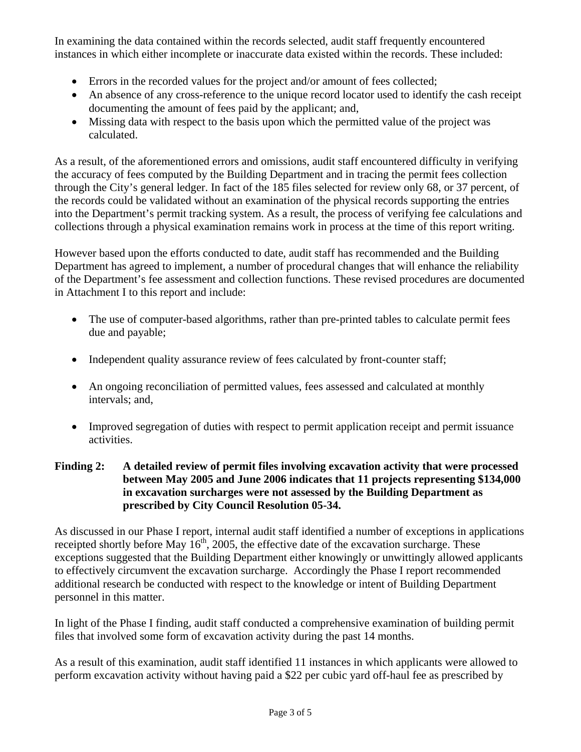In examining the data contained within the records selected, audit staff frequently encountered instances in which either incomplete or inaccurate data existed within the records. These included:

- Errors in the recorded values for the project and/or amount of fees collected;
- An absence of any cross-reference to the unique record locator used to identify the cash receipt documenting the amount of fees paid by the applicant; and,
- Missing data with respect to the basis upon which the permitted value of the project was calculated.

As a result, of the aforementioned errors and omissions, audit staff encountered difficulty in verifying the accuracy of fees computed by the Building Department and in tracing the permit fees collection through the City's general ledger. In fact of the 185 files selected for review only 68, or 37 percent, of the records could be validated without an examination of the physical records supporting the entries into the Department's permit tracking system. As a result, the process of verifying fee calculations and collections through a physical examination remains work in process at the time of this report writing.

However based upon the efforts conducted to date, audit staff has recommended and the Building Department has agreed to implement, a number of procedural changes that will enhance the reliability of the Department's fee assessment and collection functions. These revised procedures are documented in Attachment I to this report and include:

- The use of computer-based algorithms, rather than pre-printed tables to calculate permit fees due and payable;
- Independent quality assurance review of fees calculated by front-counter staff;
- An ongoing reconciliation of permitted values, fees assessed and calculated at monthly intervals; and,
- Improved segregation of duties with respect to permit application receipt and permit issuance activities.

**Finding 2: A detailed review of permit files involving excavation activity that were processed between May 2005 and June 2006 indicates that 11 projects representing $134,000 in excavation surcharges were not assessed by the Building Department as prescribed by City Council Resolution 05-34.**

As discussed in our Phase I report, internal audit staff identified a number of exceptions in applications receipted shortly before May 16th, 2005, the effective date of the excavation surcharge. These exceptions suggested that the Building Department either knowingly or unwittingly allowed applicants to effectively circumvent the excavation surcharge. Accordingly the Phase I report recommended additional research be conducted with respect to the knowledge or intent of Building Department personnel in this matter.

In light of the Phase I finding, audit staff conducted a comprehensive examination of building permit files that involved some form of excavation activity during the past 14 months.

As a result of this examination, audit staff identified 11 instances in which applicants were allowed to perform excavation activity without having paid a $22 per cubic yard off-haul fee as prescribed by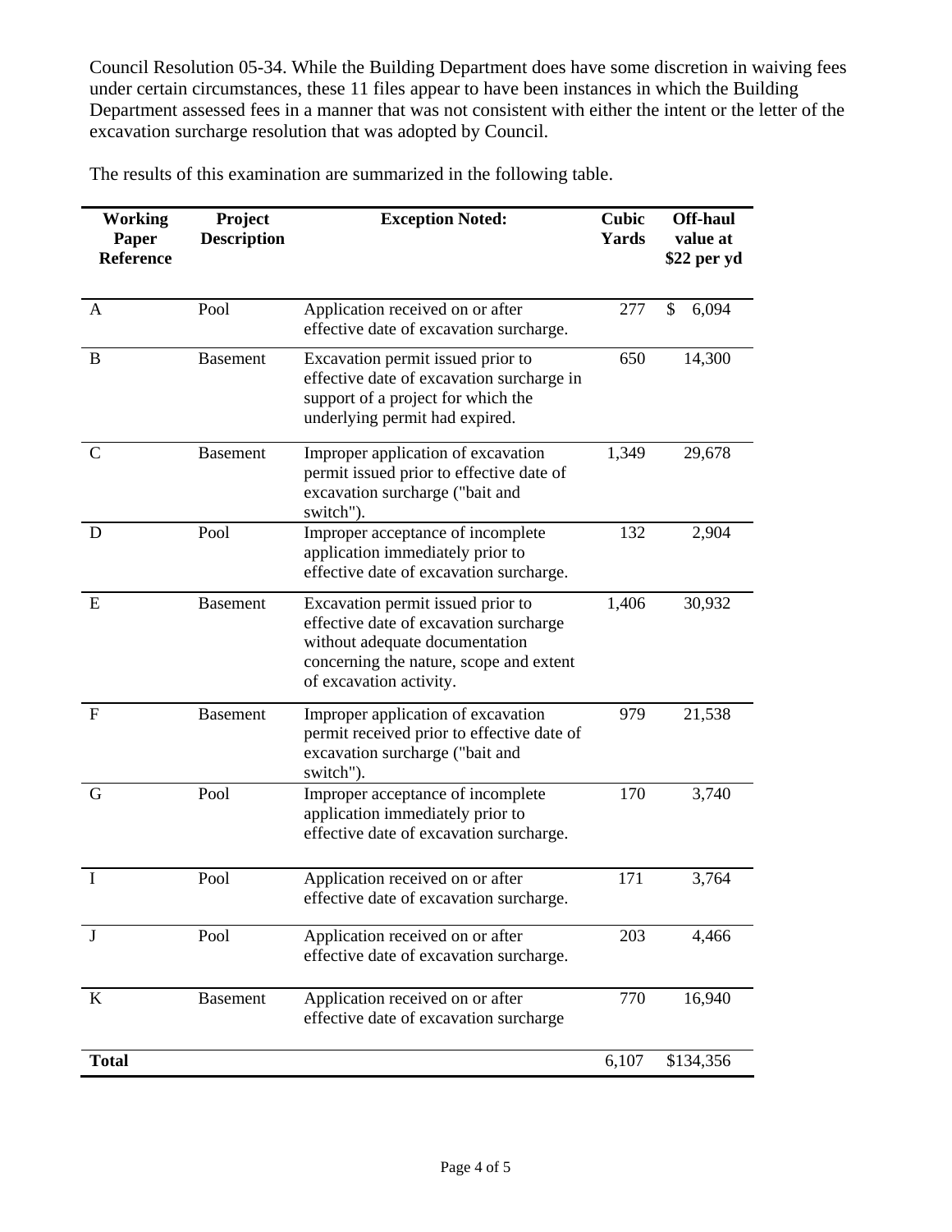Council Resolution 05-34. While the Building Department does have some discretion in waiving fees under certain circumstances, these 11 files appear to have been instances in which the Building Department assessed fees in a manner that was not consistent with either the intent or the letter of the excavation surcharge resolution that was adopted by Council.

The results of this examination are summarized in the following table.

| Working Paper Reference | Project Description | Exception Noted: | Cubic Yards | Off-haul value at $22 per yd |
|---|---|---|---|---|
| A | Pool | Application received on or after effective date of excavation surcharge. | 277 | $ 6,094 |
| B | Basement | Excavation permit issued prior to effective date of excavation surcharge in support of a project for which the underlying permit had expired. | 650 | 14,300 |
| C | Basement | Improper application of excavation permit issued prior to effective date of excavation surcharge ("bait and switch"). | 1,349 | 29,678 |
| D | Pool | Improper acceptance of incomplete application immediately prior to effective date of excavation surcharge. | 132 | 2,904 |
| E | Basement | Excavation permit issued prior to effective date of excavation surcharge without adequate documentation concerning the nature, scope and extent of excavation activity. | 1,406 | 30,932 |
| F | Basement | Improper application of excavation permit received prior to effective date of excavation surcharge ("bait and switch"). | 979 | 21,538 |
| G | Pool | Improper acceptance of incomplete application immediately prior to effective date of excavation surcharge. | 170 | 3,740 |
| I | Pool | Application received on or after effective date of excavation surcharge. | 171 | 3,764 |
| J | Pool | Application received on or after effective date of excavation surcharge. | 203 | 4,466 |
| K | Basement | Application received on or after effective date of excavation surcharge | 770 | 16,940 |
| **Total** | | | 6,107 | $134,356 |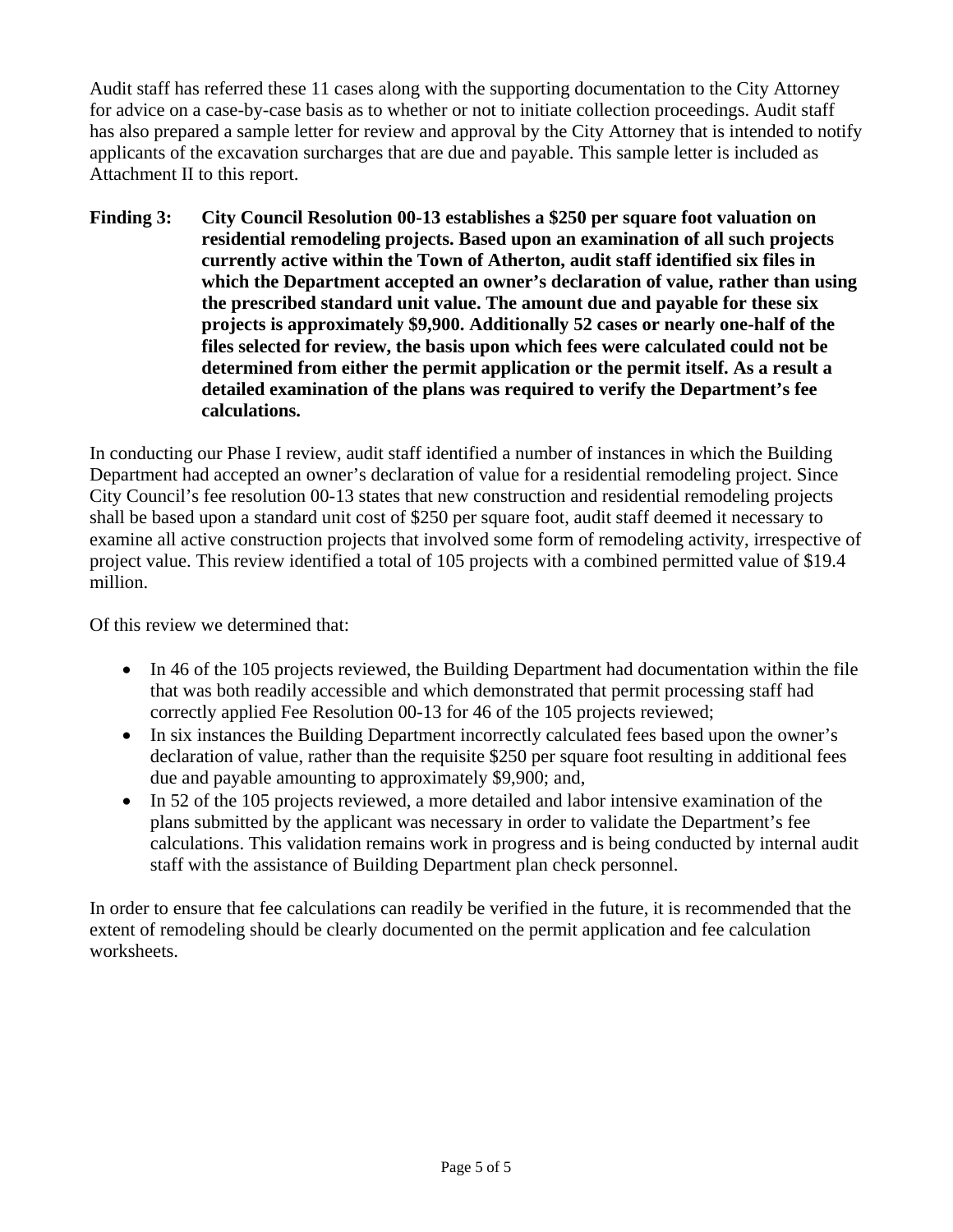Audit staff has referred these 11 cases along with the supporting documentation to the City Attorney for advice on a case-by-case basis as to whether or not to initiate collection proceedings. Audit staff has also prepared a sample letter for review and approval by the City Attorney that is intended to notify applicants of the excavation surcharges that are due and payable. This sample letter is included as Attachment II to this report.

**Finding 3: City Council Resolution 00-13 establishes a $250 per square foot valuation on residential remodeling projects. Based upon an examination of all such projects currently active within the Town of Atherton, audit staff identified six files in which the Department accepted an owner's declaration of value, rather than using the prescribed standard unit value. The amount due and payable for these six projects is approximately $9,900. Additionally 52 cases or nearly one-half of the files selected for review, the basis upon which fees were calculated could not be determined from either the permit application or the permit itself. As a result a detailed examination of the plans was required to verify the Department's fee calculations.**

In conducting our Phase I review, audit staff identified a number of instances in which the Building Department had accepted an owner's declaration of value for a residential remodeling project. Since City Council's fee resolution 00-13 states that new construction and residential remodeling projects shall be based upon a standard unit cost of $250 per square foot, audit staff deemed it necessary to examine all active construction projects that involved some form of remodeling activity, irrespective of project value. This review identified a total of 105 projects with a combined permitted value of $19.4 million.

Of this review we determined that:

- In 46 of the 105 projects reviewed, the Building Department had documentation within the file that was both readily accessible and which demonstrated that permit processing staff had correctly applied Fee Resolution 00-13 for 46 of the 105 projects reviewed;
- In six instances the Building Department incorrectly calculated fees based upon the owner's declaration of value, rather than the requisite $250 per square foot resulting in additional fees due and payable amounting to approximately $9,900; and,
- In 52 of the 105 projects reviewed, a more detailed and labor intensive examination of the plans submitted by the applicant was necessary in order to validate the Department's fee calculations. This validation remains work in progress and is being conducted by internal audit staff with the assistance of Building Department plan check personnel.

In order to ensure that fee calculations can readily be verified in the future, it is recommended that the extent of remodeling should be clearly documented on the permit application and fee calculation worksheets.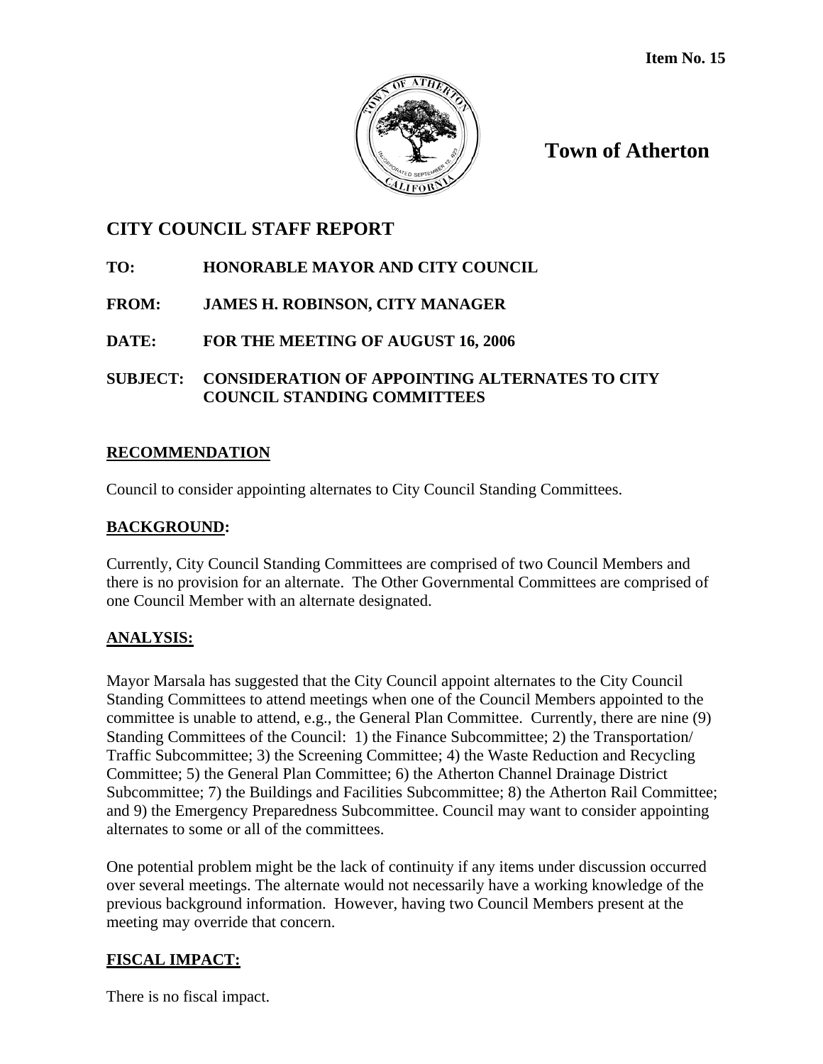**Item No. 15**

**Town of Atherton**

# CITY COUNCIL STAFF REPORT

**TO:** HONORABLE MAYOR AND CITY COUNCIL

**FROM:** JAMES H. ROBINSON, CITY MANAGER

**DATE:** FOR THE MEETING OF AUGUST 16, 2006

**SUBJECT:** CONSIDERATION OF APPOINTING ALTERNATES TO CITY COUNCIL STANDING COMMITTEES

## RECOMMENDATION

Council to consider appointing alternates to City Council Standing Committees.

## BACKGROUND:

Currently, City Council Standing Committees are comprised of two Council Members and there is no provision for an alternate. The Other Governmental Committees are comprised of one Council Member with an alternate designated.

## ANALYSIS:

Mayor Marsala has suggested that the City Council appoint alternates to the City Council Standing Committees to attend meetings when one of the Council Members appointed to the committee is unable to attend, e.g., the General Plan Committee. Currently, there are nine (9) Standing Committees of the Council: 1) the Finance Subcommittee; 2) the Transportation/ Traffic Subcommittee; 3) the Screening Committee; 4) the Waste Reduction and Recycling Committee; 5) the General Plan Committee; 6) the Atherton Channel Drainage District Subcommittee; 7) the Buildings and Facilities Subcommittee; 8) the Atherton Rail Committee; and 9) the Emergency Preparedness Subcommittee. Council may want to consider appointing alternates to some or all of the committees.

One potential problem might be the lack of continuity if any items under discussion occurred over several meetings. The alternate would not necessarily have a working knowledge of the previous background information. However, having two Council Members present at the meeting may override that concern.

## FISCAL IMPACT:

There is no fiscal impact.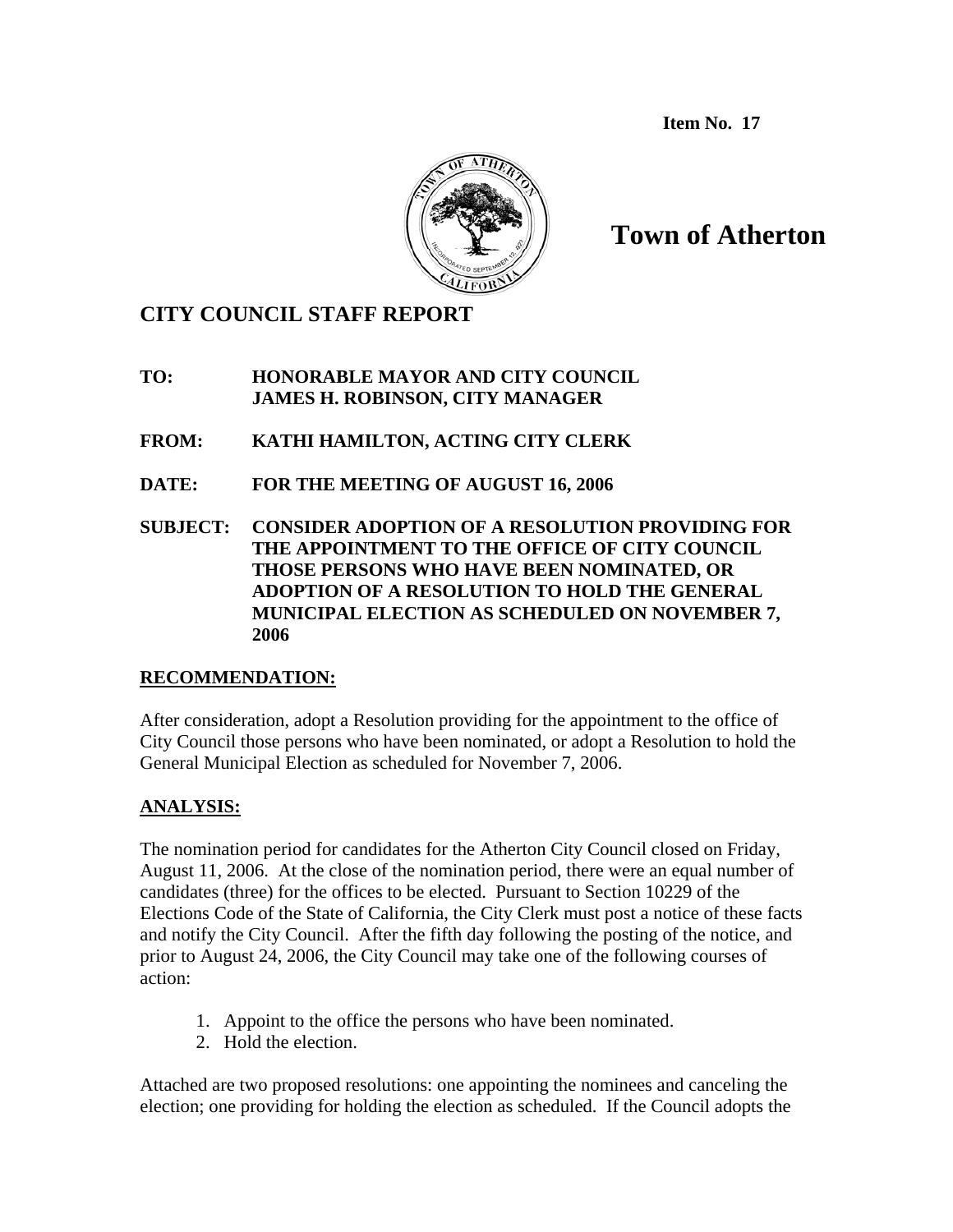**Item No. 17**

# Town of Atherton

## CITY COUNCIL STAFF REPORT

**TO:** **HONORABLE MAYOR AND CITY COUNCIL**
**JAMES H. ROBINSON, CITY MANAGER**

**FROM:** **KATHI HAMILTON, ACTING CITY CLERK**

**DATE:** **FOR THE MEETING OF AUGUST 16, 2006**

**SUBJECT:** **CONSIDER ADOPTION OF A RESOLUTION PROVIDING FOR THE APPOINTMENT TO THE OFFICE OF CITY COUNCIL THOSE PERSONS WHO HAVE BEEN NOMINATED, OR ADOPTION OF A RESOLUTION TO HOLD THE GENERAL MUNICIPAL ELECTION AS SCHEDULED ON NOVEMBER 7, 2006**

### RECOMMENDATION:

After consideration, adopt a Resolution providing for the appointment to the office of City Council those persons who have been nominated, or adopt a Resolution to hold the General Municipal Election as scheduled for November 7, 2006.

### ANALYSIS:

The nomination period for candidates for the Atherton City Council closed on Friday, August 11, 2006. At the close of the nomination period, there were an equal number of candidates (three) for the offices to be elected. Pursuant to Section 10229 of the Elections Code of the State of California, the City Clerk must post a notice of these facts and notify the City Council. After the fifth day following the posting of the notice, and prior to August 24, 2006, the City Council may take one of the following courses of action:

1. Appoint to the office the persons who have been nominated.
2. Hold the election.

Attached are two proposed resolutions: one appointing the nominees and canceling the election; one providing for holding the election as scheduled. If the Council adopts the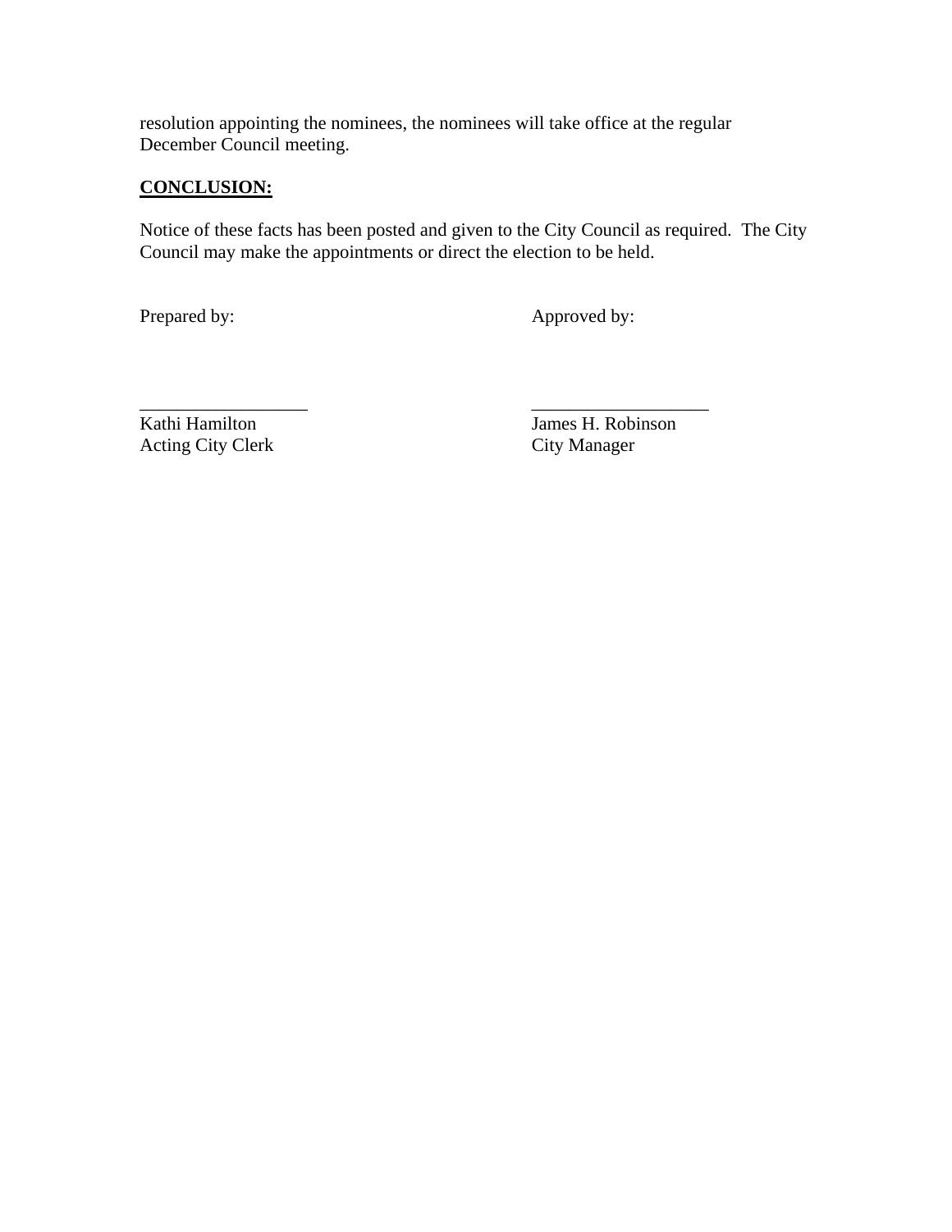resolution appointing the nominees, the nominees will take office at the regular December Council meeting.

**CONCLUSION:**

Notice of these facts has been posted and given to the City Council as required. The City Council may make the appointments or direct the election to be held.

| Prepared by: | Approved by: |
|---|---|
| ___________________ | ___________________ |
| Kathi Hamilton | James H. Robinson |
| Acting City Clerk | City Manager |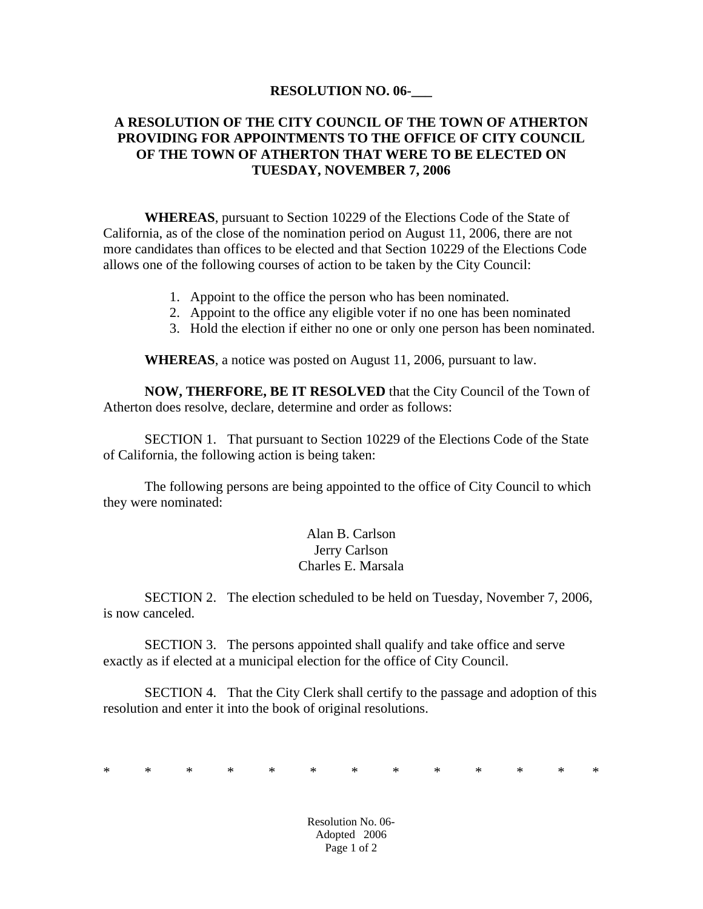**RESOLUTION NO. 06-___**

**A RESOLUTION OF THE CITY COUNCIL OF THE TOWN OF ATHERTON PROVIDING FOR APPOINTMENTS TO THE OFFICE OF CITY COUNCIL OF THE TOWN OF ATHERTON THAT WERE TO BE ELECTED ON TUESDAY, NOVEMBER 7, 2006**

**WHEREAS**, pursuant to Section 10229 of the Elections Code of the State of California, as of the close of the nomination period on August 11, 2006, there are not more candidates than offices to be elected and that Section 10229 of the Elections Code allows one of the following courses of action to be taken by the City Council:

1. Appoint to the office the person who has been nominated.
2. Appoint to the office any eligible voter if no one has been nominated
3. Hold the election if either no one or only one person has been nominated.

**WHEREAS**, a notice was posted on August 11, 2006, pursuant to law.

**NOW, THERFORE, BE IT RESOLVED** that the City Council of the Town of Atherton does resolve, declare, determine and order as follows:

SECTION 1. That pursuant to Section 10229 of the Elections Code of the State of California, the following action is being taken:

The following persons are being appointed to the office of City Council to which they were nominated:

Alan B. Carlson
Jerry Carlson
Charles E. Marsala

SECTION 2. The election scheduled to be held on Tuesday, November 7, 2006, is now canceled.

SECTION 3. The persons appointed shall qualify and take office and serve exactly as if elected at a municipal election for the office of City Council.

SECTION 4. That the City Clerk shall certify to the passage and adoption of this resolution and enter it into the book of original resolutions.

\* \* \* \* \* \* \* \* \* \* \* \* \*

Resolution No. 06-
Adopted 2006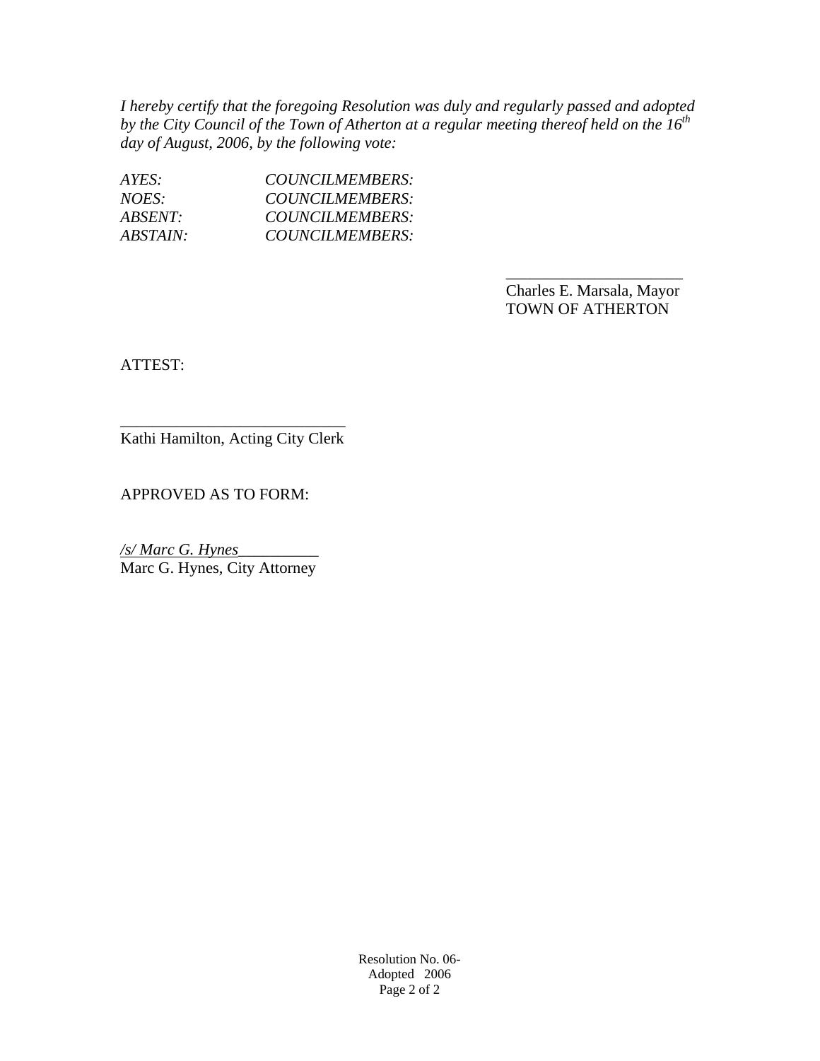*I hereby certify that the foregoing Resolution was duly and regularly passed and adopted by the City Council of the Town of Atherton at a regular meeting thereof held on the 16th day of August, 2006, by the following vote:*

| | |
|---|---|
| *AYES:* | *COUNCILMEMBERS:* |
| *NOES:* | *COUNCILMEMBERS:* |
| *ABSENT:* | *COUNCILMEMBERS:* |
| *ABSTAIN:* | *COUNCILMEMBERS:* |

______________________
Charles E. Marsala, Mayor
TOWN OF ATHERTON

ATTEST:

____________________________
Kathi Hamilton, Acting City Clerk

APPROVED AS TO FORM:

*/s/ Marc G. Hynes*__________
Marc G. Hynes, City Attorney

Resolution No. 06-
Adopted 2006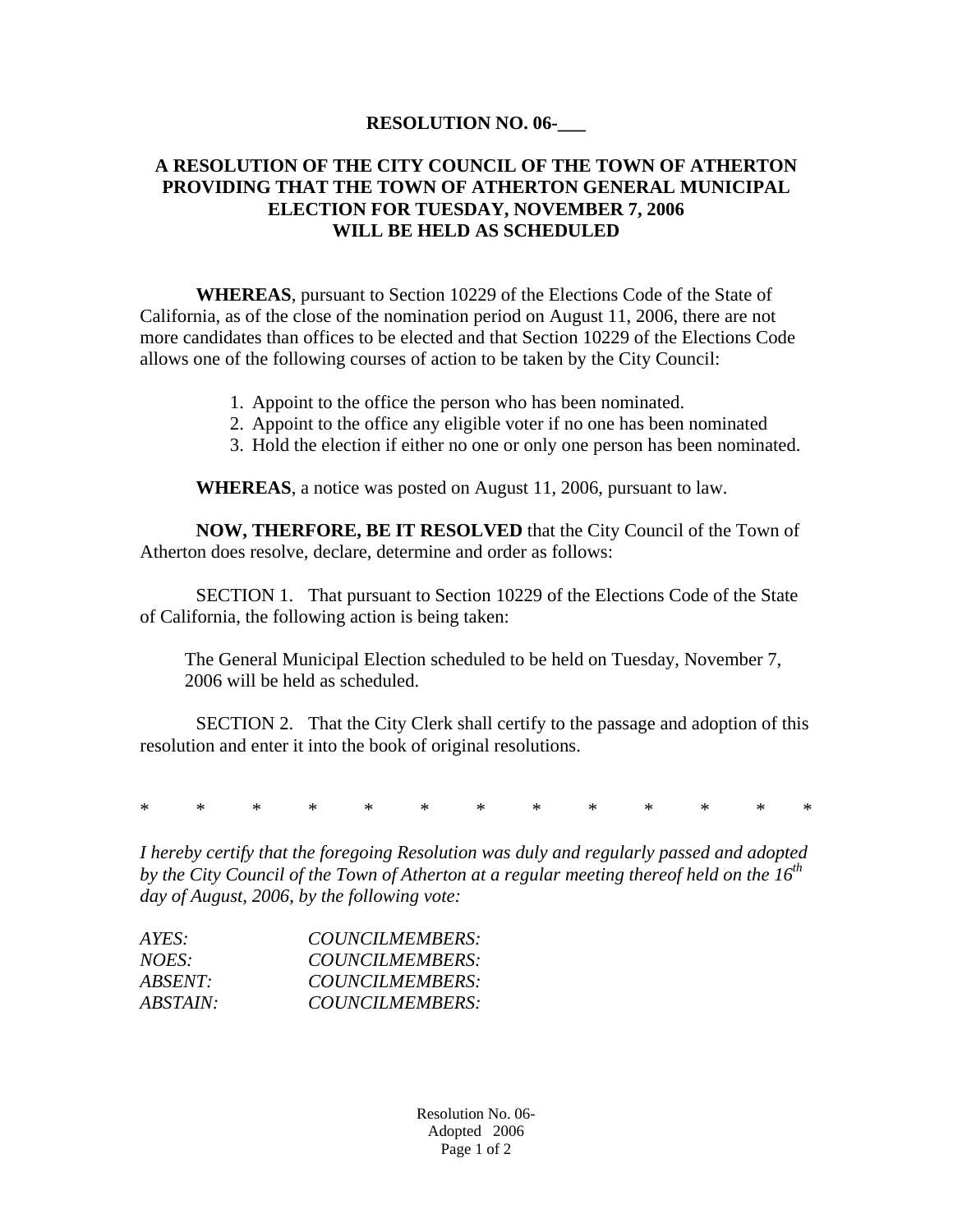**RESOLUTION NO. 06-___**

**A RESOLUTION OF THE CITY COUNCIL OF THE TOWN OF ATHERTON PROVIDING THAT THE TOWN OF ATHERTON GENERAL MUNICIPAL ELECTION FOR TUESDAY, NOVEMBER 7, 2006 WILL BE HELD AS SCHEDULED**

**WHEREAS**, pursuant to Section 10229 of the Elections Code of the State of California, as of the close of the nomination period on August 11, 2006, there are not more candidates than offices to be elected and that Section 10229 of the Elections Code allows one of the following courses of action to be taken by the City Council:

1. Appoint to the office the person who has been nominated.
2. Appoint to the office any eligible voter if no one has been nominated
3. Hold the election if either no one or only one person has been nominated.

**WHEREAS**, a notice was posted on August 11, 2006, pursuant to law.

**NOW, THERFORE, BE IT RESOLVED** that the City Council of the Town of Atherton does resolve, declare, determine and order as follows:

SECTION 1. That pursuant to Section 10229 of the Elections Code of the State of California, the following action is being taken:

The General Municipal Election scheduled to be held on Tuesday, November 7, 2006 will be held as scheduled.

SECTION 2. That the City Clerk shall certify to the passage and adoption of this resolution and enter it into the book of original resolutions.

\* \* \* \* \* \* \* \* \* \* \* \* \*

*I hereby certify that the foregoing Resolution was duly and regularly passed and adopted by the City Council of the Town of Atherton at a regular meeting thereof held on the 16th day of August, 2006, by the following vote:*

| | |
|---|---|
| *AYES:* | *COUNCILMEMBERS:* |
| *NOES:* | *COUNCILMEMBERS:* |
| *ABSENT:* | *COUNCILMEMBERS:* |
| *ABSTAIN:* | *COUNCILMEMBERS:* |

Resolution No. 06-
Adopted 2006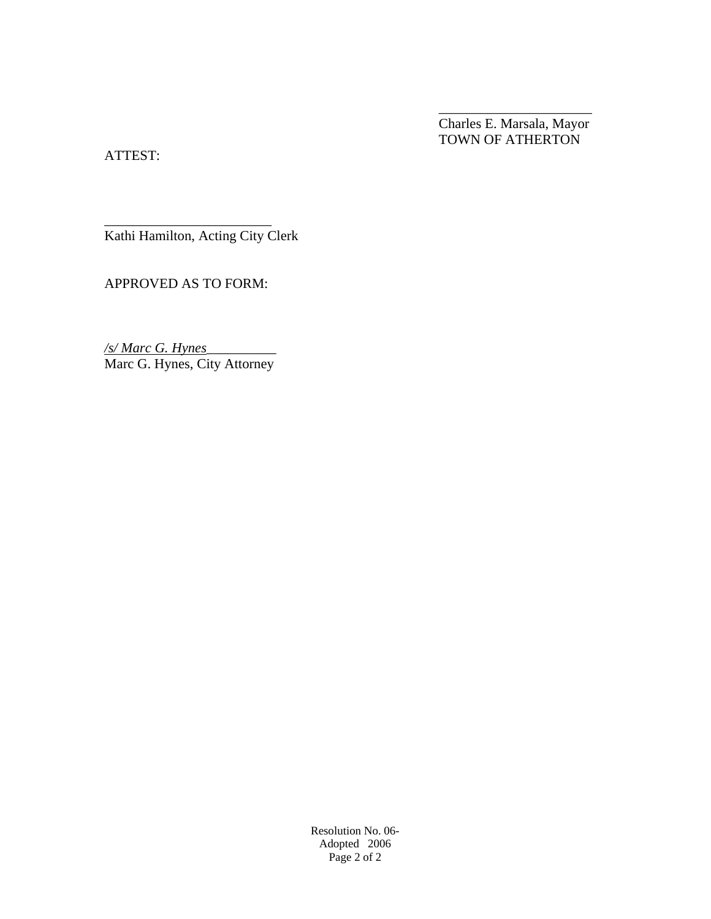______________________
Charles E. Marsala, Mayor
TOWN OF ATHERTON

ATTEST:

________________________
Kathi Hamilton, Acting City Clerk

APPROVED AS TO FORM:

*/s/ Marc G. Hynes*__________
Marc G. Hynes, City Attorney

Resolution No. 06-
Adopted 2006